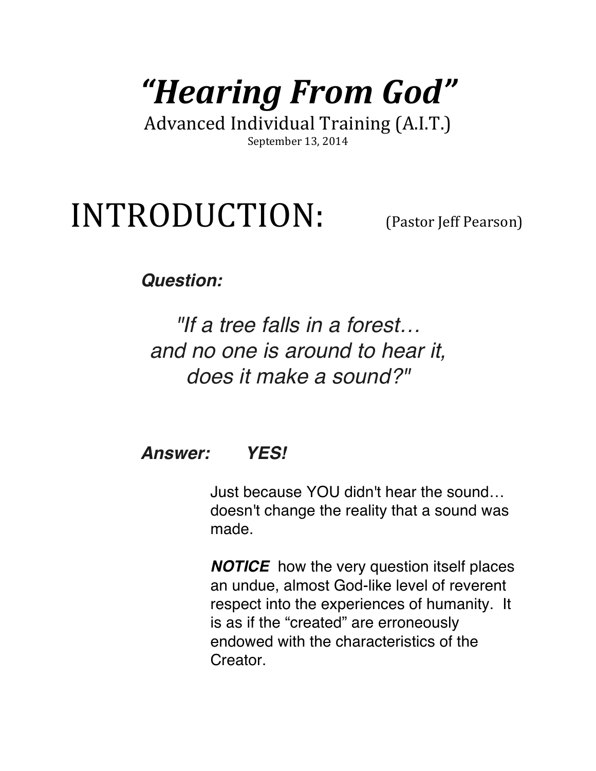# *"Hearing From God"*

Advanced Individual Training (A.I.T.)

September 13, 2014

## INTRODUCTION: (Pastor Jeff Pearson)

***Question:***

*"If a tree falls in a forest…
and no one is around to hear it,
does it make a sound?"*

***Answer:*** ***YES!***

Just because YOU didn't hear the sound… doesn't change the reality that a sound was made.

***NOTICE*** how the very question itself places an undue, almost God-like level of reverent respect into the experiences of humanity. It is as if the "created" are erroneously endowed with the characteristics of the Creator.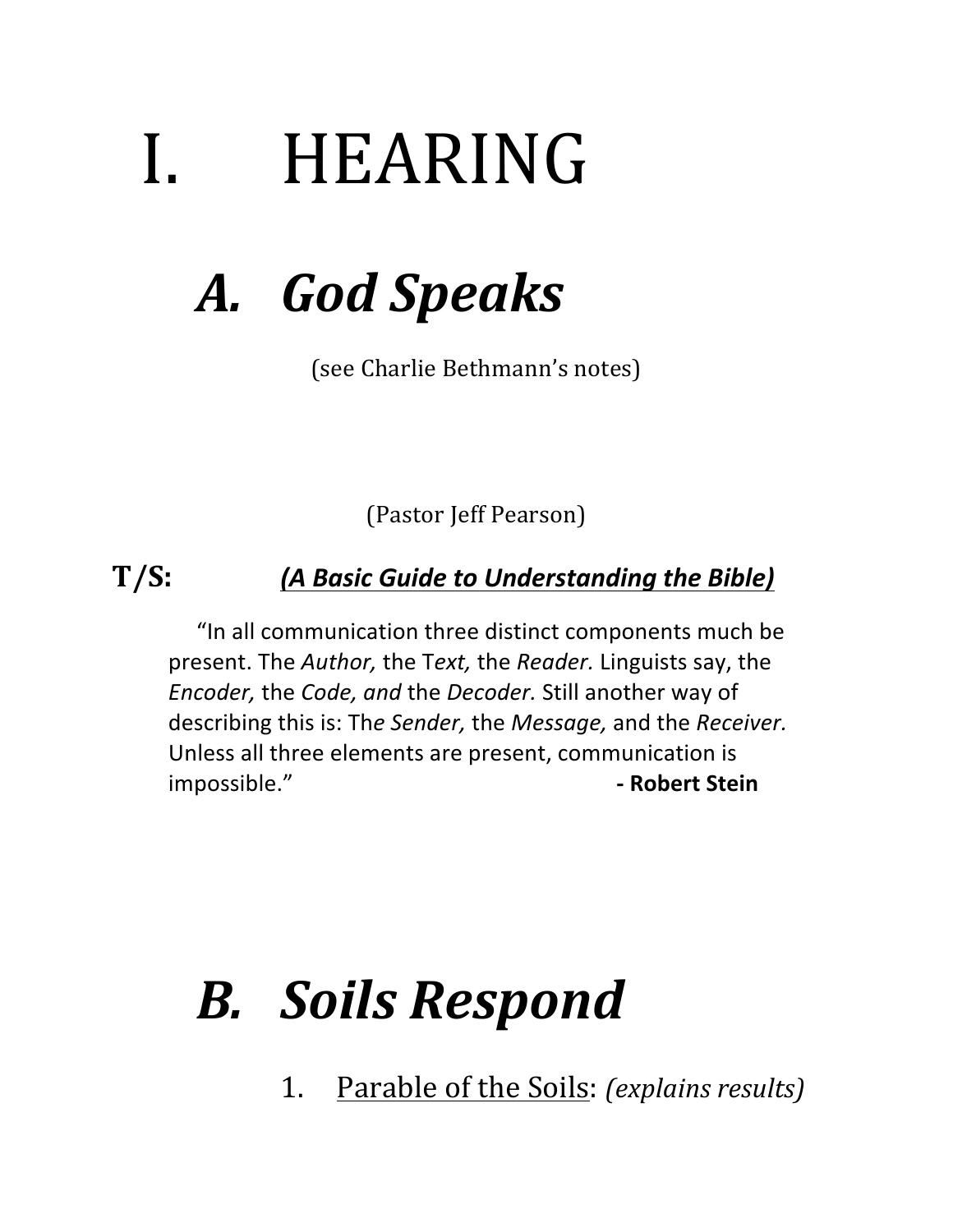# I. HEARING

## *A. God Speaks*

(see Charlie Bethmann's notes)

(Pastor Jeff Pearson)

**T/S:** ***(A Basic Guide to Understanding the Bible)***

> "In all communication three distinct components much be present. The *Author,* the T*ext,* the *Reader.* Linguists say, the *Encoder,* the *Code, and* the *Decoder.* Still another way of describing this is: Th*e Sender,* the *Message,* and the *Receiver.* Unless all three elements are present, communication is impossible." **- Robert Stein**

## *B. Soils Respond*

1. Parable of the Soils: *(explains results)*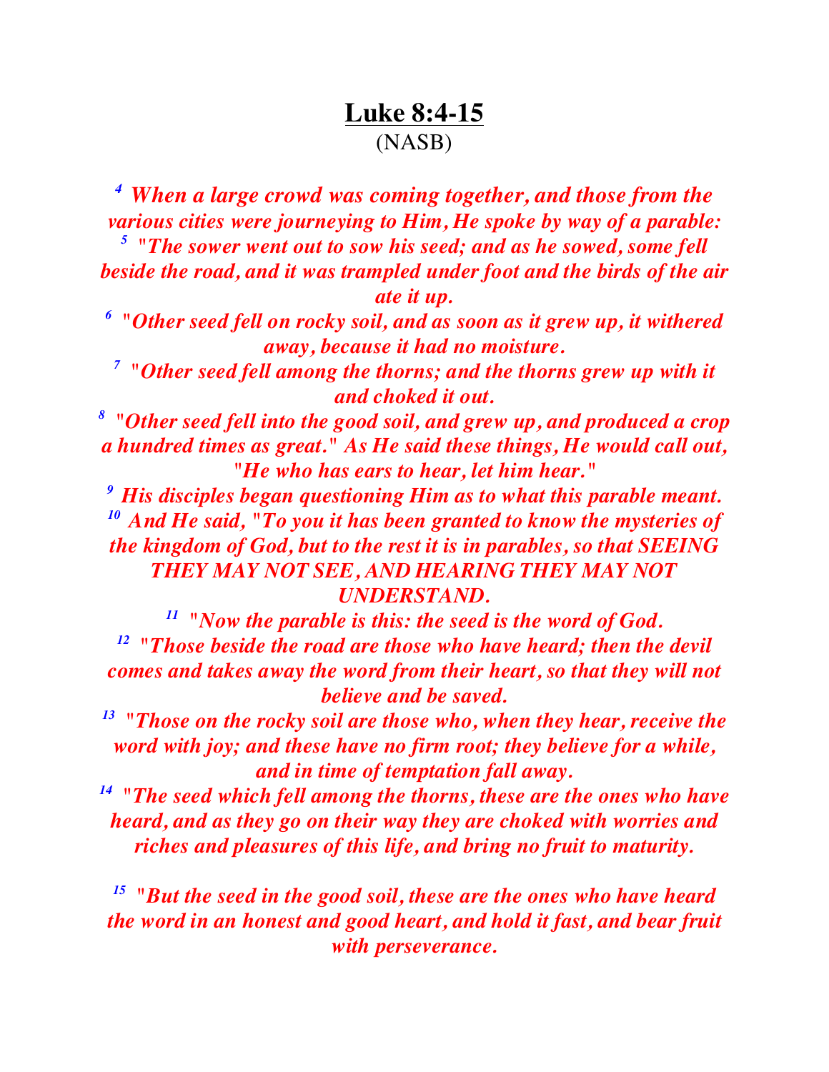# Luke 8:4-15

(NASB)

***4*** ***When a large crowd was coming together, and those from the various cities were journeying to Him, He spoke by way of a parable:***

***5*** ***"The sower went out to sow his seed; and as he sowed, some fell beside the road, and it was trampled under foot and the birds of the air ate it up.***

***6*** ***"Other seed fell on rocky soil, and as soon as it grew up, it withered away, because it had no moisture.***

***7*** ***"Other seed fell among the thorns; and the thorns grew up with it and choked it out.***

***8*** ***"Other seed fell into the good soil, and grew up, and produced a crop a hundred times as great." As He said these things, He would call out, "He who has ears to hear, let him hear."***

***9*** ***His disciples began questioning Him as to what this parable meant.***

***10*** ***And He said, "To you it has been granted to know the mysteries of the kingdom of God, but to the rest it is in parables, so that SEEING THEY MAY NOT SEE, AND HEARING THEY MAY NOT UNDERSTAND.***

***11*** ***"Now the parable is this: the seed is the word of God.***

***12*** ***"Those beside the road are those who have heard; then the devil comes and takes away the word from their heart, so that they will not believe and be saved.***

***13*** ***"Those on the rocky soil are those who, when they hear, receive the word with joy; and these have no firm root; they believe for a while, and in time of temptation fall away.***

***14*** ***"The seed which fell among the thorns, these are the ones who have heard, and as they go on their way they are choked with worries and riches and pleasures of this life, and bring no fruit to maturity.***

***15*** ***"But the seed in the good soil, these are the ones who have heard the word in an honest and good heart, and hold it fast, and bear fruit with perseverance.***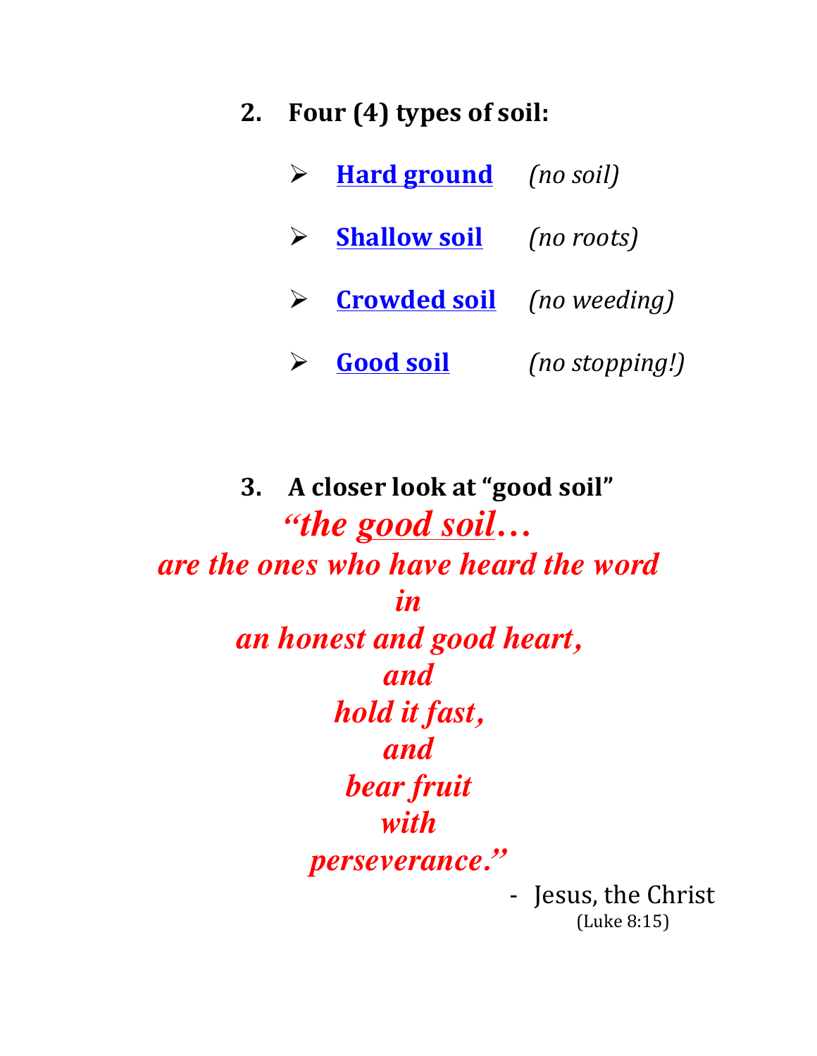2. **Four (4) types of soil:**

   - **Hard ground** *(no soil)*
   - **Shallow soil** *(no roots)*
   - **Crowded soil** *(no weeding)*
   - **Good soil** *(no stopping!)*

3. **A closer look at "good soil"**

***"the good soil…***
***are the ones who have heard the word***
***in***
***an honest and good heart,***
***and***
***hold it fast,***
***and***
***bear fruit***
***with***
***perseverance."***

- Jesus, the Christ
(Luke 8:15)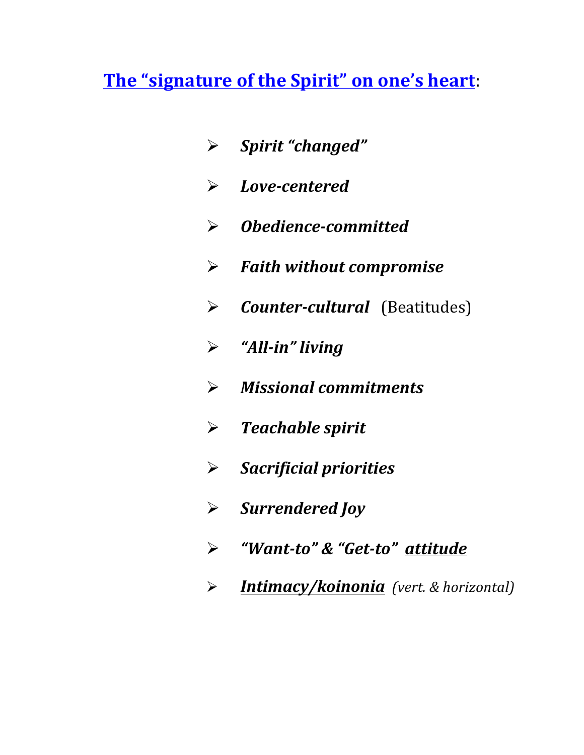## <u>The "signature of the Spirit" on one's heart</u>:

- ***Spirit "changed"***
- ***Love-centered***
- ***Obedience-committed***
- ***Faith without compromise***
- ***Counter-cultural*** (Beatitudes)
- ***"All-in" living***
- ***Missional commitments***
- ***Teachable spirit***
- ***Sacrificial priorities***
- ***Surrendered Joy***
- ***"Want-to" & "Get-to" <u>attitude</u>***
- ***<u>Intimacy/koinonia</u>*** *(vert. & horizontal)*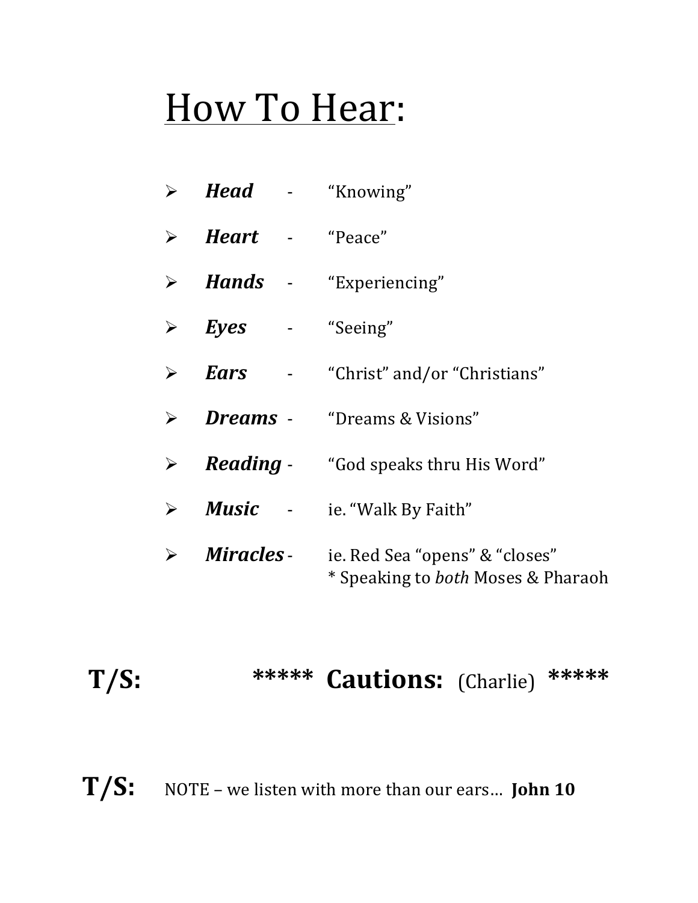# <u>How To Hear</u>:

- ***Head*** - “Knowing”
- ***Heart*** - “Peace”
- ***Hands*** - “Experiencing”
- ***Eyes*** - “Seeing”
- ***Ears*** - “Christ” and/or “Christians”
- ***Dreams*** - “Dreams & Visions”
- ***Reading*** - “God speaks thru His Word”
- ***Music*** - ie. “Walk By Faith”
- ***Miracles*** - ie. Red Sea “opens” & “closes”
  * Speaking to *both* Moses & Pharaoh

**T/S:** ***** **Cautions:** (Charlie) *****

**T/S:** NOTE – we listen with more than our ears… **John 10**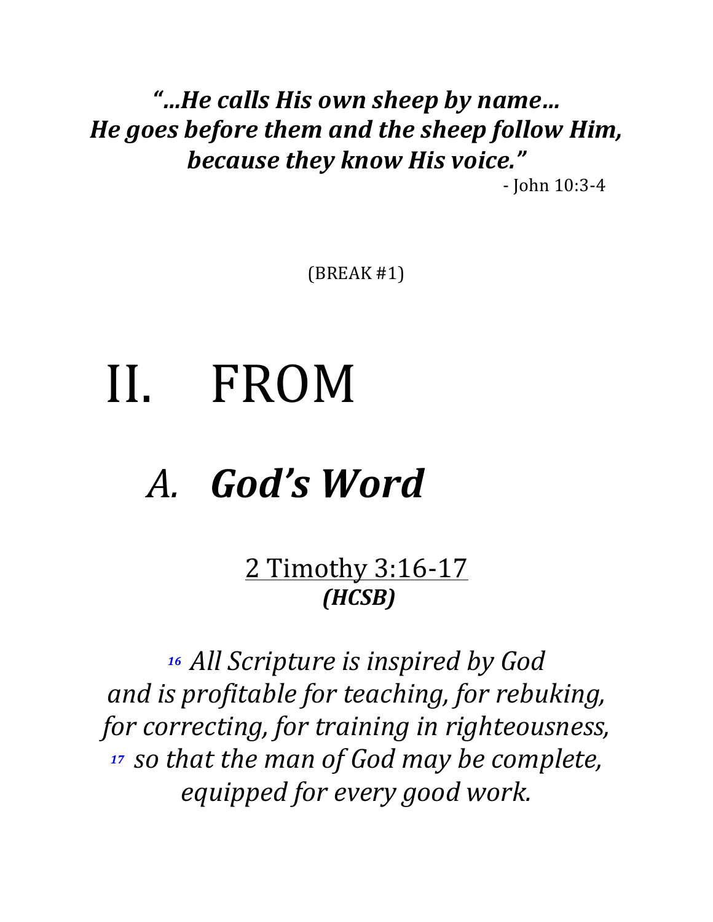***"…He calls His own sheep by name…***
***He goes before them and the sheep follow Him,***
***because they know His voice."***

- John 10:3-4

(BREAK #1)

# II. FROM

## *A. God's Word*

<u>2 Timothy 3:16-17</u>
***(HCSB)***

*16 All Scripture is inspired by God*
*and is profitable for teaching, for rebuking,*
*for correcting, for training in righteousness,*
*17 so that the man of God may be complete,*
*equipped for every good work.*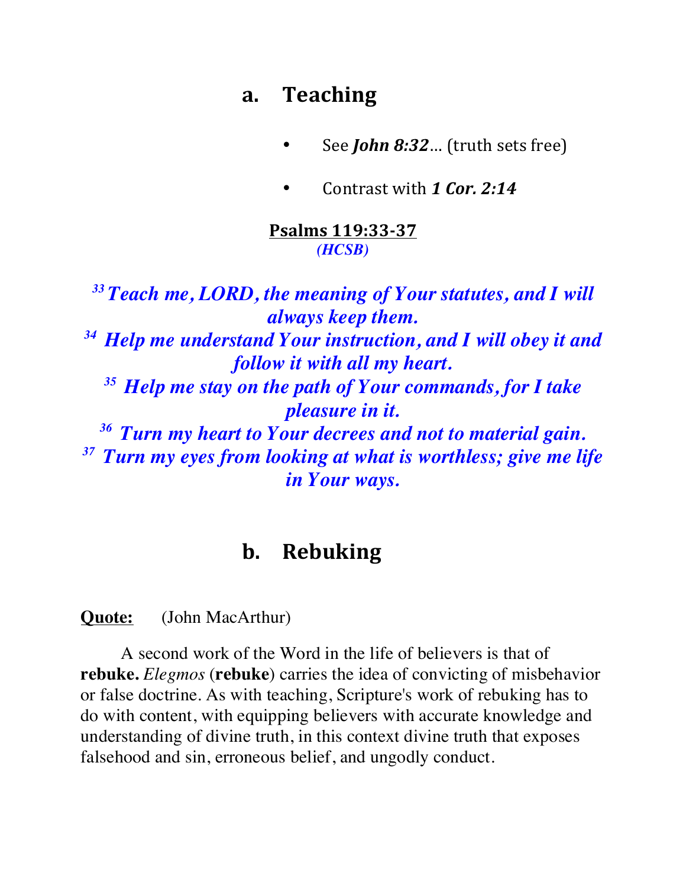## a. Teaching

- See ***John 8:32***… (truth sets free)
- Contrast with ***1 Cor. 2:14***

**Psalms 119:33-37**
***(HCSB)***

***[33] Teach me, LORD, the meaning of Your statutes, and I will always keep them.***
***[34] Help me understand Your instruction, and I will obey it and follow it with all my heart.***
***[35] Help me stay on the path of Your commands, for I take pleasure in it.***
***[36] Turn my heart to Your decrees and not to material gain.***
***[37] Turn my eyes from looking at what is worthless; give me life in Your ways.***

## b. Rebuking

**Quote:** (John MacArthur)

A second work of the Word in the life of believers is that of **rebuke.** *Elegmos* (**rebuke**) carries the idea of convicting of misbehavior or false doctrine. As with teaching, Scripture's work of rebuking has to do with content, with equipping believers with accurate knowledge and understanding of divine truth, in this context divine truth that exposes falsehood and sin, erroneous belief, and ungodly conduct.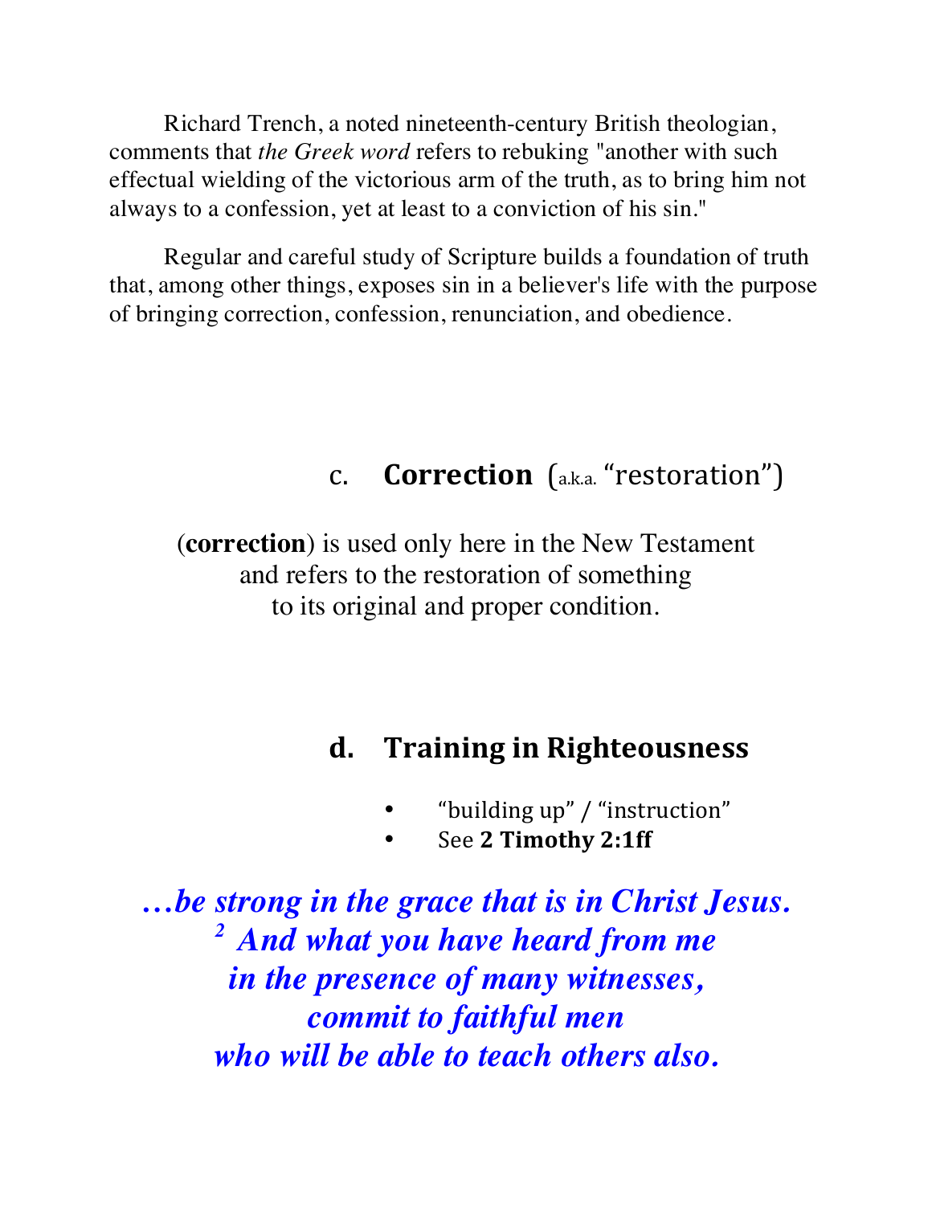Richard Trench, a noted nineteenth-century British theologian, comments that *the Greek word* refers to rebuking "another with such effectual wielding of the victorious arm of the truth, as to bring him not always to a confession, yet at least to a conviction of his sin."

Regular and careful study of Scripture builds a foundation of truth that, among other things, exposes sin in a believer's life with the purpose of bringing correction, confession, renunciation, and obedience.

### c. **Correction** (a.k.a. "restoration")

(**correction**) is used only here in the New Testament and refers to the restoration of something to its original and proper condition.

### d. Training in Righteousness

- "building up" / "instruction"
- See **2 Timothy 2:1ff**

***…be strong in the grace that is in Christ Jesus.***
***[2] And what you have heard from me***
***in the presence of many witnesses,***
***commit to faithful men***
***who will be able to teach others also.***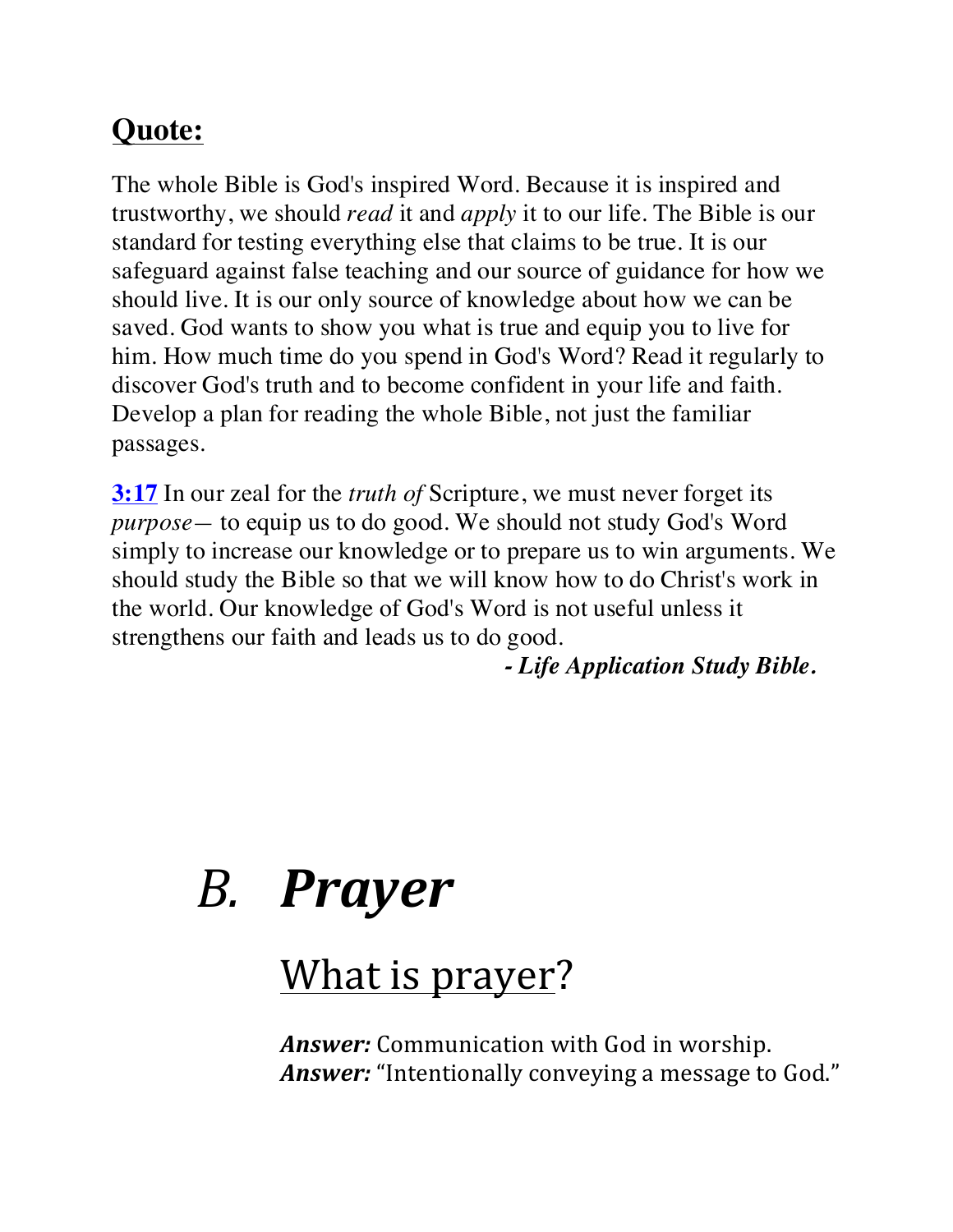## Quote:

The whole Bible is God's inspired Word. Because it is inspired and trustworthy, we should *read* it and *apply* it to our life. The Bible is our standard for testing everything else that claims to be true. It is our safeguard against false teaching and our source of guidance for how we should live. It is our only source of knowledge about how we can be saved. God wants to show you what is true and equip you to live for him. How much time do you spend in God's Word? Read it regularly to discover God's truth and to become confident in your life and faith. Develop a plan for reading the whole Bible, not just the familiar passages.

**3:17** In our zeal for the *truth of* Scripture, we must never forget its *purpose*— to equip us to do good. We should not study God's Word simply to increase our knowledge or to prepare us to win arguments. We should study the Bible so that we will know how to do Christ's work in the world. Our knowledge of God's Word is not useful unless it strengthens our faith and leads us to do good.

***- Life Application Study Bible.***

# *B.* ***Prayer***

## What is prayer?

***Answer:*** Communication with God in worship.
***Answer:*** "Intentionally conveying a message to God."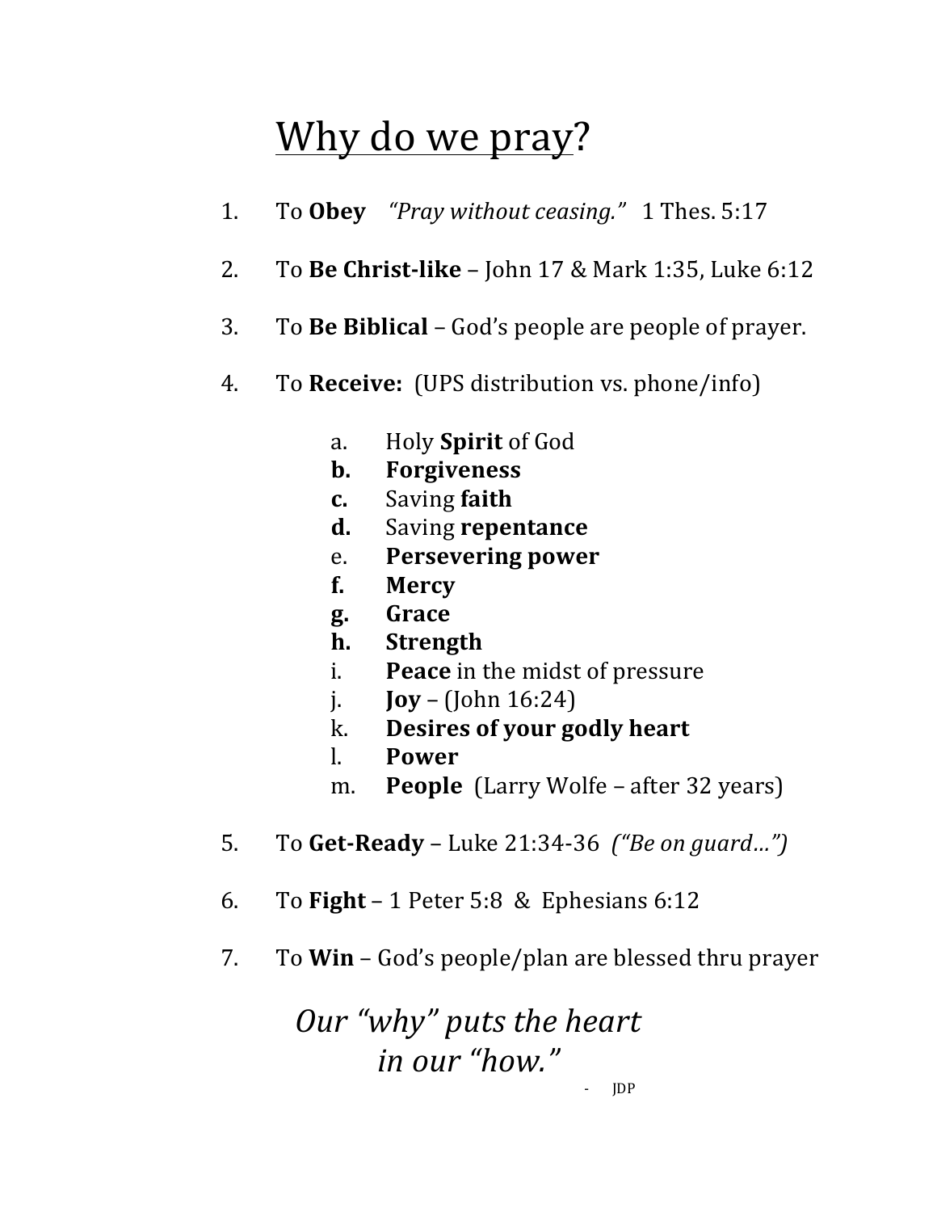# Why do we pray?

1. To **Obey** *"Pray without ceasing."* 1 Thes. 5:17

2. To **Be Christ-like** – John 17 & Mark 1:35, Luke 6:12

3. To **Be Biblical** – God's people are people of prayer.

4. To **Receive:** (UPS distribution vs. phone/info)

   a. Holy **Spirit** of God
   **b.** **Forgiveness**
   **c.** Saving **faith**
   **d.** Saving **repentance**
   e. **Persevering power**
   **f.** **Mercy**
   **g.** **Grace**
   **h.** **Strength**
   i. **Peace** in the midst of pressure
   j. **Joy** – (John 16:24)
   k. **Desires of your godly heart**
   l. **Power**
   m. **People** (Larry Wolfe – after 32 years)

5. To **Get-Ready** – Luke 21:34-36 *("Be on guard…")*

6. To **Fight** – 1 Peter 5:8 & Ephesians 6:12

7. To **Win** – God's people/plan are blessed thru prayer

*Our "why" puts the heart in our "how."*

\- JDP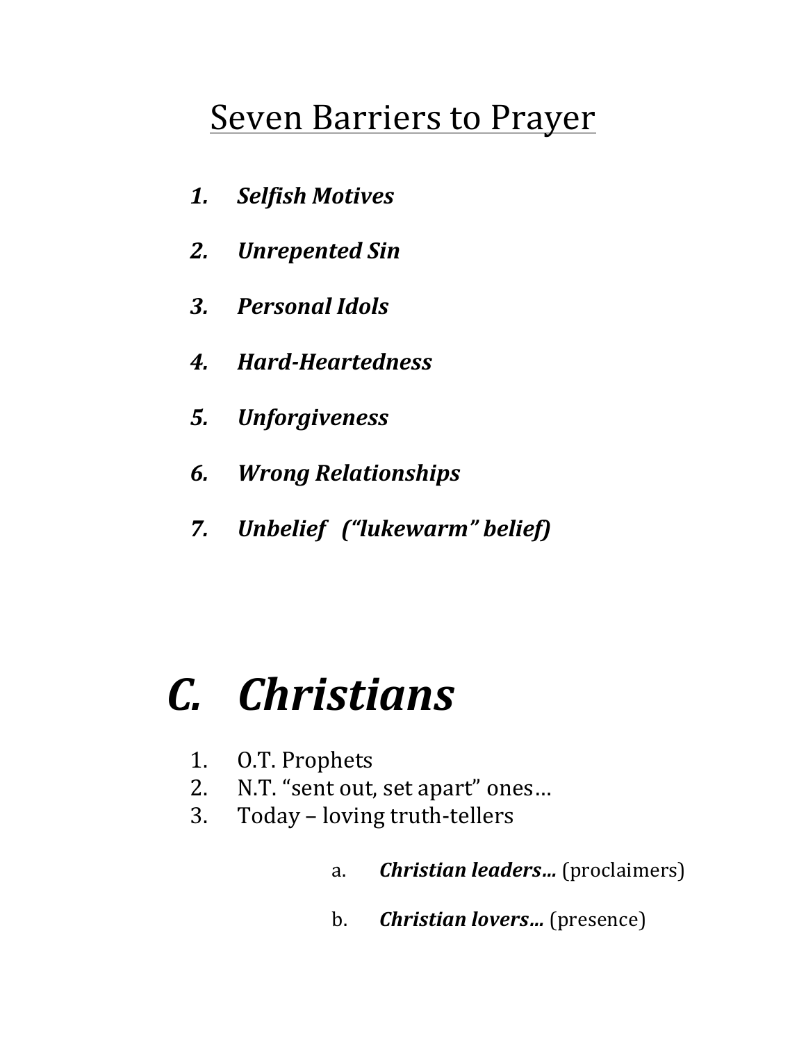# Seven Barriers to Prayer

1. ***Selfish Motives***
2. ***Unrepented Sin***
3. ***Personal Idols***
4. ***Hard-Heartedness***
5. ***Unforgiveness***
6. ***Wrong Relationships***
7. ***Unbelief (“lukewarm” belief)***

# *C. Christians*

1. O.T. Prophets
2. N.T. “sent out, set apart” ones…
3. Today – loving truth-tellers

   a. ***Christian leaders…*** (proclaimers)

   b. ***Christian lovers…*** (presence)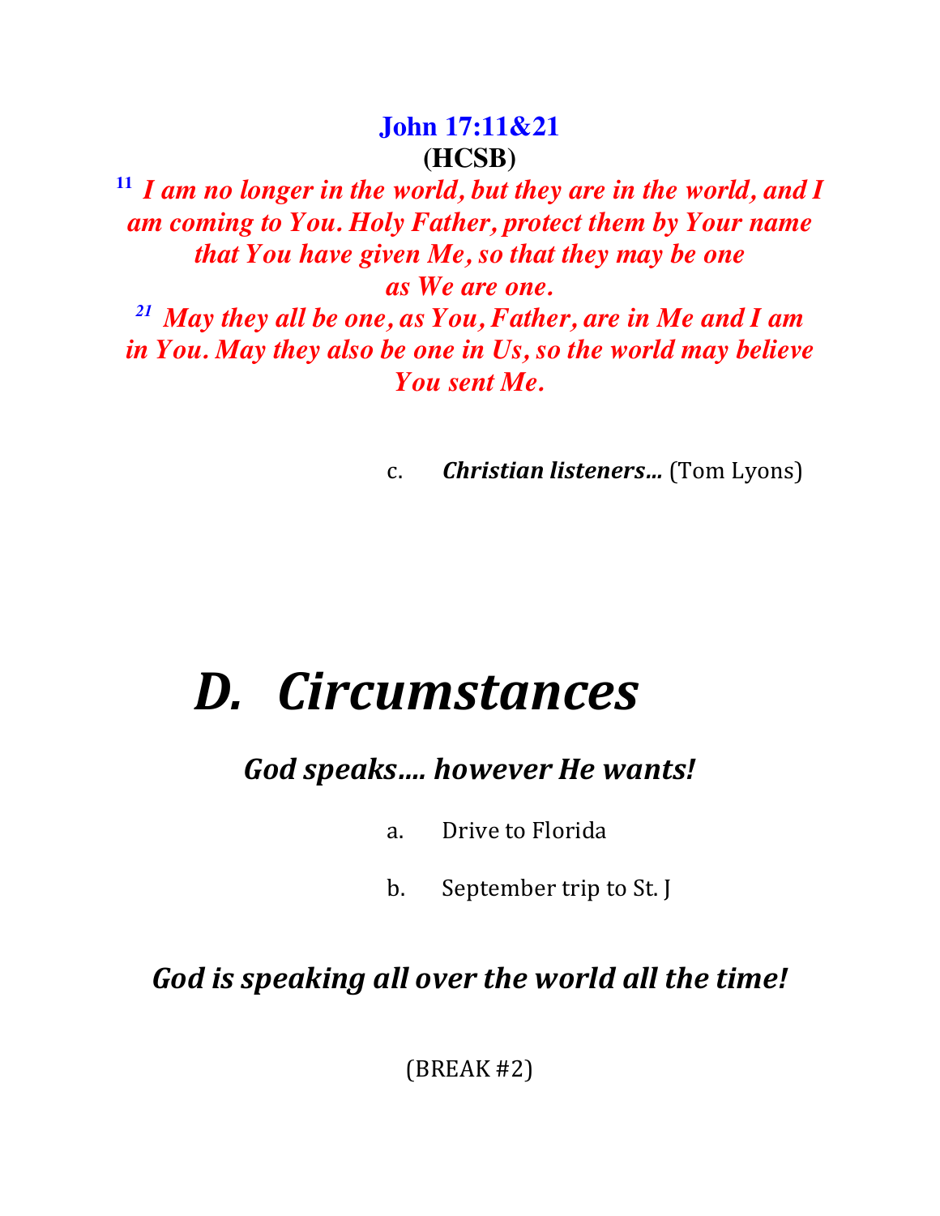**John 17:11&21**
**(HCSB)**

[11] ***I am no longer in the world, but they are in the world, and I am coming to You. Holy Father, protect them by Your name that You have given Me, so that they may be one as We are one.***
[21] ***May they all be one, as You, Father, are in Me and I am in You. May they also be one in Us, so the world may believe You sent Me.***

c. ***Christian listeners…*** (Tom Lyons)

# *D. Circumstances*

### *God speaks…. however He wants!*

a. Drive to Florida

b. September trip to St. J

### *God is speaking all over the world all the time!*

(BREAK #2)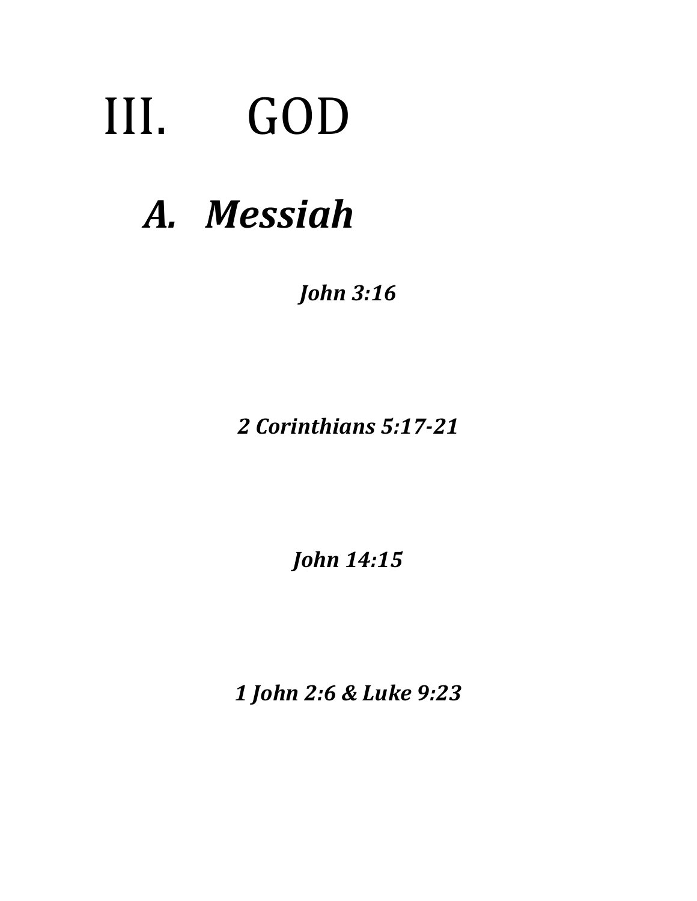# III. GOD

## *A. Messiah*

***John 3:16***

***2 Corinthians 5:17-21***

***John 14:15***

***1 John 2:6 & Luke 9:23***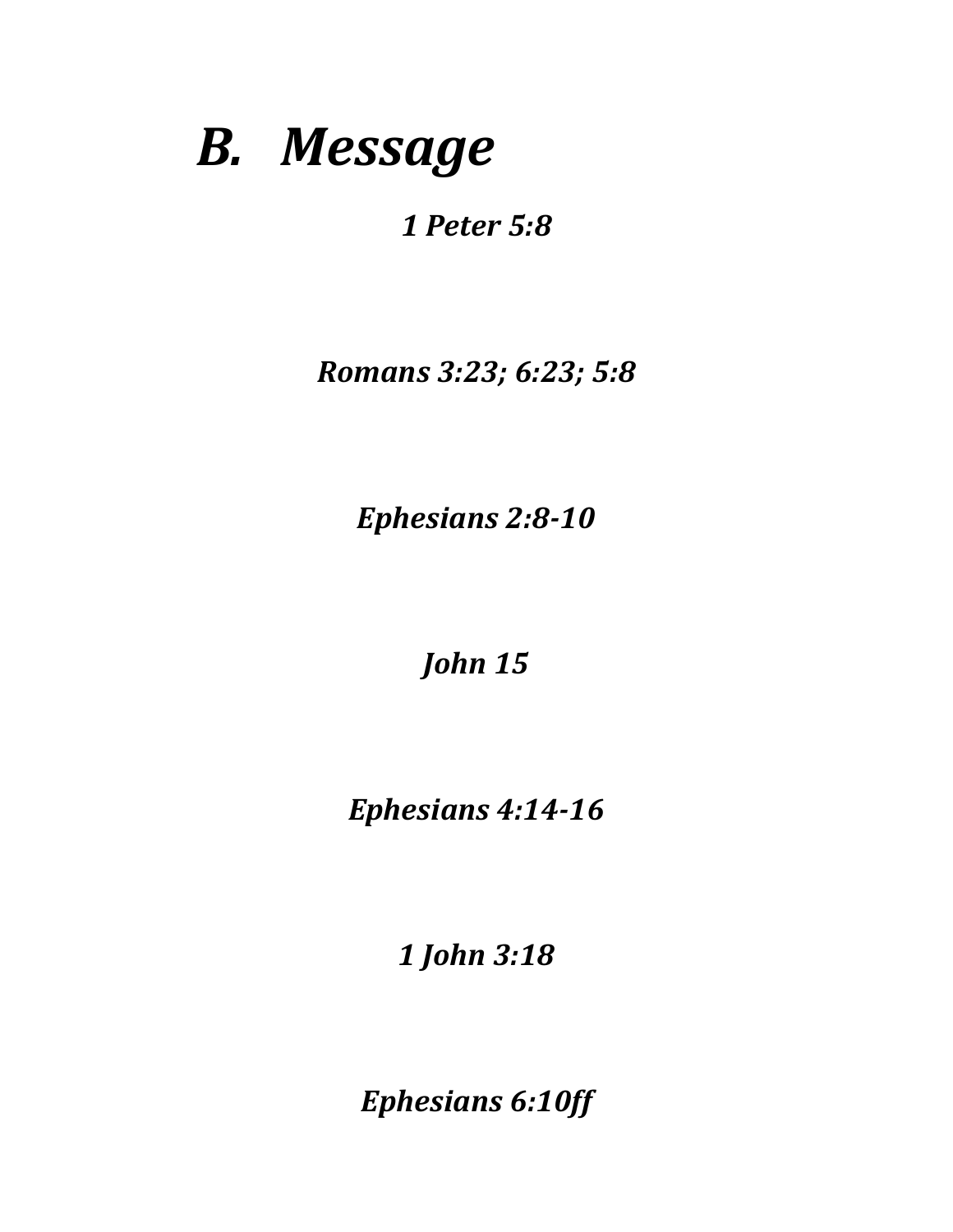## *B. Message*

***1 Peter 5:8***

***Romans 3:23; 6:23; 5:8***

***Ephesians 2:8-10***

***John 15***

***Ephesians 4:14-16***

***1 John 3:18***

***Ephesians 6:10ff***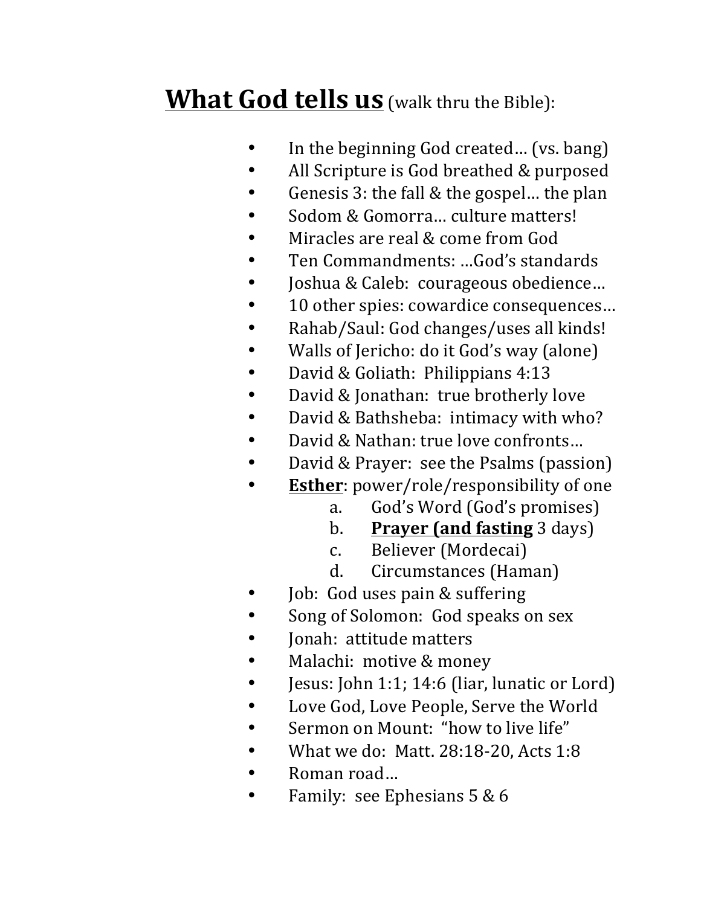## **<u>What God tells us</u>** (walk thru the Bible):

- In the beginning God created… (vs. bang)
- All Scripture is God breathed & purposed
- Genesis 3: the fall & the gospel… the plan
- Sodom & Gomorra… culture matters!
- Miracles are real & come from God
- Ten Commandments: …God's standards
- Joshua & Caleb: courageous obedience…
- 10 other spies: cowardice consequences…
- Rahab/Saul: God changes/uses all kinds!
- Walls of Jericho: do it God's way (alone)
- David & Goliath: Philippians 4:13
- David & Jonathan: true brotherly love
- David & Bathsheba: intimacy with who?
- David & Nathan: true love confronts…
- David & Prayer: see the Psalms (passion)
- **<u>Esther</u>**: power/role/responsibility of one
    a. God's Word (God's promises)
    b. **<u>Prayer (and fasting</u>** 3 days)
    c. Believer (Mordecai)
    d. Circumstances (Haman)
- Job: God uses pain & suffering
- Song of Solomon: God speaks on sex
- Jonah: attitude matters
- Malachi: motive & money
- Jesus: John 1:1; 14:6 (liar, lunatic or Lord)
- Love God, Love People, Serve the World
- Sermon on Mount: "how to live life"
- What we do: Matt. 28:18-20, Acts 1:8
- Roman road…
- Family: see Ephesians 5 & 6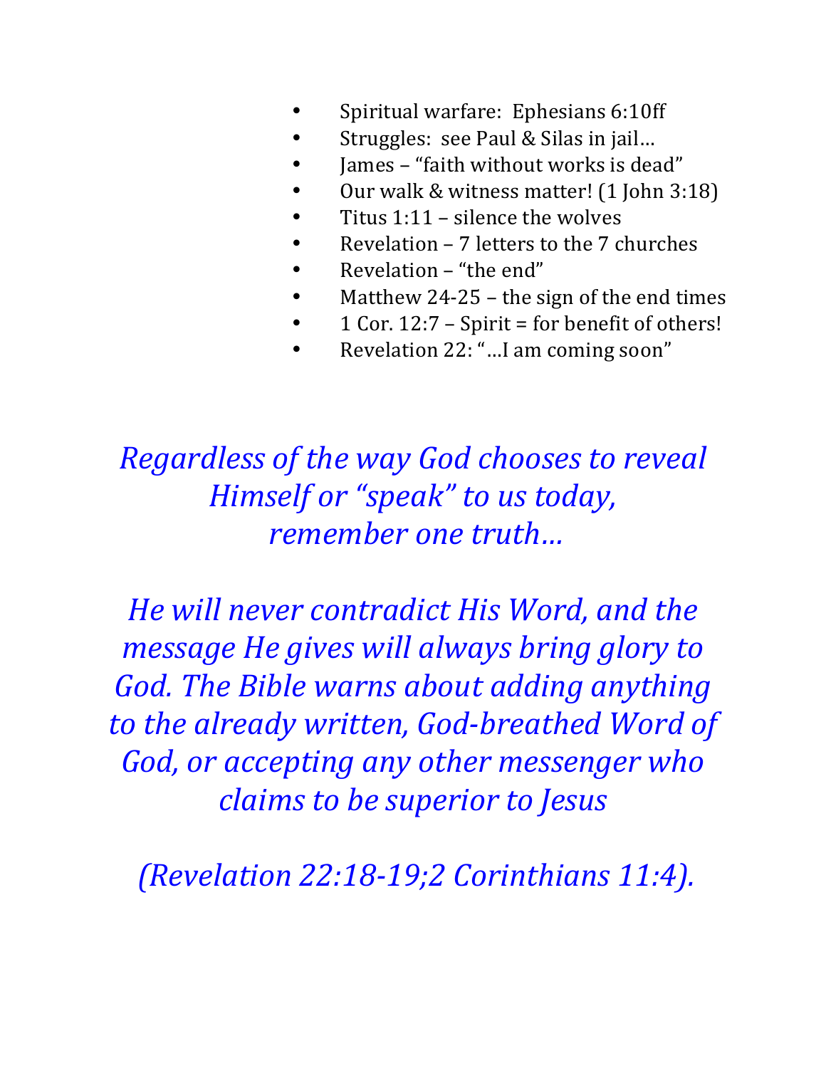- Spiritual warfare: Ephesians 6:10ff
- Struggles: see Paul & Silas in jail…
- James – "faith without works is dead"
- Our walk & witness matter! (1 John 3:18)
- Titus 1:11 – silence the wolves
- Revelation – 7 letters to the 7 churches
- Revelation – "the end"
- Matthew 24-25 – the sign of the end times
- 1 Cor. 12:7 – Spirit = for benefit of others!
- Revelation 22: "…I am coming soon"

*Regardless of the way God chooses to reveal Himself or "speak" to us today, remember one truth…*

*He will never contradict His Word, and the message He gives will always bring glory to God. The Bible warns about adding anything to the already written, God-breathed Word of God, or accepting any other messenger who claims to be superior to Jesus*

*(Revelation 22:18-19;2 Corinthians 11:4).*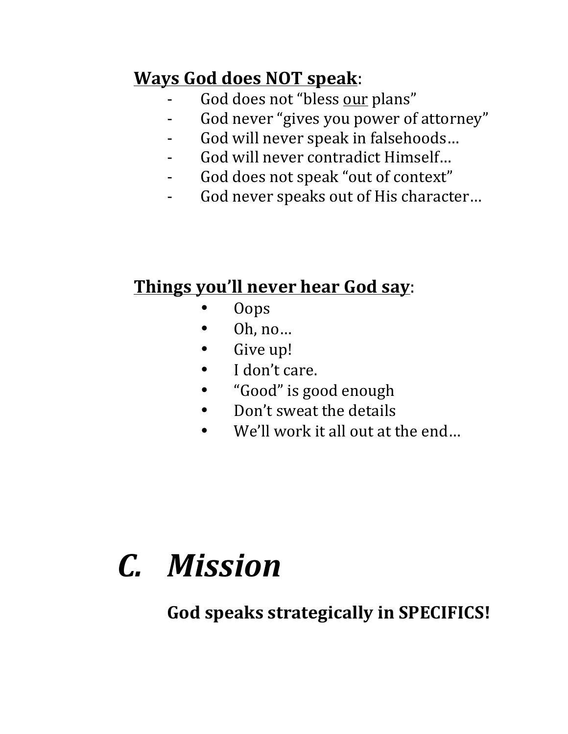**<u>Ways God does NOT speak</u>**:

- God does not "bless <u>our</u> plans"
- God never "gives you power of attorney"
- God will never speak in falsehoods…
- God will never contradict Himself…
- God does not speak "out of context"
- God never speaks out of His character…

**<u>Things you'll never hear God say</u>**:

- Oops
- Oh, no…
- Give up!
- I don't care.
- "Good" is good enough
- Don't sweat the details
- We'll work it all out at the end…

# *C. Mission*

### God speaks strategically in SPECIFICS!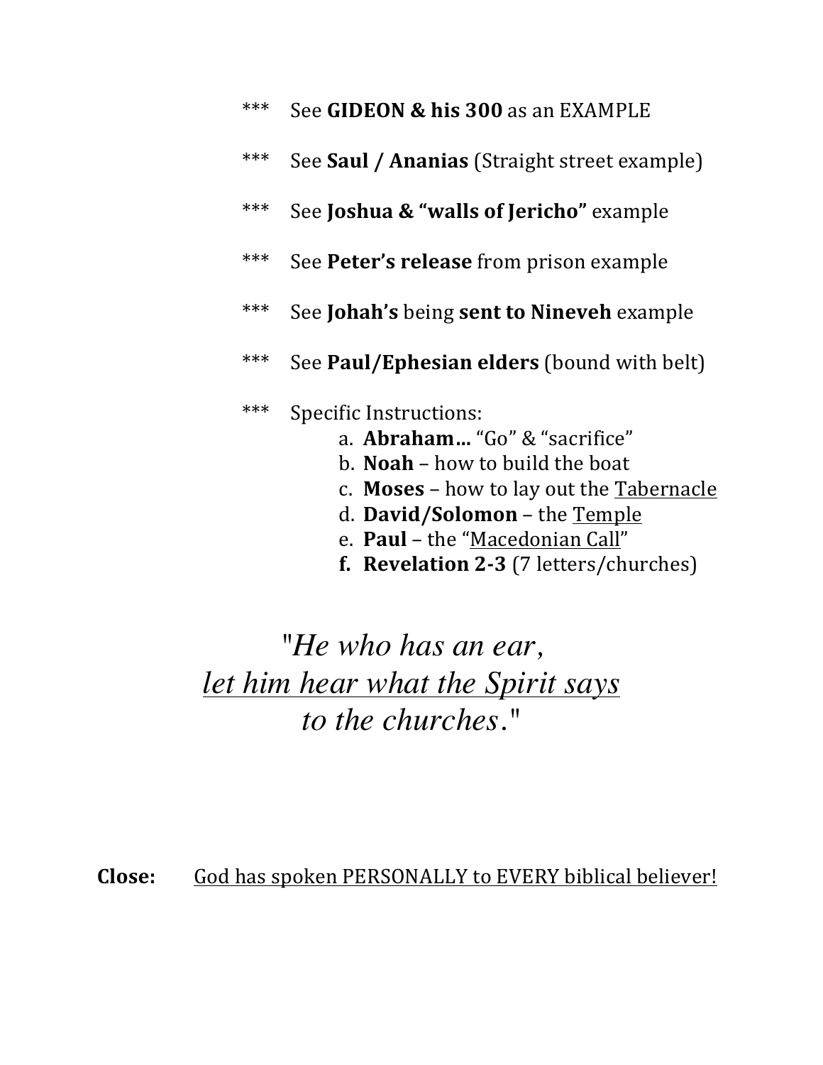*** See **GIDEON & his 300** as an EXAMPLE

*** See **Saul / Ananias** (Straight street example)

*** See **Joshua & "walls of Jericho"** example

*** See **Peter's release** from prison example

*** See **Johah's** being **sent to Nineveh** example

*** See **Paul/Ephesian elders** (bound with belt)

*** Specific Instructions:

a. **Abraham…** "Go" & "sacrifice"
b. **Noah** – how to build the boat
c. **Moses** – how to lay out the <u>Tabernacle</u>
d. **David/Solomon** – the <u>Temple</u>
e. **Paul** – the "<u>Macedonian Call</u>"
f. **Revelation 2-3** (7 letters/churches)

*"He who has an ear,*
*<u>let him hear what the Spirit says</u>*
*to the churches."*

**Close:** <u>God has spoken PERSONALLY to EVERY biblical believer!</u>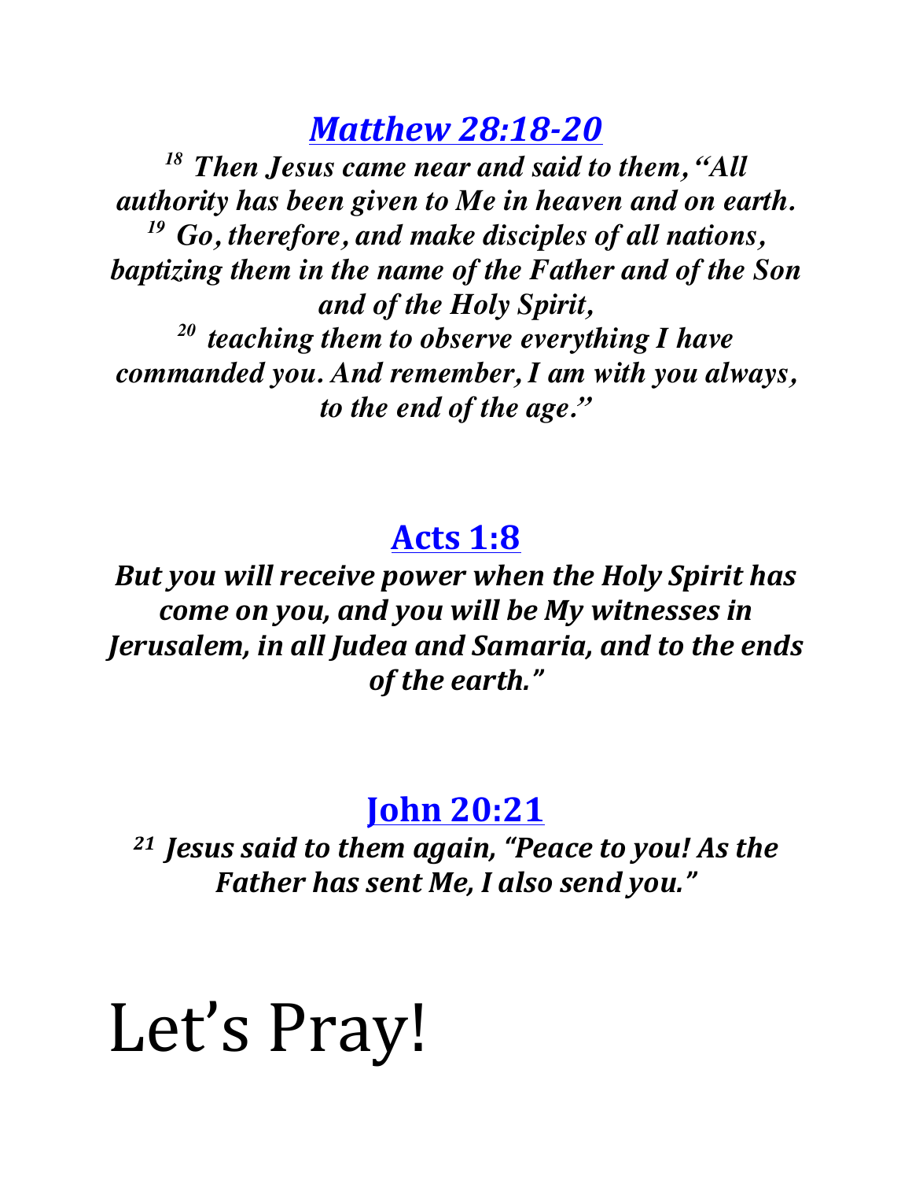## *[Matthew 28:18-20]*

***[18] Then Jesus came near and said to them, "All authority has been given to Me in heaven and on earth.***
***[19] Go, therefore, and make disciples of all nations, baptizing them in the name of the Father and of the Son and of the Holy Spirit,***
***[20] teaching them to observe everything I have commanded you. And remember, I am with you always, to the end of the age."***

## Acts 1:8

***But you will receive power when the Holy Spirit has come on you, and you will be My witnesses in Jerusalem, in all Judea and Samaria, and to the ends of the earth."***

## John 20:21

***[21] Jesus said to them again, "Peace to you! As the Father has sent Me, I also send you."***

# Let's Pray!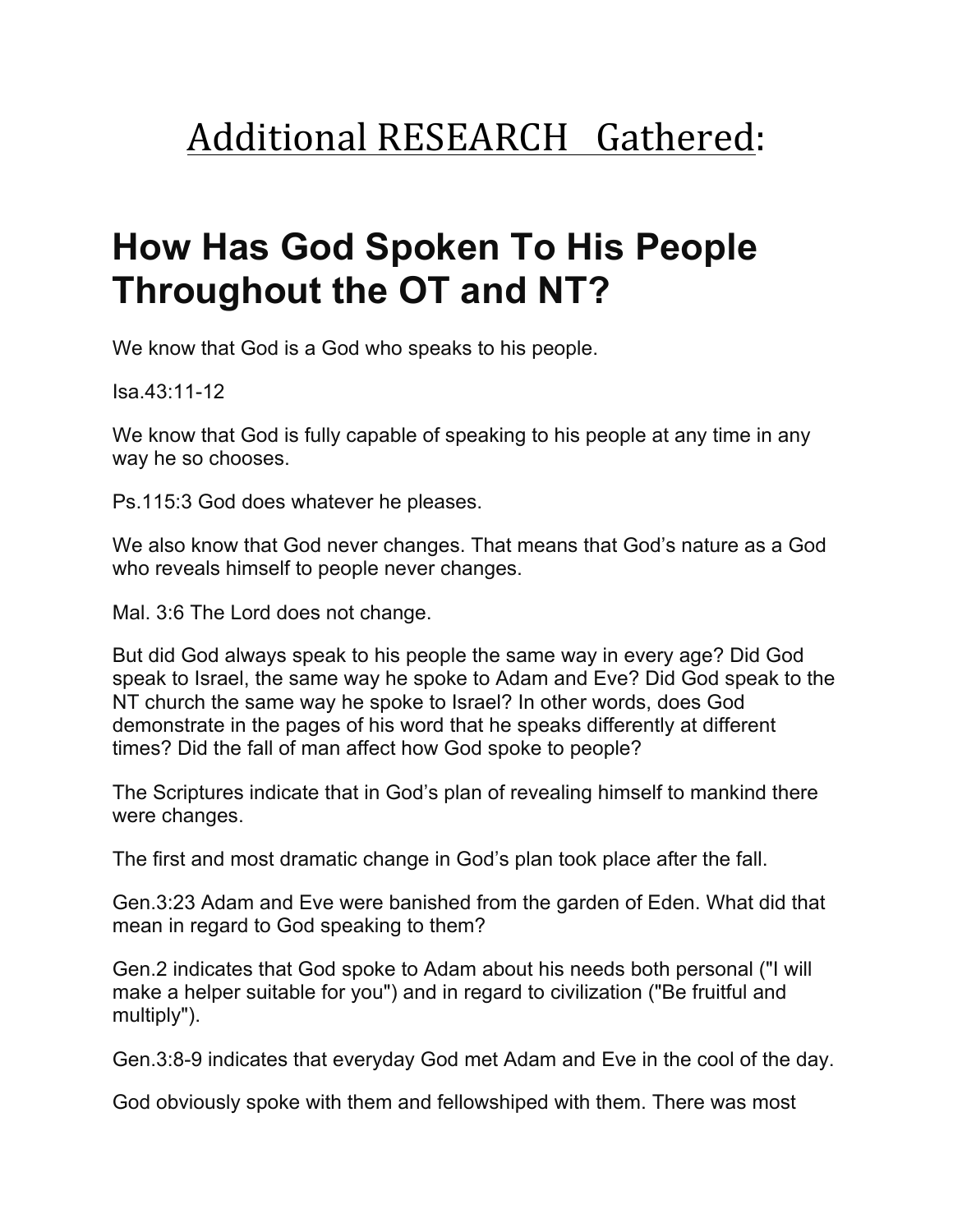# <u>Additional RESEARCH Gathered</u>:

# How Has God Spoken To His People Throughout the OT and NT?

We know that God is a God who speaks to his people.

Isa.43:11-12

We know that God is fully capable of speaking to his people at any time in any way he so chooses.

Ps.115:3 God does whatever he pleases.

We also know that God never changes. That means that God's nature as a God who reveals himself to people never changes.

Mal. 3:6 The Lord does not change.

But did God always speak to his people the same way in every age? Did God speak to Israel, the same way he spoke to Adam and Eve? Did God speak to the NT church the same way he spoke to Israel? In other words, does God demonstrate in the pages of his word that he speaks differently at different times? Did the fall of man affect how God spoke to people?

The Scriptures indicate that in God's plan of revealing himself to mankind there were changes.

The first and most dramatic change in God's plan took place after the fall.

Gen.3:23 Adam and Eve were banished from the garden of Eden. What did that mean in regard to God speaking to them?

Gen.2 indicates that God spoke to Adam about his needs both personal ("I will make a helper suitable for you") and in regard to civilization ("Be fruitful and multiply").

Gen.3:8-9 indicates that everyday God met Adam and Eve in the cool of the day.

God obviously spoke with them and fellowshiped with them. There was most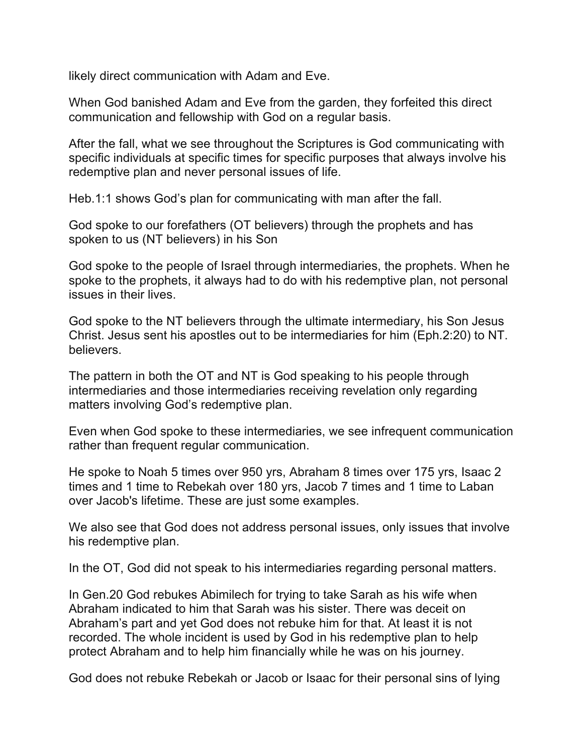likely direct communication with Adam and Eve.

When God banished Adam and Eve from the garden, they forfeited this direct communication and fellowship with God on a regular basis.

After the fall, what we see throughout the Scriptures is God communicating with specific individuals at specific times for specific purposes that always involve his redemptive plan and never personal issues of life.

Heb.1:1 shows God's plan for communicating with man after the fall.

God spoke to our forefathers (OT believers) through the prophets and has spoken to us (NT believers) in his Son

God spoke to the people of Israel through intermediaries, the prophets. When he spoke to the prophets, it always had to do with his redemptive plan, not personal issues in their lives.

God spoke to the NT believers through the ultimate intermediary, his Son Jesus Christ. Jesus sent his apostles out to be intermediaries for him (Eph.2:20) to NT. believers.

The pattern in both the OT and NT is God speaking to his people through intermediaries and those intermediaries receiving revelation only regarding matters involving God's redemptive plan.

Even when God spoke to these intermediaries, we see infrequent communication rather than frequent regular communication.

He spoke to Noah 5 times over 950 yrs, Abraham 8 times over 175 yrs, Isaac 2 times and 1 time to Rebekah over 180 yrs, Jacob 7 times and 1 time to Laban over Jacob's lifetime. These are just some examples.

We also see that God does not address personal issues, only issues that involve his redemptive plan.

In the OT, God did not speak to his intermediaries regarding personal matters.

In Gen.20 God rebukes Abimilech for trying to take Sarah as his wife when Abraham indicated to him that Sarah was his sister. There was deceit on Abraham's part and yet God does not rebuke him for that. At least it is not recorded. The whole incident is used by God in his redemptive plan to help protect Abraham and to help him financially while he was on his journey.

God does not rebuke Rebekah or Jacob or Isaac for their personal sins of lying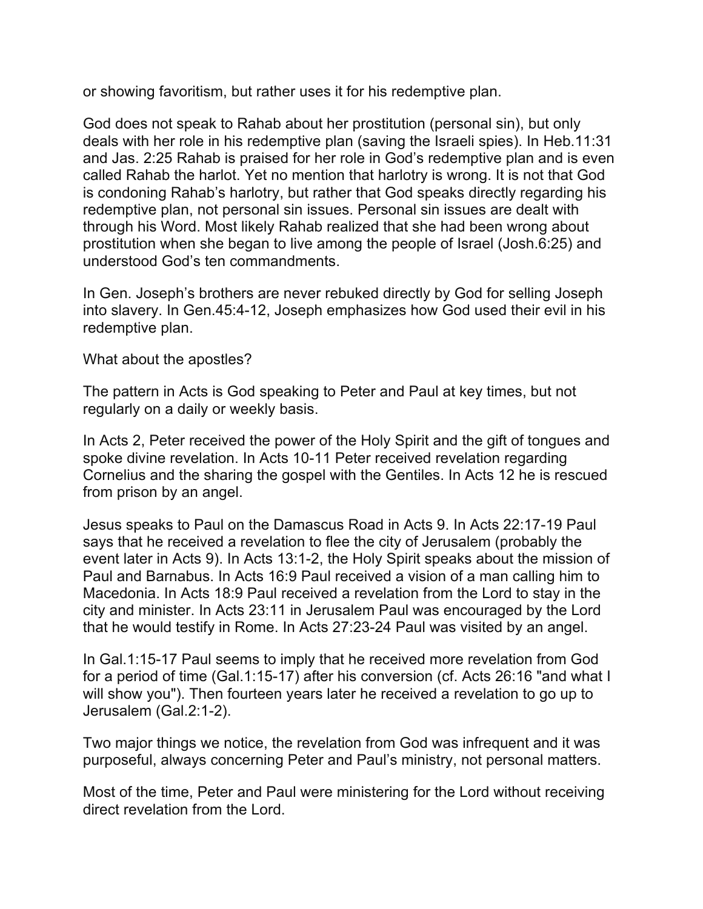or showing favoritism, but rather uses it for his redemptive plan.

God does not speak to Rahab about her prostitution (personal sin), but only deals with her role in his redemptive plan (saving the Israeli spies). In Heb.11:31 and Jas. 2:25 Rahab is praised for her role in God's redemptive plan and is even called Rahab the harlot. Yet no mention that harlotry is wrong. It is not that God is condoning Rahab's harlotry, but rather that God speaks directly regarding his redemptive plan, not personal sin issues. Personal sin issues are dealt with through his Word. Most likely Rahab realized that she had been wrong about prostitution when she began to live among the people of Israel (Josh.6:25) and understood God's ten commandments.

In Gen. Joseph's brothers are never rebuked directly by God for selling Joseph into slavery. In Gen.45:4-12, Joseph emphasizes how God used their evil in his redemptive plan.

What about the apostles?

The pattern in Acts is God speaking to Peter and Paul at key times, but not regularly on a daily or weekly basis.

In Acts 2, Peter received the power of the Holy Spirit and the gift of tongues and spoke divine revelation. In Acts 10-11 Peter received revelation regarding Cornelius and the sharing the gospel with the Gentiles. In Acts 12 he is rescued from prison by an angel.

Jesus speaks to Paul on the Damascus Road in Acts 9. In Acts 22:17-19 Paul says that he received a revelation to flee the city of Jerusalem (probably the event later in Acts 9). In Acts 13:1-2, the Holy Spirit speaks about the mission of Paul and Barnabus. In Acts 16:9 Paul received a vision of a man calling him to Macedonia. In Acts 18:9 Paul received a revelation from the Lord to stay in the city and minister. In Acts 23:11 in Jerusalem Paul was encouraged by the Lord that he would testify in Rome. In Acts 27:23-24 Paul was visited by an angel.

In Gal.1:15-17 Paul seems to imply that he received more revelation from God for a period of time (Gal.1:15-17) after his conversion (cf. Acts 26:16 "and what I will show you"). Then fourteen years later he received a revelation to go up to Jerusalem (Gal.2:1-2).

Two major things we notice, the revelation from God was infrequent and it was purposeful, always concerning Peter and Paul's ministry, not personal matters.

Most of the time, Peter and Paul were ministering for the Lord without receiving direct revelation from the Lord.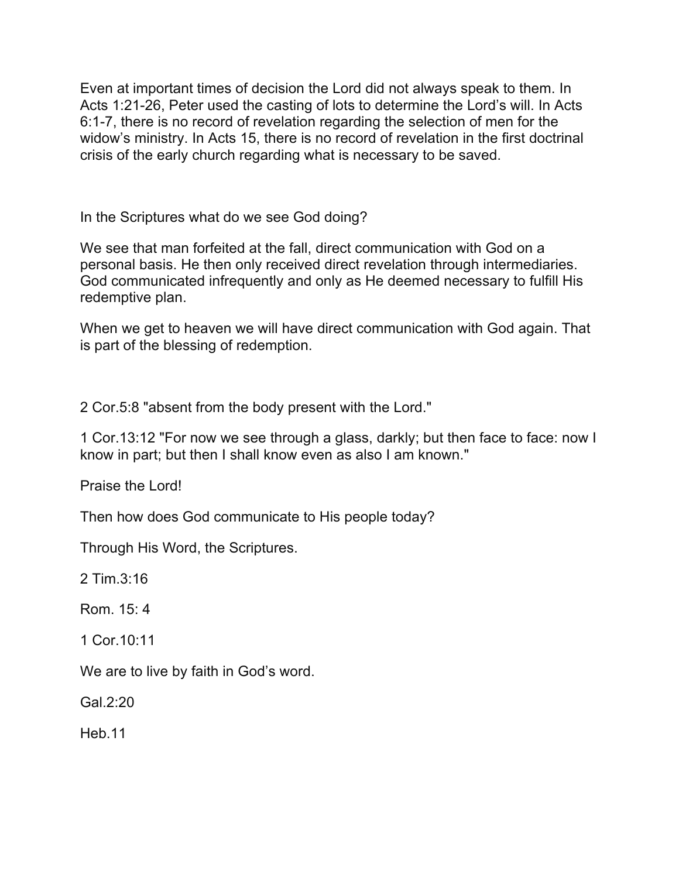Even at important times of decision the Lord did not always speak to them. In Acts 1:21-26, Peter used the casting of lots to determine the Lord's will. In Acts 6:1-7, there is no record of revelation regarding the selection of men for the widow's ministry. In Acts 15, there is no record of revelation in the first doctrinal crisis of the early church regarding what is necessary to be saved.

In the Scriptures what do we see God doing?

We see that man forfeited at the fall, direct communication with God on a personal basis. He then only received direct revelation through intermediaries. God communicated infrequently and only as He deemed necessary to fulfill His redemptive plan.

When we get to heaven we will have direct communication with God again. That is part of the blessing of redemption.

2 Cor.5:8 "absent from the body present with the Lord."

1 Cor.13:12 "For now we see through a glass, darkly; but then face to face: now I know in part; but then I shall know even as also I am known."

Praise the Lord!

Then how does God communicate to His people today?

Through His Word, the Scriptures.

2 Tim.3:16

Rom. 15: 4

1 Cor.10:11

We are to live by faith in God's word.

Gal.2:20

Heb.11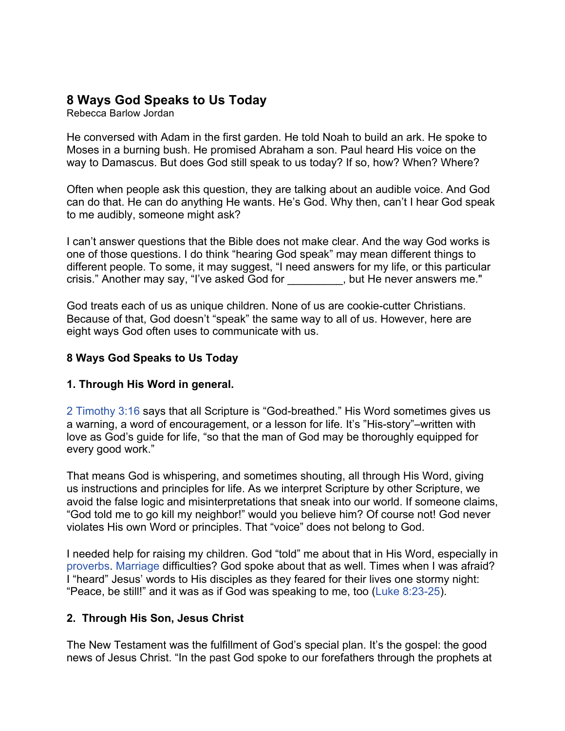## 8 Ways God Speaks to Us Today

Rebecca Barlow Jordan

He conversed with Adam in the first garden. He told Noah to build an ark. He spoke to Moses in a burning bush. He promised Abraham a son. Paul heard His voice on the way to Damascus. But does God still speak to us today? If so, how? When? Where?

Often when people ask this question, they are talking about an audible voice. And God can do that. He can do anything He wants. He's God. Why then, can't I hear God speak to me audibly, someone might ask?

I can't answer questions that the Bible does not make clear. And the way God works is one of those questions. I do think "hearing God speak" may mean different things to different people. To some, it may suggest, "I need answers for my life, or this particular crisis." Another may say, "I've asked God for _________, but He never answers me."

God treats each of us as unique children. None of us are cookie-cutter Christians. Because of that, God doesn't "speak" the same way to all of us. However, here are eight ways God often uses to communicate with us.

### 8 Ways God Speaks to Us Today

#### 1. Through His Word in general.

2 Timothy 3:16 says that all Scripture is "God-breathed." His Word sometimes gives us a warning, a word of encouragement, or a lesson for life. It's "His-story"–written with love as God's guide for life, "so that the man of God may be thoroughly equipped for every good work."

That means God is whispering, and sometimes shouting, all through His Word, giving us instructions and principles for life. As we interpret Scripture by other Scripture, we avoid the false logic and misinterpretations that sneak into our world. If someone claims, "God told me to go kill my neighbor!" would you believe him? Of course not! God never violates His own Word or principles. That "voice" does not belong to God.

I needed help for raising my children. God "told" me about that in His Word, especially in proverbs. Marriage difficulties? God spoke about that as well. Times when I was afraid? I "heard" Jesus' words to His disciples as they feared for their lives one stormy night: "Peace, be still!" and it was as if God was speaking to me, too (Luke 8:23-25).

#### 2. Through His Son, Jesus Christ

The New Testament was the fulfillment of God's special plan. It's the gospel: the good news of Jesus Christ. "In the past God spoke to our forefathers through the prophets at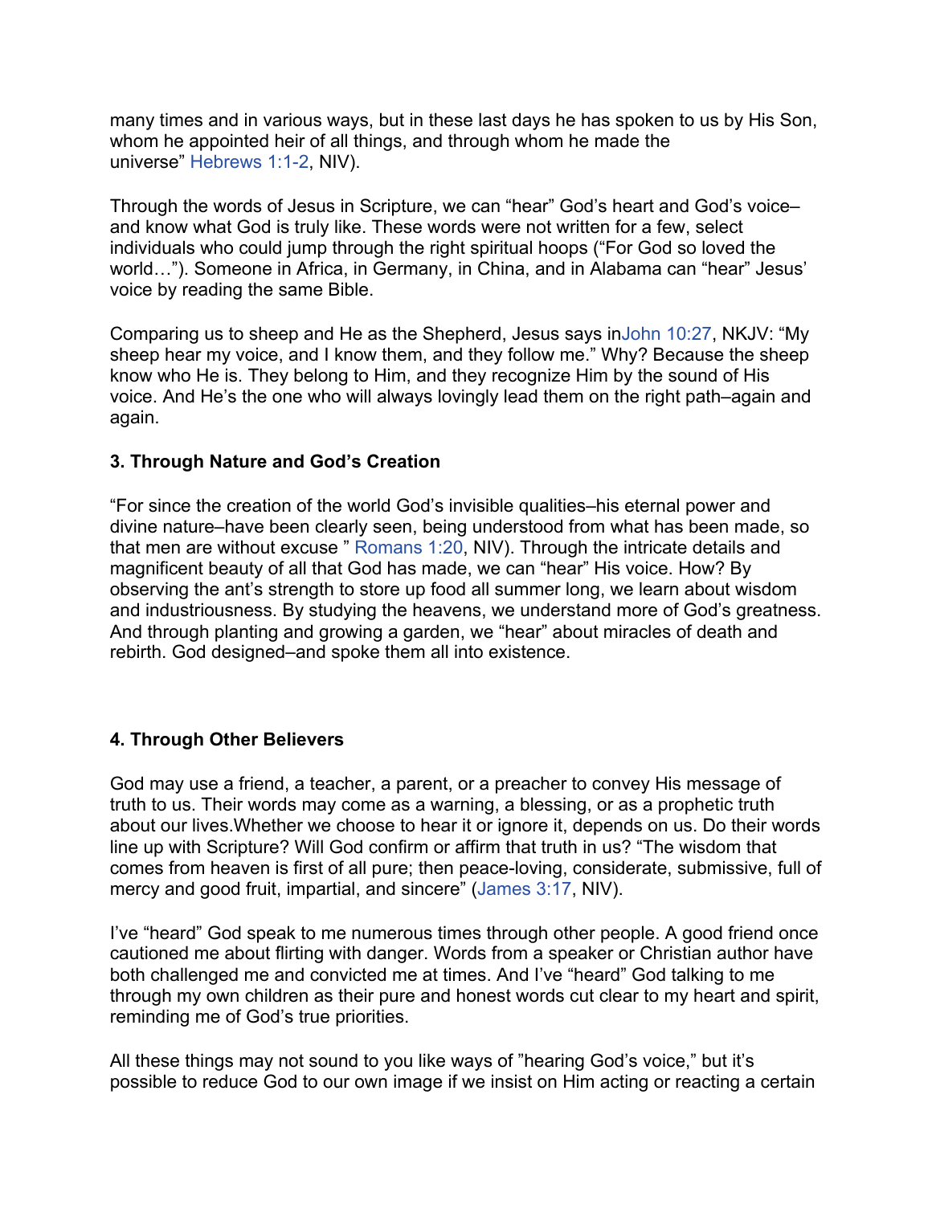many times and in various ways, but in these last days he has spoken to us by His Son, whom he appointed heir of all things, and through whom he made the universe" Hebrews 1:1-2, NIV).

Through the words of Jesus in Scripture, we can "hear" God's heart and God's voice–and know what God is truly like. These words were not written for a few, select individuals who could jump through the right spiritual hoops ("For God so loved the world…"). Someone in Africa, in Germany, in China, and in Alabama can "hear" Jesus' voice by reading the same Bible.

Comparing us to sheep and He as the Shepherd, Jesus says inJohn 10:27, NKJV: "My sheep hear my voice, and I know them, and they follow me." Why? Because the sheep know who He is. They belong to Him, and they recognize Him by the sound of His voice. And He's the one who will always lovingly lead them on the right path–again and again.

### 3. Through Nature and God's Creation

"For since the creation of the world God's invisible qualities–his eternal power and divine nature–have been clearly seen, being understood from what has been made, so that men are without excuse " Romans 1:20, NIV). Through the intricate details and magnificent beauty of all that God has made, we can "hear" His voice. How? By observing the ant's strength to store up food all summer long, we learn about wisdom and industriousness. By studying the heavens, we understand more of God's greatness. And through planting and growing a garden, we "hear" about miracles of death and rebirth. God designed–and spoke them all into existence.

### 4. Through Other Believers

God may use a friend, a teacher, a parent, or a preacher to convey His message of truth to us. Their words may come as a warning, a blessing, or as a prophetic truth about our lives.Whether we choose to hear it or ignore it, depends on us. Do their words line up with Scripture? Will God confirm or affirm that truth in us? "The wisdom that comes from heaven is first of all pure; then peace-loving, considerate, submissive, full of mercy and good fruit, impartial, and sincere" (James 3:17, NIV).

I've "heard" God speak to me numerous times through other people. A good friend once cautioned me about flirting with danger. Words from a speaker or Christian author have both challenged me and convicted me at times. And I've "heard" God talking to me through my own children as their pure and honest words cut clear to my heart and spirit, reminding me of God's true priorities.

All these things may not sound to you like ways of "hearing God's voice," but it's possible to reduce God to our own image if we insist on Him acting or reacting a certain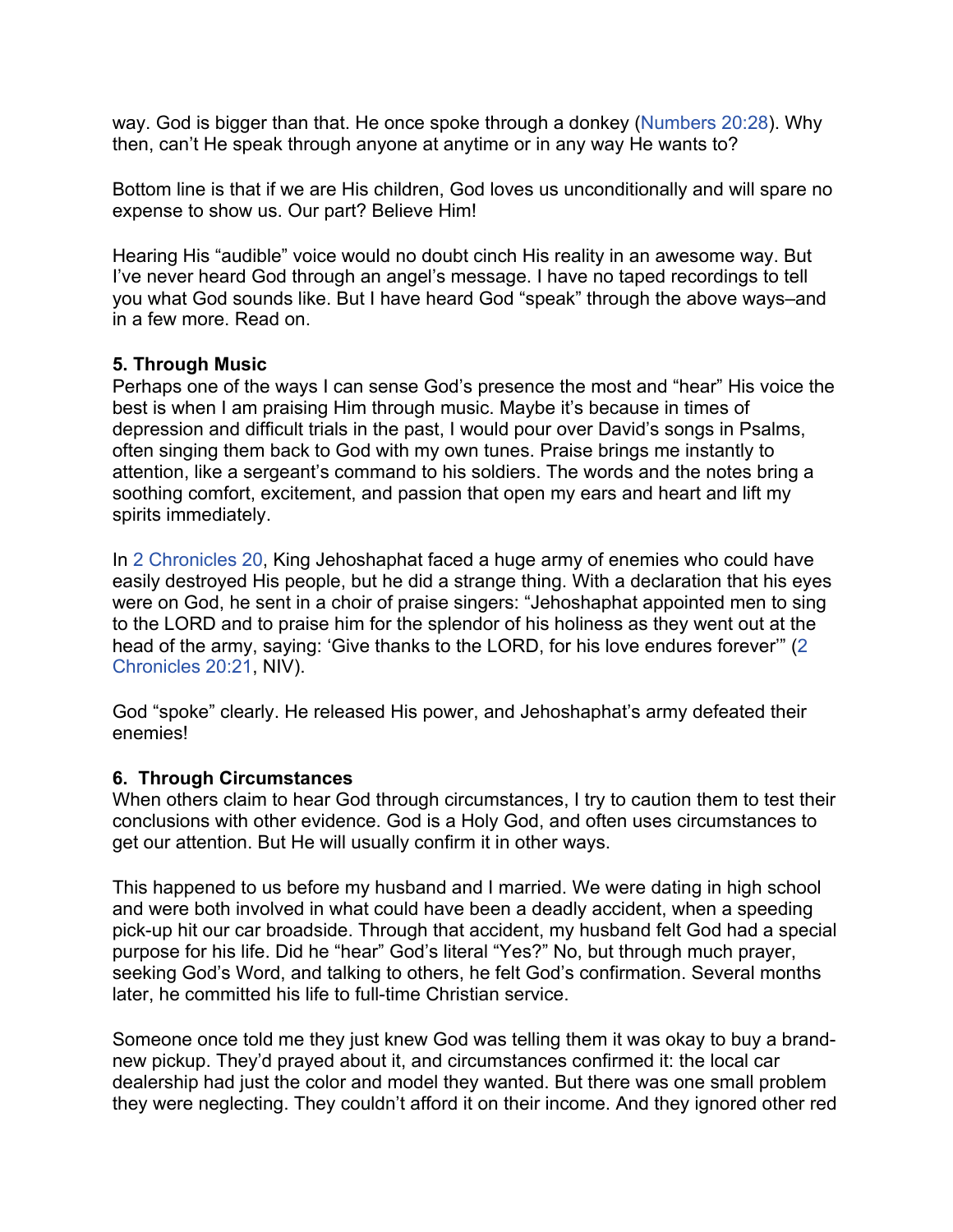way. God is bigger than that. He once spoke through a donkey (Numbers 20:28). Why then, can't He speak through anyone at anytime or in any way He wants to?

Bottom line is that if we are His children, God loves us unconditionally and will spare no expense to show us. Our part? Believe Him!

Hearing His "audible" voice would no doubt cinch His reality in an awesome way. But I've never heard God through an angel's message. I have no taped recordings to tell you what God sounds like. But I have heard God "speak" through the above ways–and in a few more. Read on.

**5. Through Music**
Perhaps one of the ways I can sense God's presence the most and "hear" His voice the best is when I am praising Him through music. Maybe it's because in times of depression and difficult trials in the past, I would pour over David's songs in Psalms, often singing them back to God with my own tunes. Praise brings me instantly to attention, like a sergeant's command to his soldiers. The words and the notes bring a soothing comfort, excitement, and passion that open my ears and heart and lift my spirits immediately.

In 2 Chronicles 20, King Jehoshaphat faced a huge army of enemies who could have easily destroyed His people, but he did a strange thing. With a declaration that his eyes were on God, he sent in a choir of praise singers: "Jehoshaphat appointed men to sing to the LORD and to praise him for the splendor of his holiness as they went out at the head of the army, saying: 'Give thanks to the LORD, for his love endures forever'" (2 Chronicles 20:21, NIV).

God "spoke" clearly. He released His power, and Jehoshaphat's army defeated their enemies!

**6. Through Circumstances**
When others claim to hear God through circumstances, I try to caution them to test their conclusions with other evidence. God is a Holy God, and often uses circumstances to get our attention. But He will usually confirm it in other ways.

This happened to us before my husband and I married. We were dating in high school and were both involved in what could have been a deadly accident, when a speeding pick-up hit our car broadside. Through that accident, my husband felt God had a special purpose for his life. Did he "hear" God's literal "Yes?" No, but through much prayer, seeking God's Word, and talking to others, he felt God's confirmation. Several months later, he committed his life to full-time Christian service.

Someone once told me they just knew God was telling them it was okay to buy a brand-new pickup. They'd prayed about it, and circumstances confirmed it: the local car dealership had just the color and model they wanted. But there was one small problem they were neglecting. They couldn't afford it on their income. And they ignored other red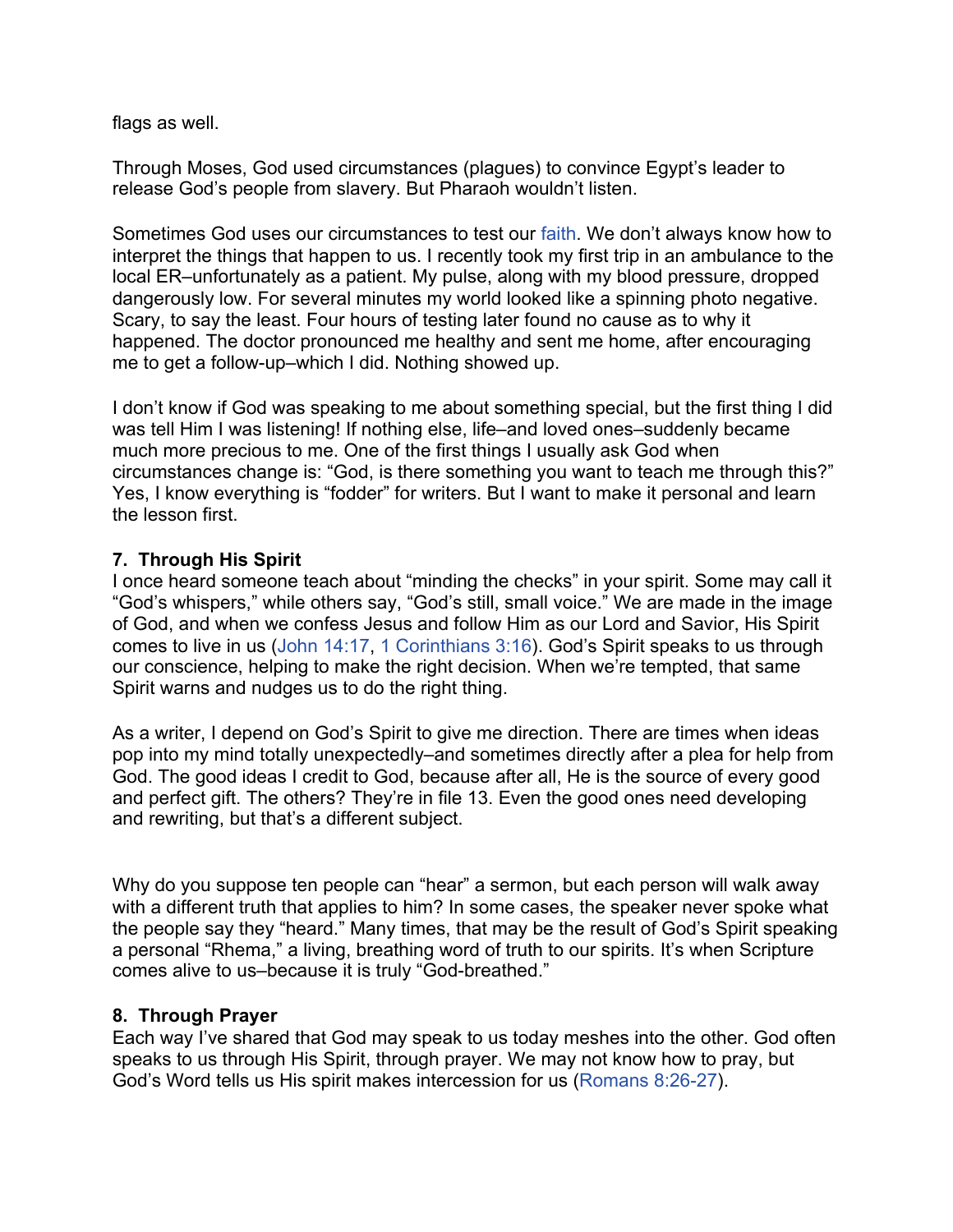flags as well.

Through Moses, God used circumstances (plagues) to convince Egypt's leader to release God's people from slavery. But Pharaoh wouldn't listen.

Sometimes God uses our circumstances to test our faith. We don't always know how to interpret the things that happen to us. I recently took my first trip in an ambulance to the local ER–unfortunately as a patient. My pulse, along with my blood pressure, dropped dangerously low. For several minutes my world looked like a spinning photo negative. Scary, to say the least. Four hours of testing later found no cause as to why it happened. The doctor pronounced me healthy and sent me home, after encouraging me to get a follow-up–which I did. Nothing showed up.

I don't know if God was speaking to me about something special, but the first thing I did was tell Him I was listening! If nothing else, life–and loved ones–suddenly became much more precious to me. One of the first things I usually ask God when circumstances change is: "God, is there something you want to teach me through this?" Yes, I know everything is "fodder" for writers. But I want to make it personal and learn the lesson first.

**7. Through His Spirit**

I once heard someone teach about "minding the checks" in your spirit. Some may call it "God's whispers," while others say, "God's still, small voice." We are made in the image of God, and when we confess Jesus and follow Him as our Lord and Savior, His Spirit comes to live in us (John 14:17, 1 Corinthians 3:16). God's Spirit speaks to us through our conscience, helping to make the right decision. When we're tempted, that same Spirit warns and nudges us to do the right thing.

As a writer, I depend on God's Spirit to give me direction. There are times when ideas pop into my mind totally unexpectedly–and sometimes directly after a plea for help from God. The good ideas I credit to God, because after all, He is the source of every good and perfect gift. The others? They're in file 13. Even the good ones need developing and rewriting, but that's a different subject.

Why do you suppose ten people can "hear" a sermon, but each person will walk away with a different truth that applies to him? In some cases, the speaker never spoke what the people say they "heard." Many times, that may be the result of God's Spirit speaking a personal "Rhema," a living, breathing word of truth to our spirits. It's when Scripture comes alive to us–because it is truly "God-breathed."

**8. Through Prayer**

Each way I've shared that God may speak to us today meshes into the other. God often speaks to us through His Spirit, through prayer. We may not know how to pray, but God's Word tells us His spirit makes intercession for us (Romans 8:26-27).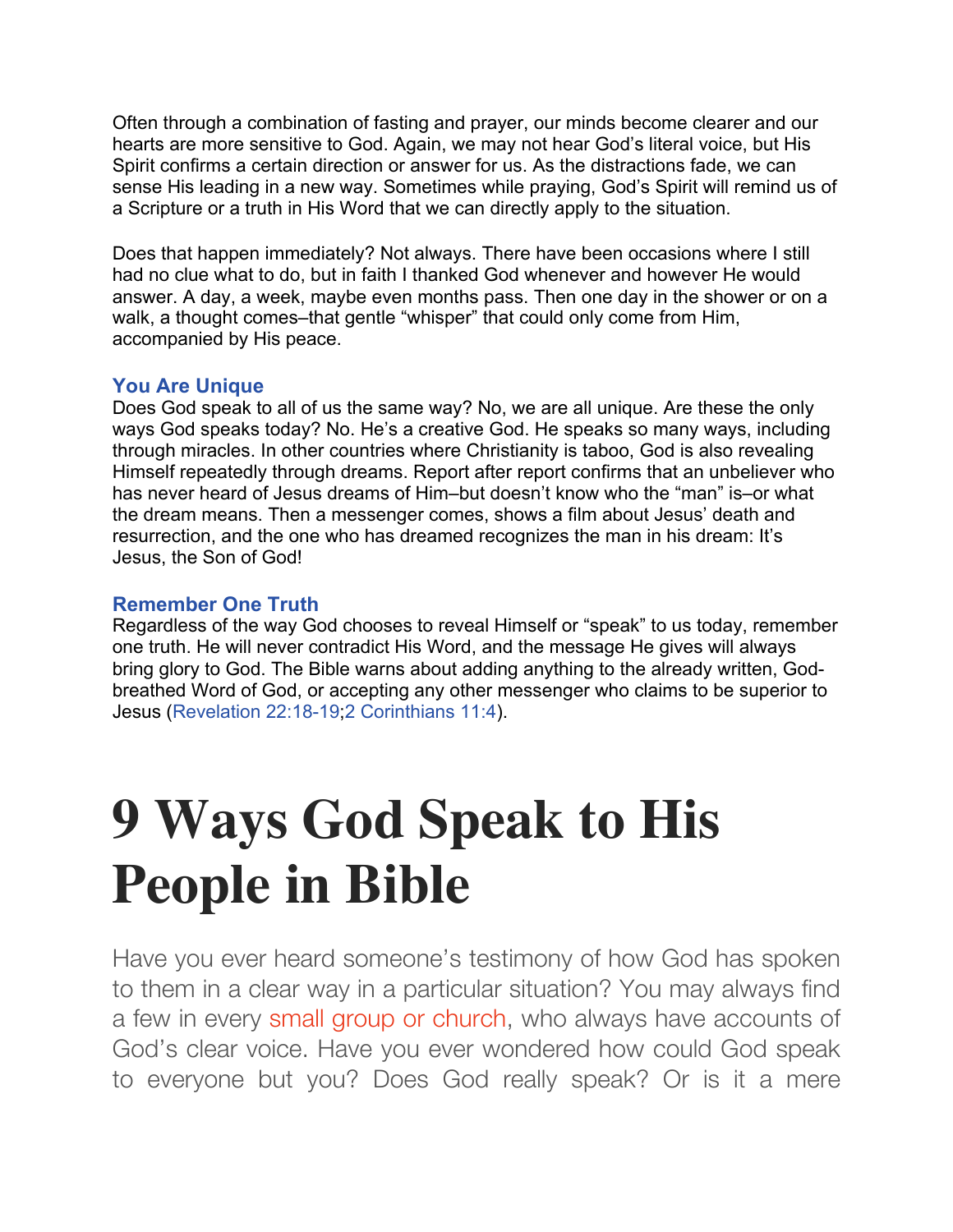Often through a combination of fasting and prayer, our minds become clearer and our hearts are more sensitive to God. Again, we may not hear God's literal voice, but His Spirit confirms a certain direction or answer for us. As the distractions fade, we can sense His leading in a new way. Sometimes while praying, God's Spirit will remind us of a Scripture or a truth in His Word that we can directly apply to the situation.

Does that happen immediately? Not always. There have been occasions where I still had no clue what to do, but in faith I thanked God whenever and however He would answer. A day, a week, maybe even months pass. Then one day in the shower or on a walk, a thought comes–that gentle "whisper" that could only come from Him, accompanied by His peace.

### You Are Unique

Does God speak to all of us the same way? No, we are all unique. Are these the only ways God speaks today? No. He's a creative God. He speaks so many ways, including through miracles. In other countries where Christianity is taboo, God is also revealing Himself repeatedly through dreams. Report after report confirms that an unbeliever who has never heard of Jesus dreams of Him–but doesn't know who the "man" is–or what the dream means. Then a messenger comes, shows a film about Jesus' death and resurrection, and the one who has dreamed recognizes the man in his dream: It's Jesus, the Son of God!

### Remember One Truth

Regardless of the way God chooses to reveal Himself or "speak" to us today, remember one truth. He will never contradict His Word, and the message He gives will always bring glory to God. The Bible warns about adding anything to the already written, God-breathed Word of God, or accepting any other messenger who claims to be superior to Jesus (Revelation 22:18-19;2 Corinthians 11:4).

# 9 Ways God Speak to His People in Bible

Have you ever heard someone's testimony of how God has spoken to them in a clear way in a particular situation? You may always find a few in every small group or church, who always have accounts of God's clear voice. Have you ever wondered how could God speak to everyone but you? Does God really speak? Or is it a mere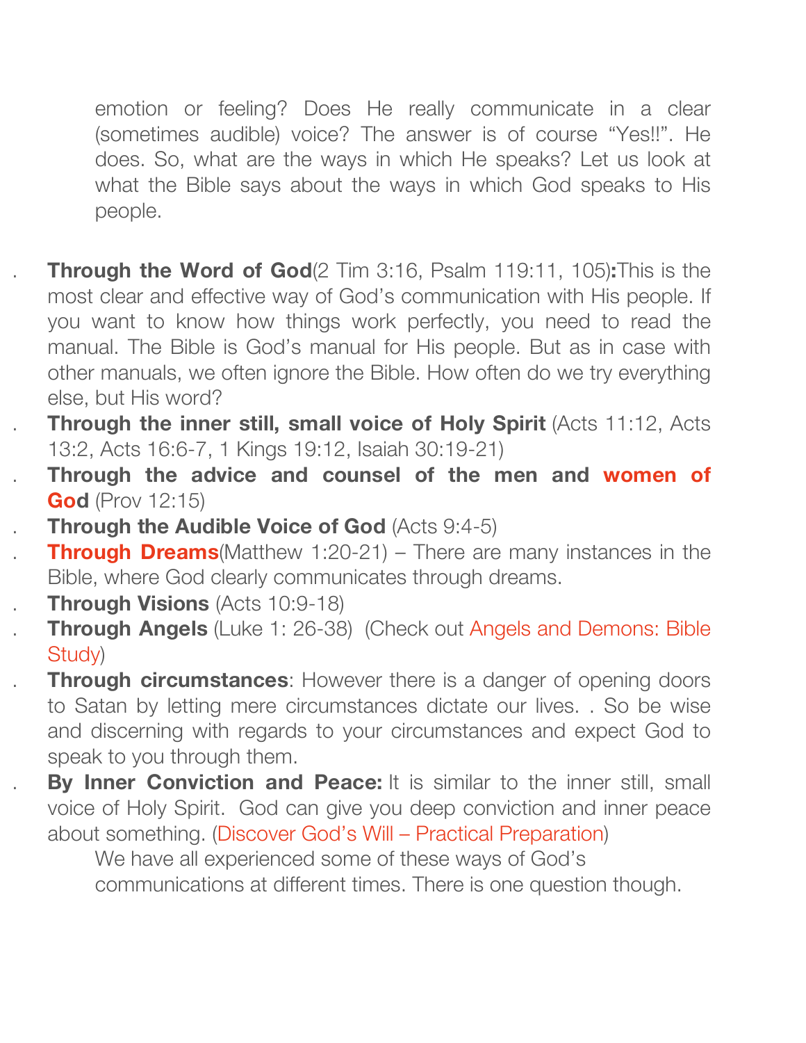emotion or feeling? Does He really communicate in a clear (sometimes audible) voice? The answer is of course "Yes!!". He does. So, what are the ways in which He speaks? Let us look at what the Bible says about the ways in which God speaks to His people.

- **Through the Word of God**(2 Tim 3:16, Psalm 119:11, 105)**:**This is the most clear and effective way of God's communication with His people. If you want to know how things work perfectly, you need to read the manual. The Bible is God's manual for His people. But as in case with other manuals, we often ignore the Bible. How often do we try everything else, but His word?
- **Through the inner still, small voice of Holy Spirit** (Acts 11:12, Acts 13:2, Acts 16:6-7, 1 Kings 19:12, Isaiah 30:19-21)
- **Through the advice and counsel of the men and women of God** (Prov 12:15)
- **Through the Audible Voice of God** (Acts 9:4-5)
- **Through Dreams**(Matthew 1:20-21) – There are many instances in the Bible, where God clearly communicates through dreams.
- **Through Visions** (Acts 10:9-18)
- **Through Angels** (Luke 1: 26-38) (Check out Angels and Demons: Bible Study)
- **Through circumstances**: However there is a danger of opening doors to Satan by letting mere circumstances dictate our lives. . So be wise and discerning with regards to your circumstances and expect God to speak to you through them.
- **By Inner Conviction and Peace:** It is similar to the inner still, small voice of Holy Spirit. God can give you deep conviction and inner peace about something. (Discover God's Will – Practical Preparation)

We have all experienced some of these ways of God's communications at different times. There is one question though.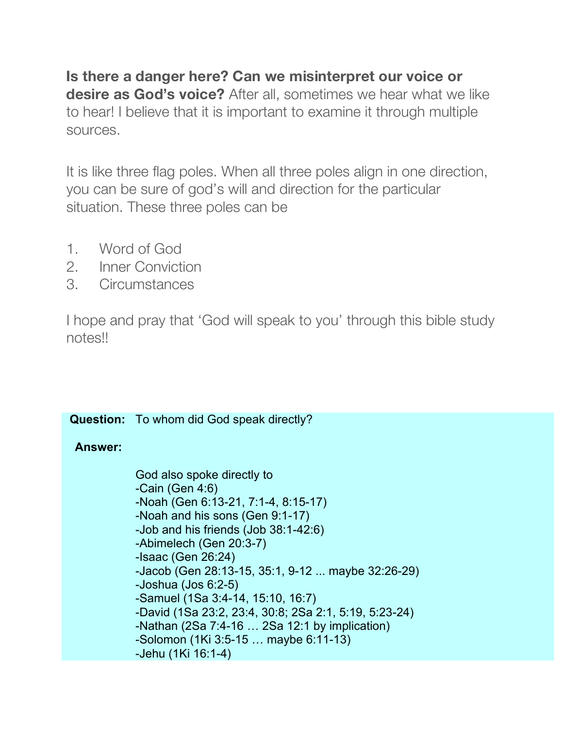**Is there a danger here? Can we misinterpret our voice or desire as God's voice?** After all, sometimes we hear what we like to hear! I believe that it is important to examine it through multiple sources.

It is like three flag poles. When all three poles align in one direction, you can be sure of god's will and direction for the particular situation. These three poles can be

1. Word of God
2. Inner Conviction
3. Circumstances

I hope and pray that 'God will speak to you' through this bible study notes!!

**Question:** To whom did God speak directly?

**Answer:**

God also spoke directly to
-Cain (Gen 4:6)
-Noah (Gen 6:13-21, 7:1-4, 8:15-17)
-Noah and his sons (Gen 9:1-17)
-Job and his friends (Job 38:1-42:6)
-Abimelech (Gen 20:3-7)
-Isaac (Gen 26:24)
-Jacob (Gen 28:13-15, 35:1, 9-12 ... maybe 32:26-29)
-Joshua (Jos 6:2-5)
-Samuel (1Sa 3:4-14, 15:10, 16:7)
-David (1Sa 23:2, 23:4, 30:8; 2Sa 2:1, 5:19, 5:23-24)
-Nathan (2Sa 7:4-16 … 2Sa 12:1 by implication)
-Solomon (1Ki 3:5-15 … maybe 6:11-13)
-Jehu (1Ki 16:1-4)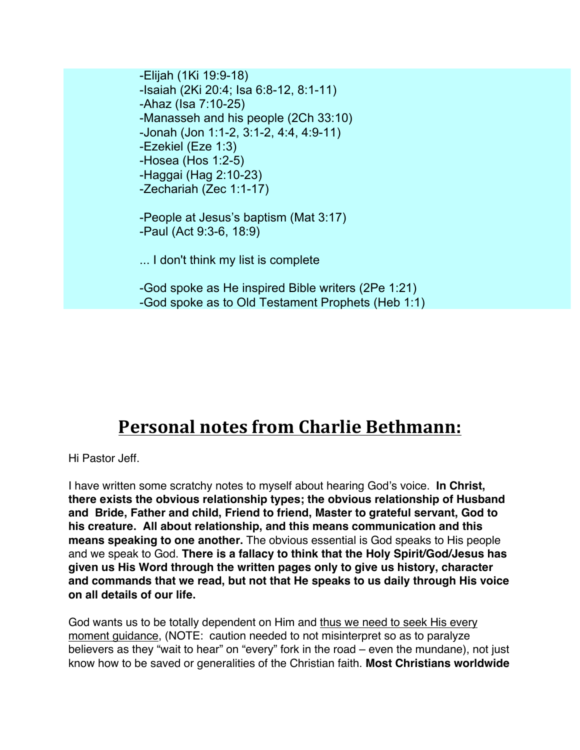-Elijah (1Ki 19:9-18)
-Isaiah (2Ki 20:4; Isa 6:8-12, 8:1-11)
-Ahaz (Isa 7:10-25)
-Manasseh and his people (2Ch 33:10)
-Jonah (Jon 1:1-2, 3:1-2, 4:4, 4:9-11)
-Ezekiel (Eze 1:3)
-Hosea (Hos 1:2-5)
-Haggai (Hag 2:10-23)
-Zechariah (Zec 1:1-17)

-People at Jesus's baptism (Mat 3:17)
-Paul (Act 9:3-6, 18:9)

... I don't think my list is complete

-God spoke as He inspired Bible writers (2Pe 1:21)
-God spoke as to Old Testament Prophets (Heb 1:1)

## Personal notes from Charlie Bethmann:

Hi Pastor Jeff.

I have written some scratchy notes to myself about hearing God's voice. **In Christ, there exists the obvious relationship types; the obvious relationship of Husband and Bride, Father and child, Friend to friend, Master to grateful servant, God to his creature. All about relationship, and this means communication and this means speaking to one another.** The obvious essential is God speaks to His people and we speak to God. **There is a fallacy to think that the Holy Spirit/God/Jesus has given us His Word through the written pages only to give us history, character and commands that we read, but not that He speaks to us daily through His voice on all details of our life.**

God wants us to be totally dependent on Him and <u>thus we need to seek His every moment guidance</u>, (NOTE: caution needed to not misinterpret so as to paralyze believers as they "wait to hear" on "every" fork in the road – even the mundane), not just know how to be saved or generalities of the Christian faith. **Most Christians worldwide**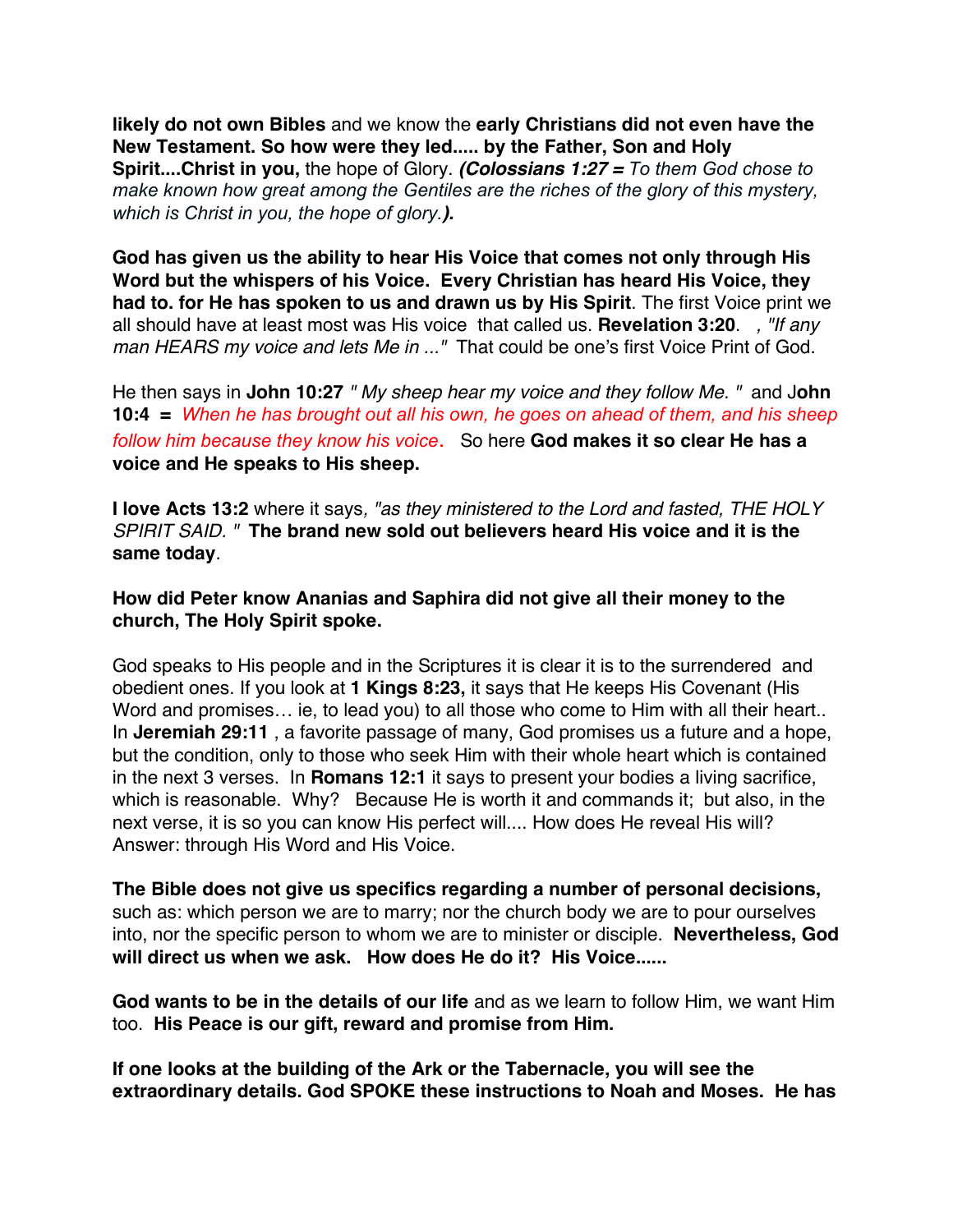**likely do not own Bibles** and we know the **early Christians did not even have the New Testament. So how were they led..... by the Father, Son and Holy Spirit....Christ in you,** the hope of Glory. ***(Colossians 1:27 =** To them God chose to make known how great among the Gentiles are the riches of the glory of this mystery, which is Christ in you, the hope of glory.**).***

**God has given us the ability to hear His Voice that comes not only through His Word but the whispers of his Voice. Every Christian has heard His Voice, they had to. for He has spoken to us and drawn us by His Spirit**. The first Voice print we all should have at least most was His voice that called us. **Revelation 3:20**. , *"If any man HEARS my voice and lets Me in ..."* That could be one's first Voice Print of God.

He then says in **John 10:27** *" My sheep hear my voice and they follow Me. "* and J**ohn 10:4 =** *When he has brought out all his own, he goes on ahead of them, and his sheep follow him because they know his voice*. So here **God makes it so clear He has a voice and He speaks to His sheep.**

**I love Acts 13:2** where it says*, "as they ministered to the Lord and fasted, THE HOLY SPIRIT SAID. "* **The brand new sold out believers heard His voice and it is the same today**.

**How did Peter know Ananias and Saphira did not give all their money to the church, The Holy Spirit spoke.**

God speaks to His people and in the Scriptures it is clear it is to the surrendered and obedient ones. If you look at **1 Kings 8:23,** it says that He keeps His Covenant (His Word and promises… ie, to lead you) to all those who come to Him with all their heart.. In **Jeremiah 29:11** , a favorite passage of many, God promises us a future and a hope, but the condition, only to those who seek Him with their whole heart which is contained in the next 3 verses. In **Romans 12:1** it says to present your bodies a living sacrifice, which is reasonable. Why? Because He is worth it and commands it; but also, in the next verse, it is so you can know His perfect will.... How does He reveal His will? Answer: through His Word and His Voice.

**The Bible does not give us specifics regarding a number of personal decisions,** such as: which person we are to marry; nor the church body we are to pour ourselves into, nor the specific person to whom we are to minister or disciple. **Nevertheless, God will direct us when we ask. How does He do it? His Voice......**

**God wants to be in the details of our life** and as we learn to follow Him, we want Him too. **His Peace is our gift, reward and promise from Him.**

**If one looks at the building of the Ark or the Tabernacle, you will see the extraordinary details. God SPOKE these instructions to Noah and Moses. He has**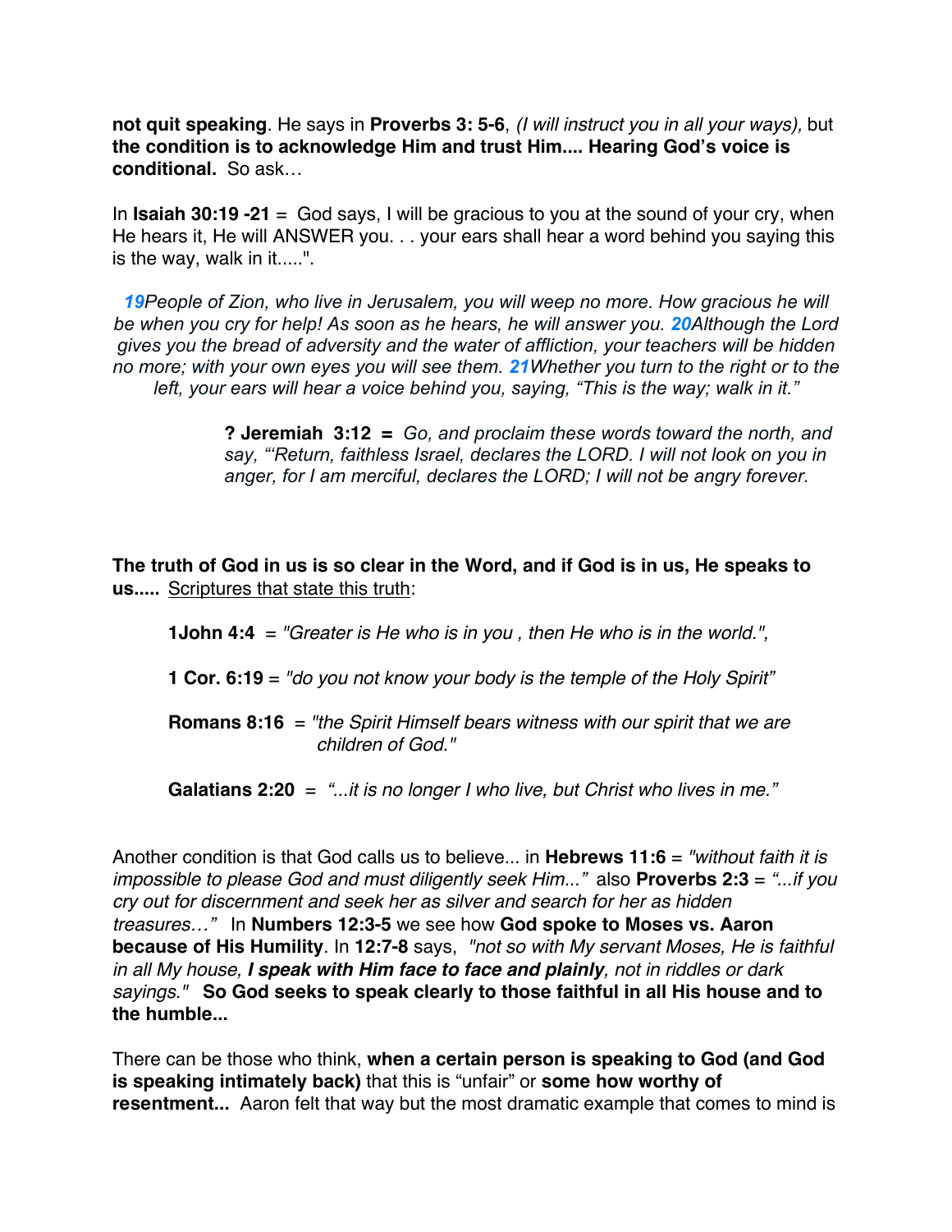**not quit speaking**. He says in **Proverbs 3: 5-6**, *(I will instruct you in all your ways),* but **the condition is to acknowledge Him and trust Him.... Hearing God's voice is conditional.** So ask…

In **Isaiah 30:19 -21** = God says, I will be gracious to you at the sound of your cry, when He hears it, He will ANSWER you. . . your ears shall hear a word behind you saying this is the way, walk in it.....".

> *19People of Zion, who live in Jerusalem, you will weep no more. How gracious he will be when you cry for help! As soon as he hears, he will answer you. 20Although the Lord gives you the bread of adversity and the water of affliction, your teachers will be hidden no more; with your own eyes you will see them. 21Whether you turn to the right or to the left, your ears will hear a voice behind you, saying, "This is the way; walk in it."*

> **? Jeremiah 3:12 =** *Go, and proclaim these words toward the north, and say, "'Return, faithless Israel, declares the LORD. I will not look on you in anger, for I am merciful, declares the LORD; I will not be angry forever.*

**The truth of God in us is so clear in the Word, and if God is in us, He speaks to us.....** Scriptures that state this truth:

> **1John 4:4** = *"Greater is He who is in you , then He who is in the world.",*
>
> **1 Cor. 6:19** = *"do you not know your body is the temple of the Holy Spirit"*
>
> **Romans 8:16** = *"the Spirit Himself bears witness with our spirit that we are children of God."*
>
> **Galatians 2:20** = *"...it is no longer I who live, but Christ who lives in me."*

Another condition is that God calls us to believe... in **Hebrews 11:6** = *"without faith it is impossible to please God and must diligently seek Him..."* also **Proverbs 2:3** = *"...if you cry out for discernment and seek her as silver and search for her as hidden treasures…"* In **Numbers 12:3-5** we see how **God spoke to Moses vs. Aaron because of His Humility**. In **12:7-8** says, *"not so with My servant Moses, He is faithful in all My house,* ***I speak with Him face to face and plainly****, not in riddles or dark sayings."* **So God seeks to speak clearly to those faithful in all His house and to the humble...**

There can be those who think, **when a certain person is speaking to God (and God is speaking intimately back)** that this is "unfair" or **some how worthy of resentment...** Aaron felt that way but the most dramatic example that comes to mind is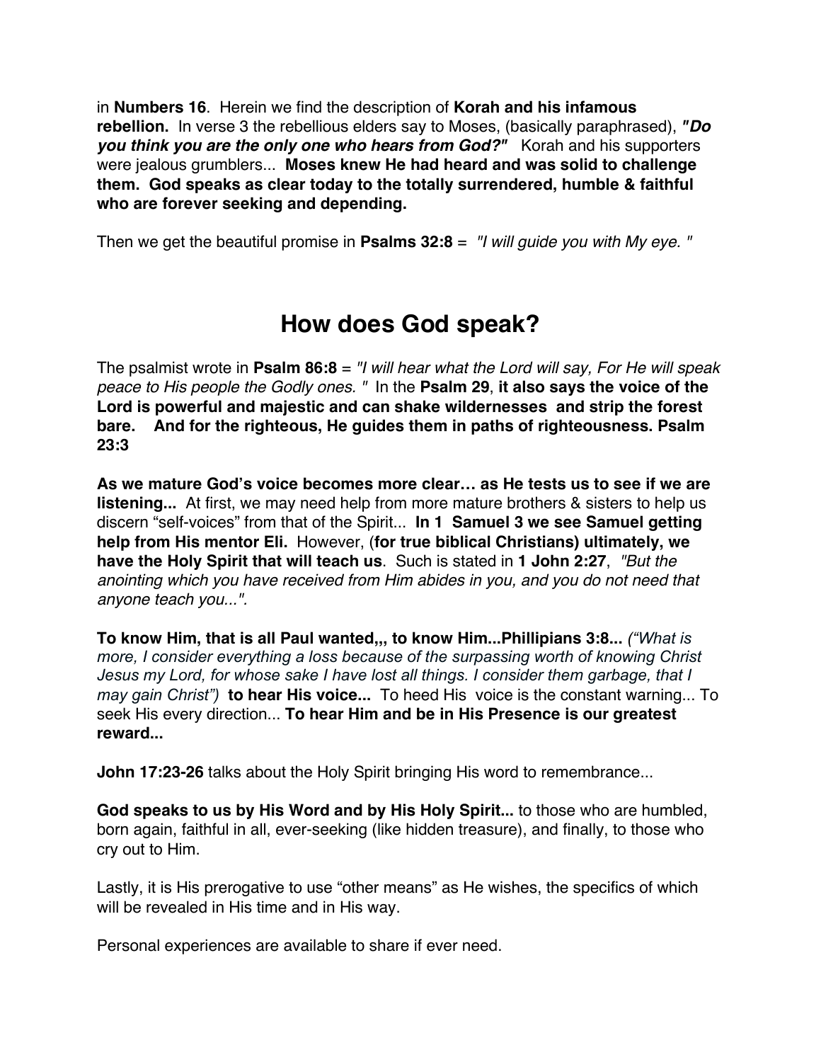in **Numbers 16**. Herein we find the description of **Korah and his infamous rebellion.** In verse 3 the rebellious elders say to Moses, (basically paraphrased), ***"Do you think you are the only one who hears from God?"*** Korah and his supporters were jealous grumblers... **Moses knew He had heard and was solid to challenge them. God speaks as clear today to the totally surrendered, humble & faithful who are forever seeking and depending.**

Then we get the beautiful promise in **Psalms 32:8** = *"I will guide you with My eye. "*

# How does God speak?

The psalmist wrote in **Psalm 86:8** = *"I will hear what the Lord will say, For He will speak peace to His people the Godly ones. "* In the **Psalm 29**, **it also says the voice of the Lord is powerful and majestic and can shake wildernesses and strip the forest bare. And for the righteous, He guides them in paths of righteousness. Psalm 23:3**

**As we mature God's voice becomes more clear… as He tests us to see if we are listening...** At first, we may need help from more mature brothers & sisters to help us discern "self-voices" from that of the Spirit... **In 1 Samuel 3 we see Samuel getting help from His mentor Eli.** However, (**for true biblical Christians) ultimately, we have the Holy Spirit that will teach us**. Such is stated in **1 John 2:27**, *"But the anointing which you have received from Him abides in you, and you do not need that anyone teach you...".*

**To know Him, that is all Paul wanted,,, to know Him...Phillipians 3:8...** *("What is more, I consider everything a loss because of the surpassing worth of knowing Christ Jesus my Lord, for whose sake I have lost all things. I consider them garbage, that I may gain Christ")* **to hear His voice...** To heed His voice is the constant warning... To seek His every direction... **To hear Him and be in His Presence is our greatest reward...**

**John 17:23-26** talks about the Holy Spirit bringing His word to remembrance...

**God speaks to us by His Word and by His Holy Spirit...** to those who are humbled, born again, faithful in all, ever-seeking (like hidden treasure), and finally, to those who cry out to Him.

Lastly, it is His prerogative to use "other means" as He wishes, the specifics of which will be revealed in His time and in His way.

Personal experiences are available to share if ever need.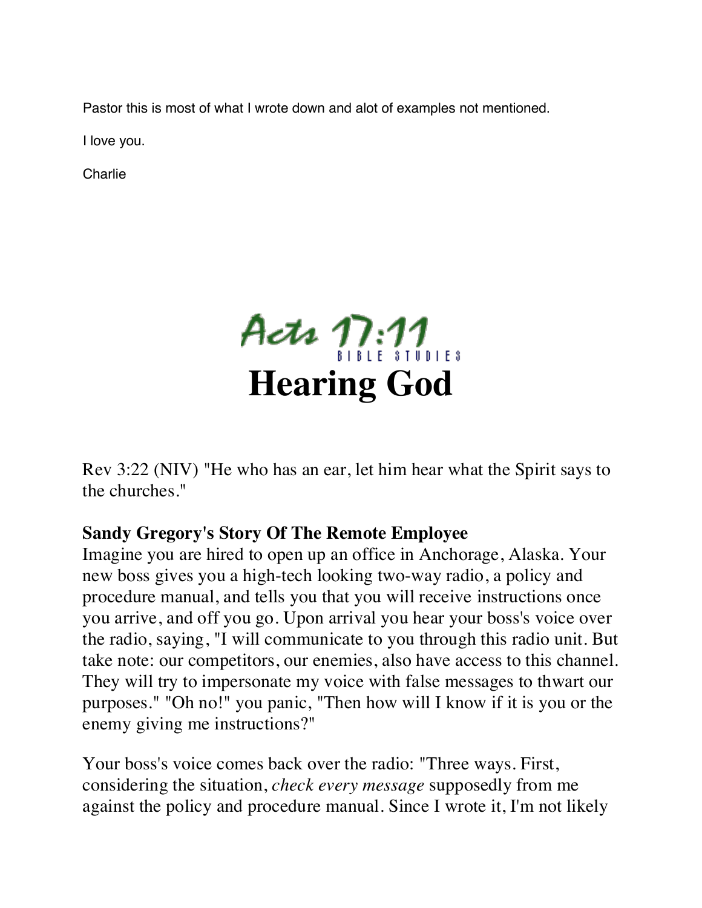Pastor this is most of what I wrote down and alot of examples not mentioned.

I love you.

Charlie

Acts 17:11 BIBLE STUDIES

# Hearing God

Rev 3:22 (NIV) "He who has an ear, let him hear what the Spirit says to the churches."

**Sandy Gregory's Story Of The Remote Employee**

Imagine you are hired to open up an office in Anchorage, Alaska. Your new boss gives you a high-tech looking two-way radio, a policy and procedure manual, and tells you that you will receive instructions once you arrive, and off you go. Upon arrival you hear your boss's voice over the radio, saying, "I will communicate to you through this radio unit. But take note: our competitors, our enemies, also have access to this channel. They will try to impersonate my voice with false messages to thwart our purposes." "Oh no!" you panic, "Then how will I know if it is you or the enemy giving me instructions?"

Your boss's voice comes back over the radio: "Three ways. First, considering the situation, *check every message* supposedly from me against the policy and procedure manual. Since I wrote it, I'm not likely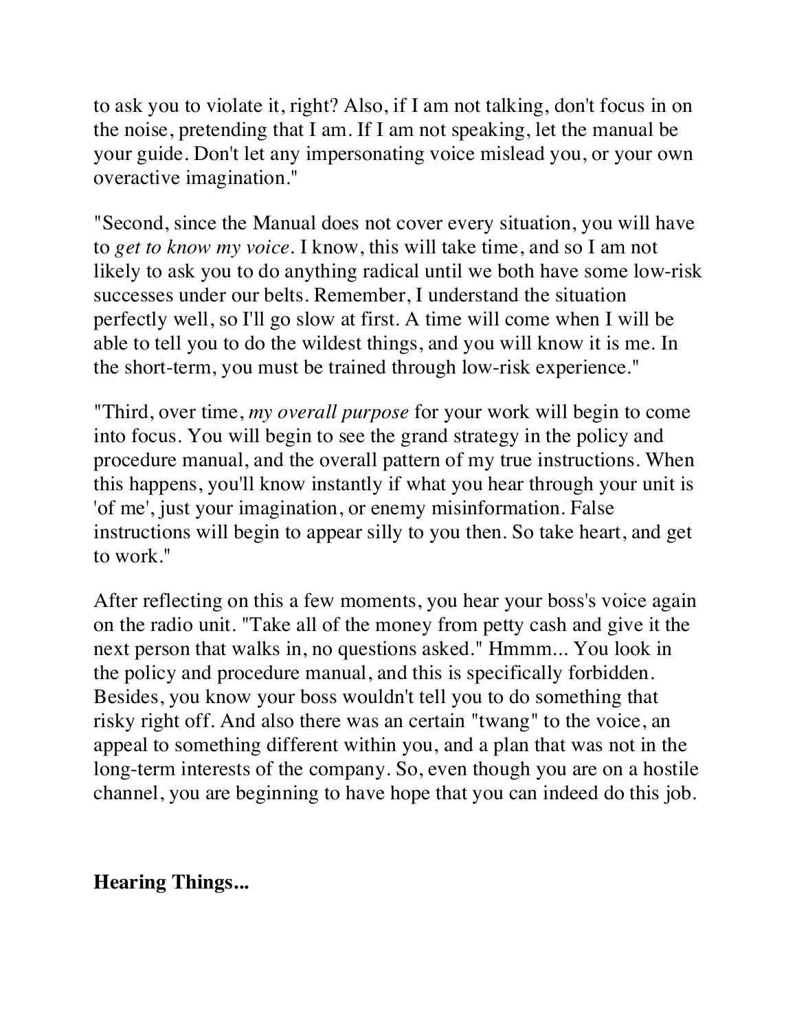to ask you to violate it, right? Also, if I am not talking, don't focus in on the noise, pretending that I am. If I am not speaking, let the manual be your guide. Don't let any impersonating voice mislead you, or your own overactive imagination."

"Second, since the Manual does not cover every situation, you will have to *get to know my voice*. I know, this will take time, and so I am not likely to ask you to do anything radical until we both have some low-risk successes under our belts. Remember, I understand the situation perfectly well, so I'll go slow at first. A time will come when I will be able to tell you to do the wildest things, and you will know it is me. In the short-term, you must be trained through low-risk experience."

"Third, over time, *my overall purpose* for your work will begin to come into focus. You will begin to see the grand strategy in the policy and procedure manual, and the overall pattern of my true instructions. When this happens, you'll know instantly if what you hear through your unit is 'of me', just your imagination, or enemy misinformation. False instructions will begin to appear silly to you then. So take heart, and get to work."

After reflecting on this a few moments, you hear your boss's voice again on the radio unit. "Take all of the money from petty cash and give it the next person that walks in, no questions asked." Hmmm... You look in the policy and procedure manual, and this is specifically forbidden. Besides, you know your boss wouldn't tell you to do something that risky right off. And also there was an certain "twang" to the voice, an appeal to something different within you, and a plan that was not in the long-term interests of the company. So, even though you are on a hostile channel, you are beginning to have hope that you can indeed do this job.

**Hearing Things...**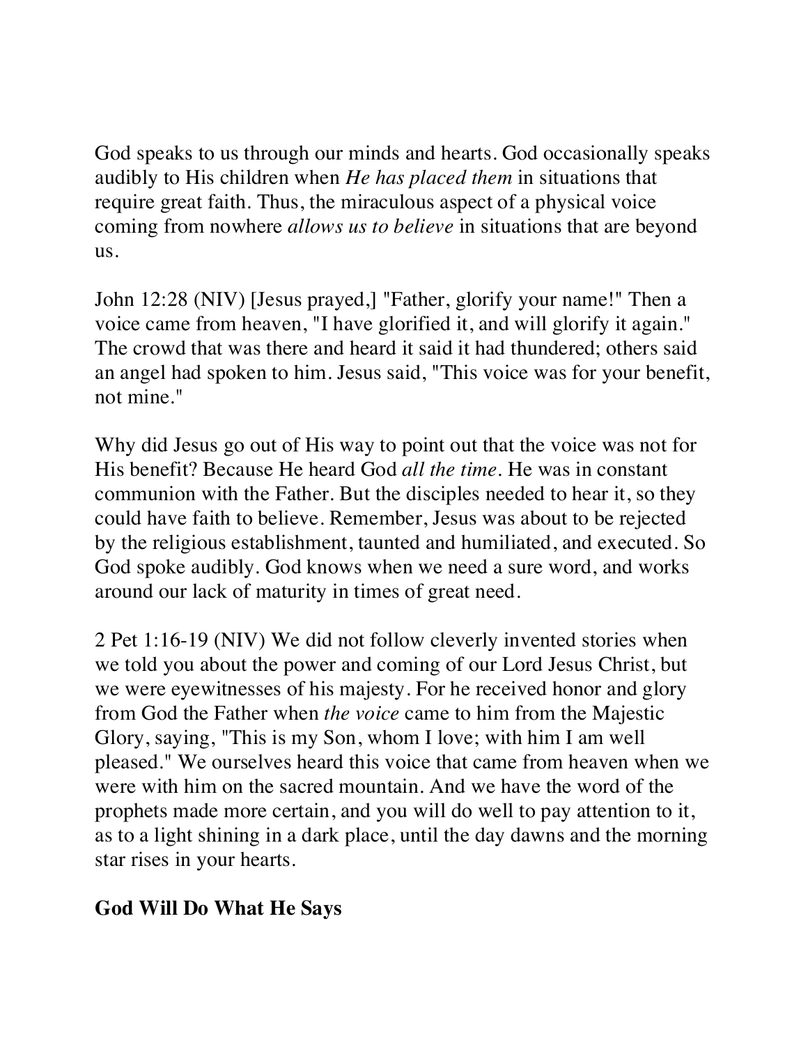God speaks to us through our minds and hearts. God occasionally speaks audibly to His children when *He has placed them* in situations that require great faith. Thus, the miraculous aspect of a physical voice coming from nowhere *allows us to believe* in situations that are beyond us.

John 12:28 (NIV) [Jesus prayed,] "Father, glorify your name!" Then a voice came from heaven, "I have glorified it, and will glorify it again." The crowd that was there and heard it said it had thundered; others said an angel had spoken to him. Jesus said, "This voice was for your benefit, not mine."

Why did Jesus go out of His way to point out that the voice was not for His benefit? Because He heard God *all the time*. He was in constant communion with the Father. But the disciples needed to hear it, so they could have faith to believe. Remember, Jesus was about to be rejected by the religious establishment, taunted and humiliated, and executed. So God spoke audibly. God knows when we need a sure word, and works around our lack of maturity in times of great need.

2 Pet 1:16-19 (NIV) We did not follow cleverly invented stories when we told you about the power and coming of our Lord Jesus Christ, but we were eyewitnesses of his majesty. For he received honor and glory from God the Father when *the voice* came to him from the Majestic Glory, saying, "This is my Son, whom I love; with him I am well pleased." We ourselves heard this voice that came from heaven when we were with him on the sacred mountain. And we have the word of the prophets made more certain, and you will do well to pay attention to it, as to a light shining in a dark place, until the day dawns and the morning star rises in your hearts.

**God Will Do What He Says**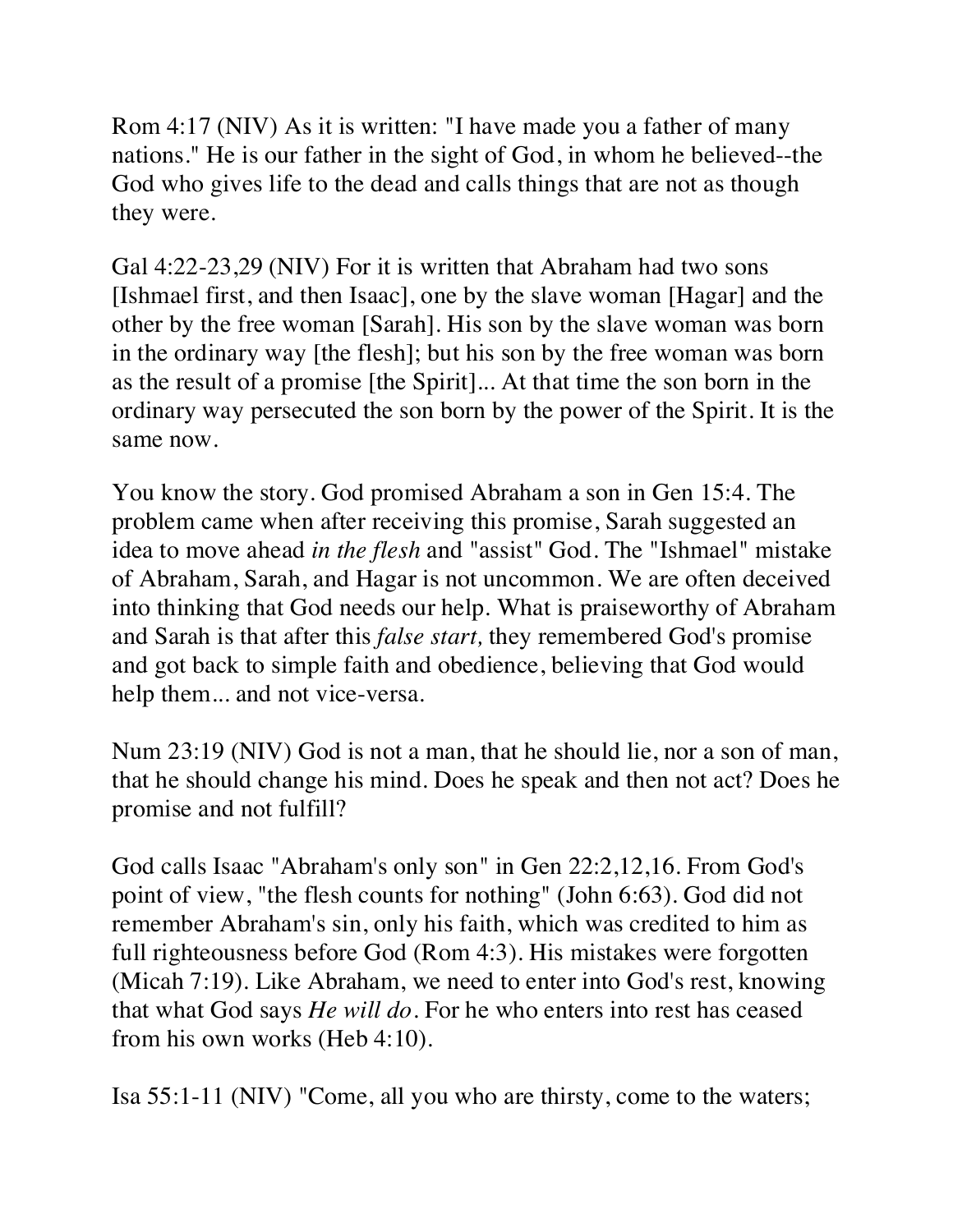Rom 4:17 (NIV) As it is written: "I have made you a father of many nations." He is our father in the sight of God, in whom he believed--the God who gives life to the dead and calls things that are not as though they were.

Gal 4:22-23,29 (NIV) For it is written that Abraham had two sons [Ishmael first, and then Isaac], one by the slave woman [Hagar] and the other by the free woman [Sarah]. His son by the slave woman was born in the ordinary way [the flesh]; but his son by the free woman was born as the result of a promise [the Spirit]... At that time the son born in the ordinary way persecuted the son born by the power of the Spirit. It is the same now.

You know the story. God promised Abraham a son in Gen 15:4. The problem came when after receiving this promise, Sarah suggested an idea to move ahead *in the flesh* and "assist" God. The "Ishmael" mistake of Abraham, Sarah, and Hagar is not uncommon. We are often deceived into thinking that God needs our help. What is praiseworthy of Abraham and Sarah is that after this *false start,* they remembered God's promise and got back to simple faith and obedience, believing that God would help them... and not vice-versa.

Num 23:19 (NIV) God is not a man, that he should lie, nor a son of man, that he should change his mind. Does he speak and then not act? Does he promise and not fulfill?

God calls Isaac "Abraham's only son" in Gen 22:2,12,16. From God's point of view, "the flesh counts for nothing" (John 6:63). God did not remember Abraham's sin, only his faith, which was credited to him as full righteousness before God (Rom 4:3). His mistakes were forgotten (Micah 7:19). Like Abraham, we need to enter into God's rest, knowing that what God says *He will do*. For he who enters into rest has ceased from his own works (Heb 4:10).

Isa 55:1-11 (NIV) "Come, all you who are thirsty, come to the waters;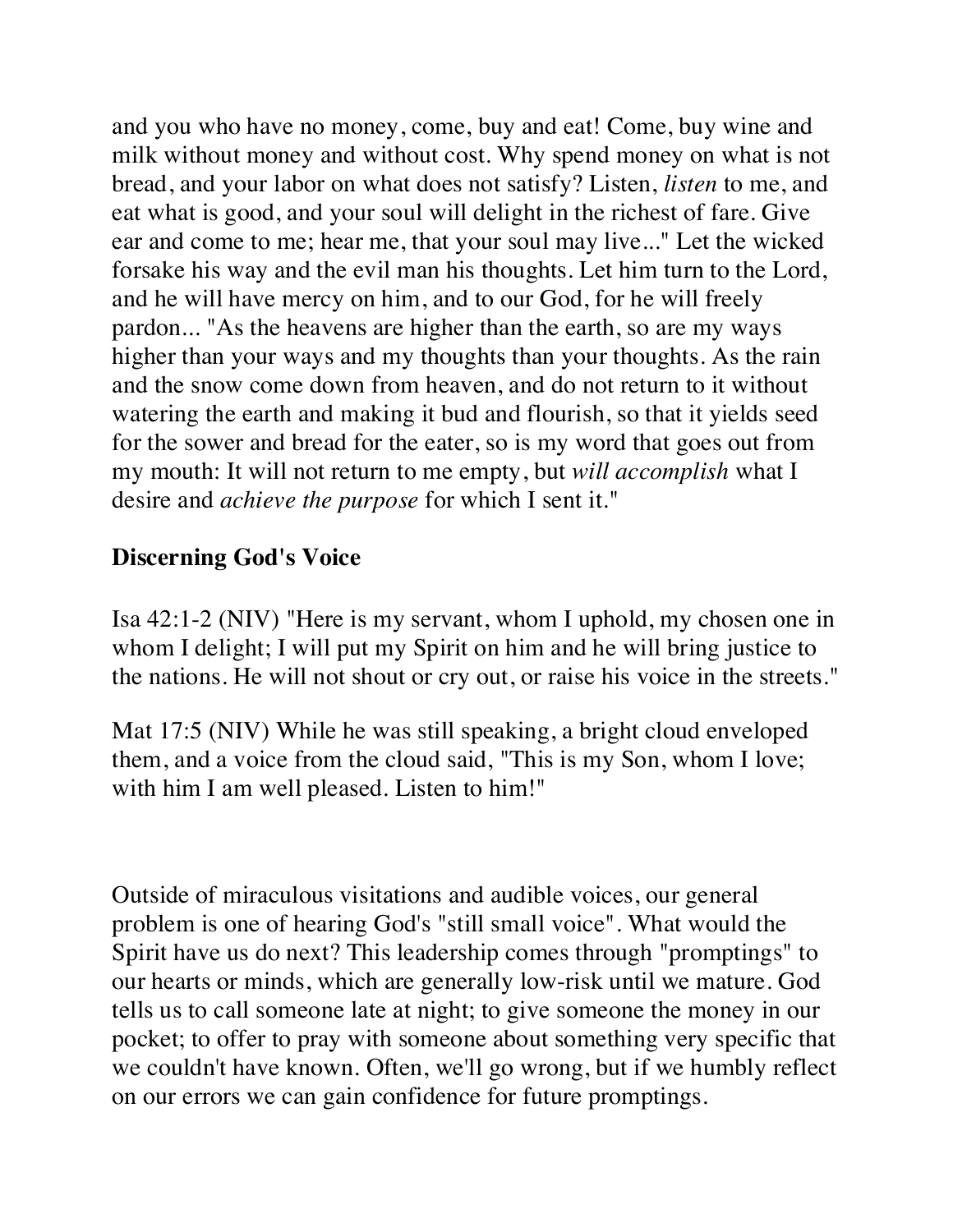and you who have no money, come, buy and eat! Come, buy wine and milk without money and without cost. Why spend money on what is not bread, and your labor on what does not satisfy? Listen, *listen* to me, and eat what is good, and your soul will delight in the richest of fare. Give ear and come to me; hear me, that your soul may live..." Let the wicked forsake his way and the evil man his thoughts. Let him turn to the Lord, and he will have mercy on him, and to our God, for he will freely pardon... "As the heavens are higher than the earth, so are my ways higher than your ways and my thoughts than your thoughts. As the rain and the snow come down from heaven, and do not return to it without watering the earth and making it bud and flourish, so that it yields seed for the sower and bread for the eater, so is my word that goes out from my mouth: It will not return to me empty, but *will accomplish* what I desire and *achieve the purpose* for which I sent it."

**Discerning God's Voice**

Isa 42:1-2 (NIV) "Here is my servant, whom I uphold, my chosen one in whom I delight; I will put my Spirit on him and he will bring justice to the nations. He will not shout or cry out, or raise his voice in the streets."

Mat 17:5 (NIV) While he was still speaking, a bright cloud enveloped them, and a voice from the cloud said, "This is my Son, whom I love; with him I am well pleased. Listen to him!"

Outside of miraculous visitations and audible voices, our general problem is one of hearing God's "still small voice". What would the Spirit have us do next? This leadership comes through "promptings" to our hearts or minds, which are generally low-risk until we mature. God tells us to call someone late at night; to give someone the money in our pocket; to offer to pray with someone about something very specific that we couldn't have known. Often, we'll go wrong, but if we humbly reflect on our errors we can gain confidence for future promptings.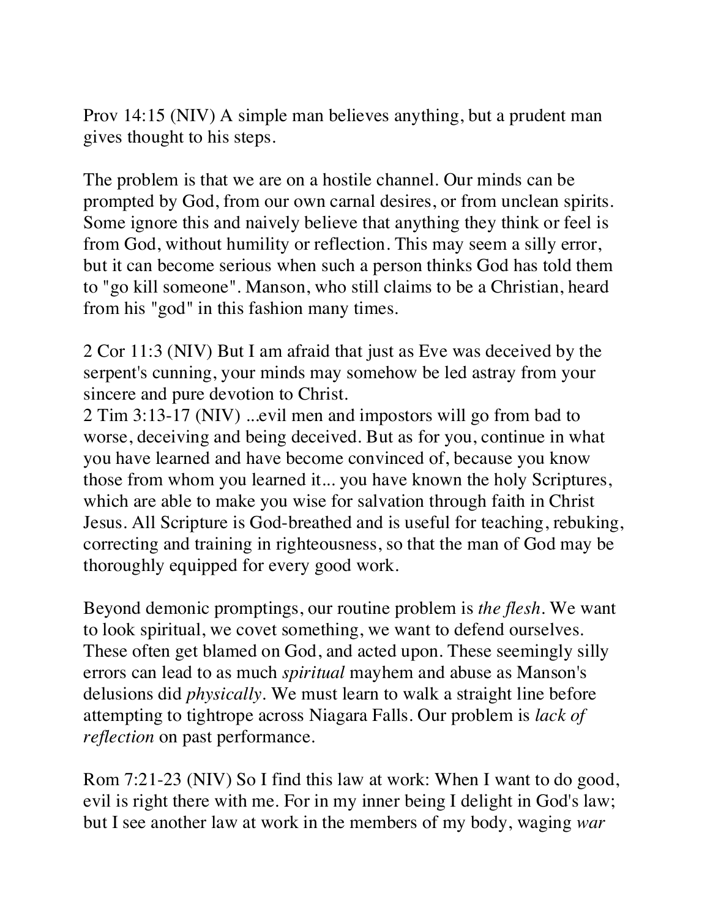Prov 14:15 (NIV) A simple man believes anything, but a prudent man gives thought to his steps.

The problem is that we are on a hostile channel. Our minds can be prompted by God, from our own carnal desires, or from unclean spirits. Some ignore this and naively believe that anything they think or feel is from God, without humility or reflection. This may seem a silly error, but it can become serious when such a person thinks God has told them to "go kill someone". Manson, who still claims to be a Christian, heard from his "god" in this fashion many times.

2 Cor 11:3 (NIV) But I am afraid that just as Eve was deceived by the serpent's cunning, your minds may somehow be led astray from your sincere and pure devotion to Christ.
2 Tim 3:13-17 (NIV) ...evil men and impostors will go from bad to worse, deceiving and being deceived. But as for you, continue in what you have learned and have become convinced of, because you know those from whom you learned it... you have known the holy Scriptures, which are able to make you wise for salvation through faith in Christ Jesus. All Scripture is God-breathed and is useful for teaching, rebuking, correcting and training in righteousness, so that the man of God may be thoroughly equipped for every good work.

Beyond demonic promptings, our routine problem is *the flesh*. We want to look spiritual, we covet something, we want to defend ourselves. These often get blamed on God, and acted upon. These seemingly silly errors can lead to as much *spiritual* mayhem and abuse as Manson's delusions did *physically*. We must learn to walk a straight line before attempting to tightrope across Niagara Falls. Our problem is *lack of reflection* on past performance.

Rom 7:21-23 (NIV) So I find this law at work: When I want to do good, evil is right there with me. For in my inner being I delight in God's law; but I see another law at work in the members of my body, waging *war*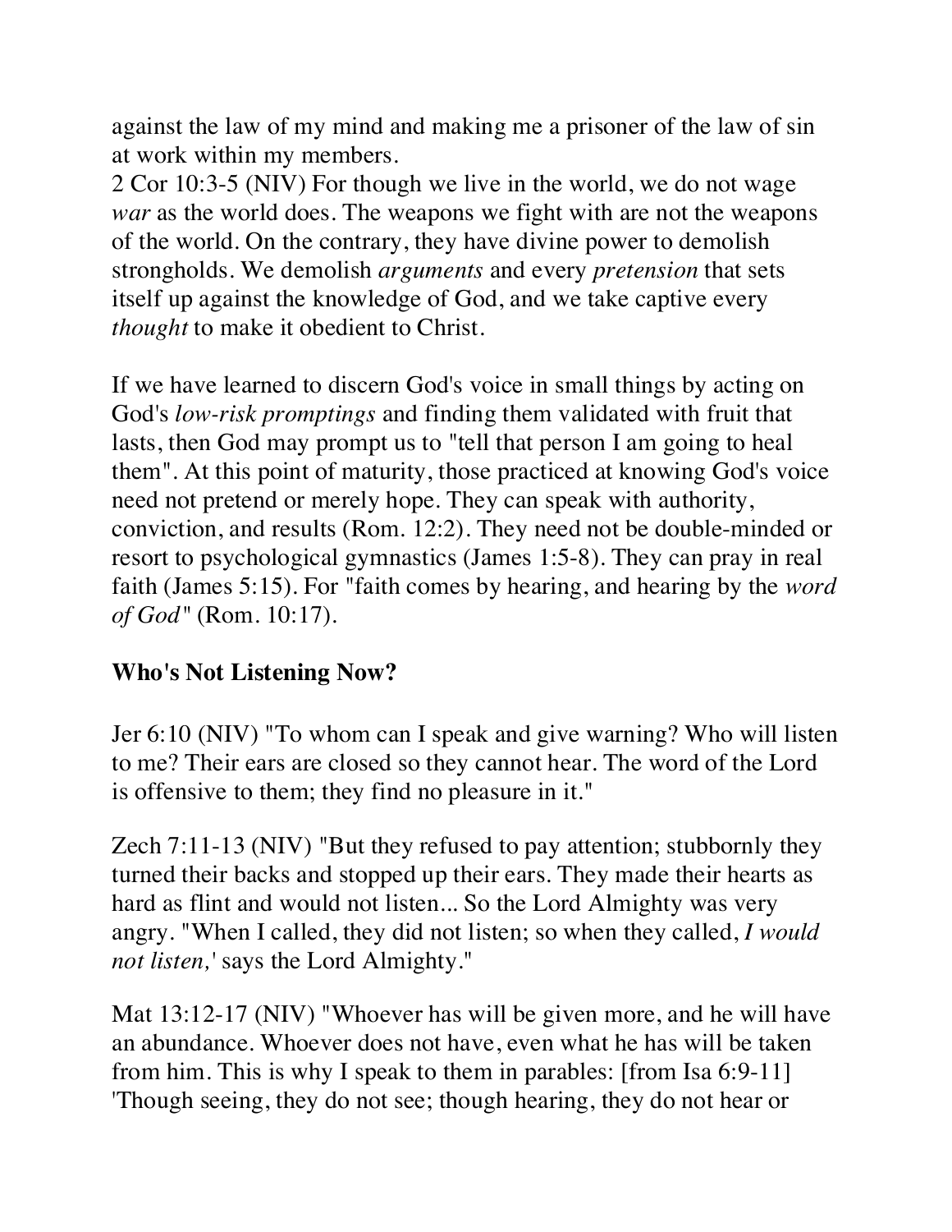against the law of my mind and making me a prisoner of the law of sin at work within my members.
2 Cor 10:3-5 (NIV) For though we live in the world, we do not wage *war* as the world does. The weapons we fight with are not the weapons of the world. On the contrary, they have divine power to demolish strongholds. We demolish *arguments* and every *pretension* that sets itself up against the knowledge of God, and we take captive every *thought* to make it obedient to Christ.

If we have learned to discern God's voice in small things by acting on God's *low-risk promptings* and finding them validated with fruit that lasts, then God may prompt us to "tell that person I am going to heal them". At this point of maturity, those practiced at knowing God's voice need not pretend or merely hope. They can speak with authority, conviction, and results (Rom. 12:2). They need not be double-minded or resort to psychological gymnastics (James 1:5-8). They can pray in real faith (James 5:15). For "faith comes by hearing, and hearing by the *word of God*" (Rom. 10:17).

**Who's Not Listening Now?**

Jer 6:10 (NIV) "To whom can I speak and give warning? Who will listen to me? Their ears are closed so they cannot hear. The word of the Lord is offensive to them; they find no pleasure in it."

Zech 7:11-13 (NIV) "But they refused to pay attention; stubbornly they turned their backs and stopped up their ears. They made their hearts as hard as flint and would not listen... So the Lord Almighty was very angry. "When I called, they did not listen; so when they called, *I would not listen,'* says the Lord Almighty."

Mat 13:12-17 (NIV) "Whoever has will be given more, and he will have an abundance. Whoever does not have, even what he has will be taken from him. This is why I speak to them in parables: [from Isa 6:9-11] 'Though seeing, they do not see; though hearing, they do not hear or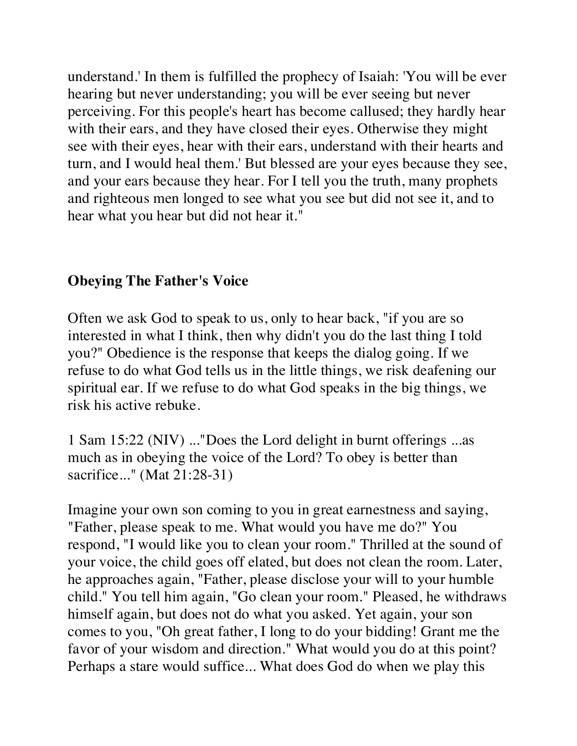understand.' In them is fulfilled the prophecy of Isaiah: 'You will be ever hearing but never understanding; you will be ever seeing but never perceiving. For this people's heart has become callused; they hardly hear with their ears, and they have closed their eyes. Otherwise they might see with their eyes, hear with their ears, understand with their hearts and turn, and I would heal them.' But blessed are your eyes because they see, and your ears because they hear. For I tell you the truth, many prophets and righteous men longed to see what you see but did not see it, and to hear what you hear but did not hear it."

## Obeying The Father's Voice

Often we ask God to speak to us, only to hear back, "if you are so interested in what I think, then why didn't you do the last thing I told you?" Obedience is the response that keeps the dialog going. If we refuse to do what God tells us in the little things, we risk deafening our spiritual ear. If we refuse to do what God speaks in the big things, we risk his active rebuke.

1 Sam 15:22 (NIV) ..."Does the Lord delight in burnt offerings ...as much as in obeying the voice of the Lord? To obey is better than sacrifice..." (Mat 21:28-31)

Imagine your own son coming to you in great earnestness and saying, "Father, please speak to me. What would you have me do?" You respond, "I would like you to clean your room." Thrilled at the sound of your voice, the child goes off elated, but does not clean the room. Later, he approaches again, "Father, please disclose your will to your humble child." You tell him again, "Go clean your room." Pleased, he withdraws himself again, but does not do what you asked. Yet again, your son comes to you, "Oh great father, I long to do your bidding! Grant me the favor of your wisdom and direction." What would you do at this point? Perhaps a stare would suffice... What does God do when we play this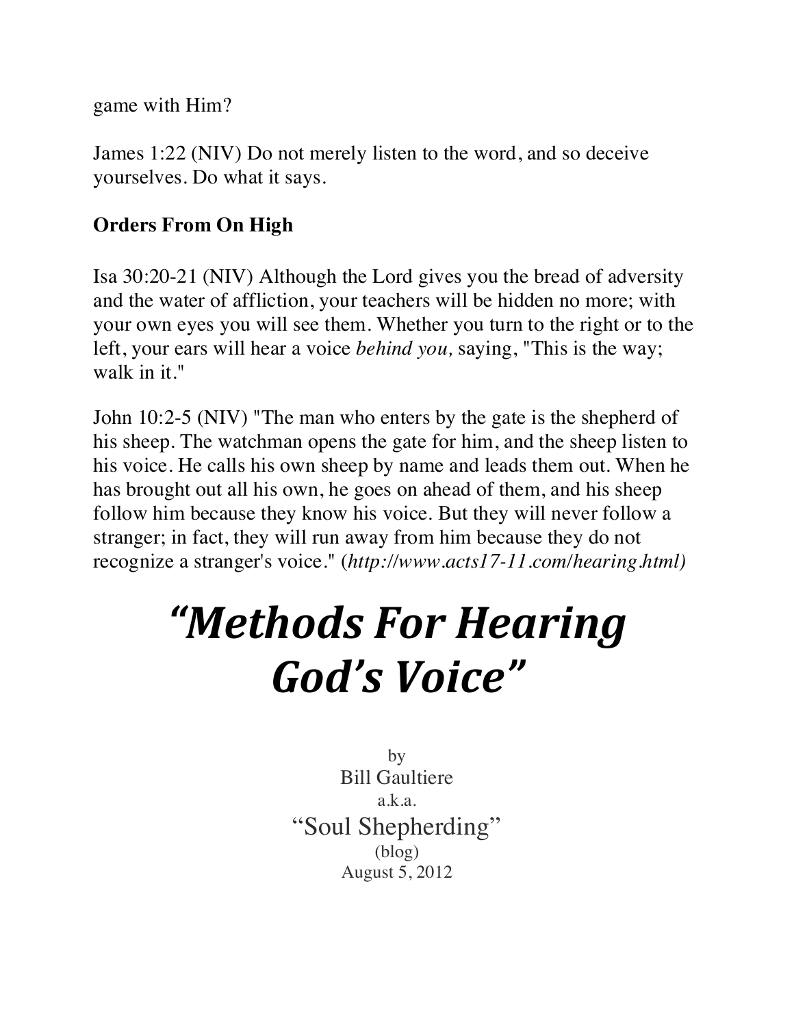game with Him?

James 1:22 (NIV) Do not merely listen to the word, and so deceive yourselves. Do what it says.

**Orders From On High**

Isa 30:20-21 (NIV) Although the Lord gives you the bread of adversity and the water of affliction, your teachers will be hidden no more; with your own eyes you will see them. Whether you turn to the right or to the left, your ears will hear a voice *behind you,* saying, "This is the way; walk in it."

John 10:2-5 (NIV) "The man who enters by the gate is the shepherd of his sheep. The watchman opens the gate for him, and the sheep listen to his voice. He calls his own sheep by name and leads them out. When he has brought out all his own, he goes on ahead of them, and his sheep follow him because they know his voice. But they will never follow a stranger; in fact, they will run away from him because they do not recognize a stranger's voice." (***http://www.acts17-11.com/hearing.html)***

# *"Methods For Hearing God's Voice"*

by
Bill Gaultiere
a.k.a.
"Soul Shepherding"
(blog)
August 5, 2012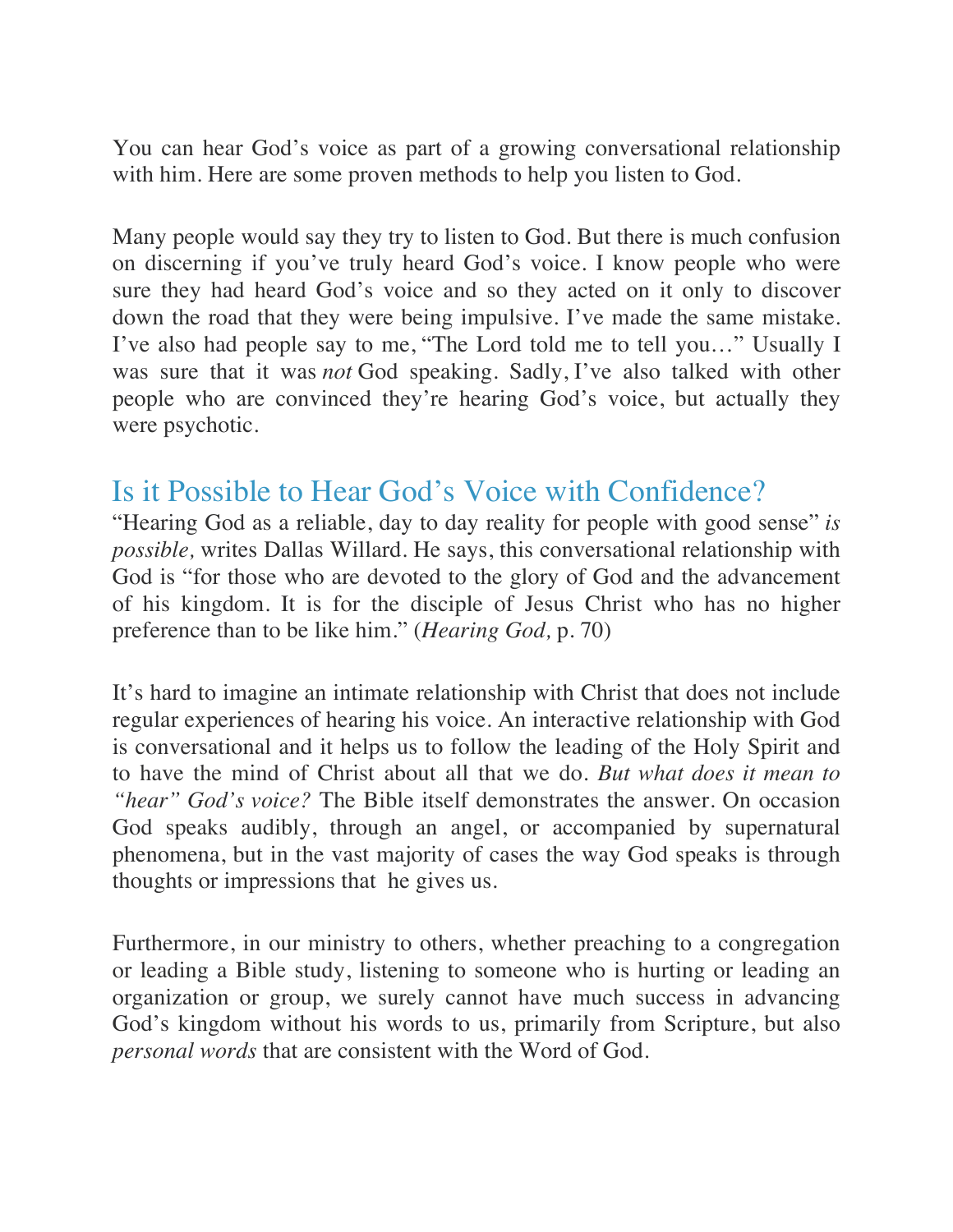You can hear God's voice as part of a growing conversational relationship with him. Here are some proven methods to help you listen to God.

Many people would say they try to listen to God. But there is much confusion on discerning if you've truly heard God's voice. I know people who were sure they had heard God's voice and so they acted on it only to discover down the road that they were being impulsive. I've made the same mistake. I've also had people say to me, "The Lord told me to tell you…" Usually I was sure that it was *not* God speaking. Sadly, I've also talked with other people who are convinced they're hearing God's voice, but actually they were psychotic.

## Is it Possible to Hear God's Voice with Confidence?

"Hearing God as a reliable, day to day reality for people with good sense" *is possible,* writes Dallas Willard. He says, this conversational relationship with God is "for those who are devoted to the glory of God and the advancement of his kingdom. It is for the disciple of Jesus Christ who has no higher preference than to be like him." (*Hearing God,* p. 70)

It's hard to imagine an intimate relationship with Christ that does not include regular experiences of hearing his voice. An interactive relationship with God is conversational and it helps us to follow the leading of the Holy Spirit and to have the mind of Christ about all that we do. *But what does it mean to "hear" God's voice?* The Bible itself demonstrates the answer. On occasion God speaks audibly, through an angel, or accompanied by supernatural phenomena, but in the vast majority of cases the way God speaks is through thoughts or impressions that he gives us.

Furthermore, in our ministry to others, whether preaching to a congregation or leading a Bible study, listening to someone who is hurting or leading an organization or group, we surely cannot have much success in advancing God's kingdom without his words to us, primarily from Scripture, but also *personal words* that are consistent with the Word of God.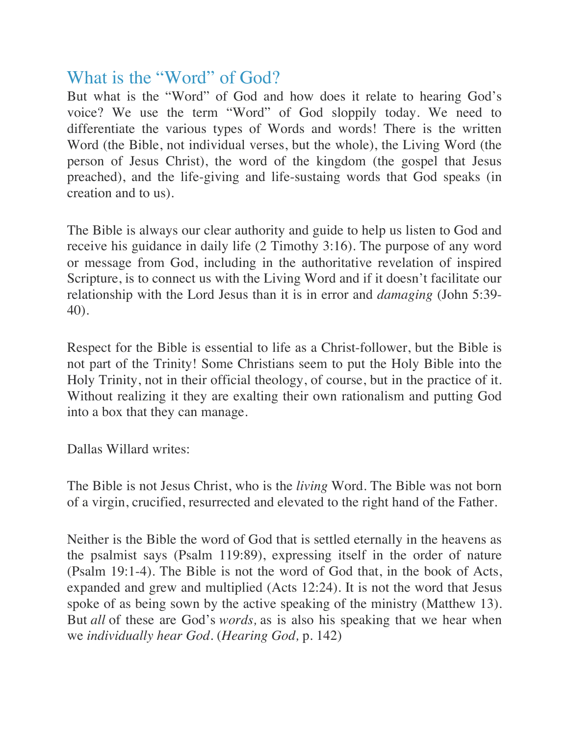## What is the "Word" of God?

But what is the "Word" of God and how does it relate to hearing God's voice? We use the term "Word" of God sloppily today. We need to differentiate the various types of Words and words! There is the written Word (the Bible, not individual verses, but the whole), the Living Word (the person of Jesus Christ), the word of the kingdom (the gospel that Jesus preached), and the life-giving and life-sustaing words that God speaks (in creation and to us).

The Bible is always our clear authority and guide to help us listen to God and receive his guidance in daily life (2 Timothy 3:16). The purpose of any word or message from God, including in the authoritative revelation of inspired Scripture, is to connect us with the Living Word and if it doesn't facilitate our relationship with the Lord Jesus than it is in error and *damaging* (John 5:39-40).

Respect for the Bible is essential to life as a Christ-follower, but the Bible is not part of the Trinity! Some Christians seem to put the Holy Bible into the Holy Trinity, not in their official theology, of course, but in the practice of it. Without realizing it they are exalting their own rationalism and putting God into a box that they can manage.

Dallas Willard writes:

The Bible is not Jesus Christ, who is the *living* Word. The Bible was not born of a virgin, crucified, resurrected and elevated to the right hand of the Father.

Neither is the Bible the word of God that is settled eternally in the heavens as the psalmist says (Psalm 119:89), expressing itself in the order of nature (Psalm 19:1-4). The Bible is not the word of God that, in the book of Acts, expanded and grew and multiplied (Acts 12:24). It is not the word that Jesus spoke of as being sown by the active speaking of the ministry (Matthew 13). But *all* of these are God's *words,* as is also his speaking that we hear when we *individually hear God*. (*Hearing God,* p. 142)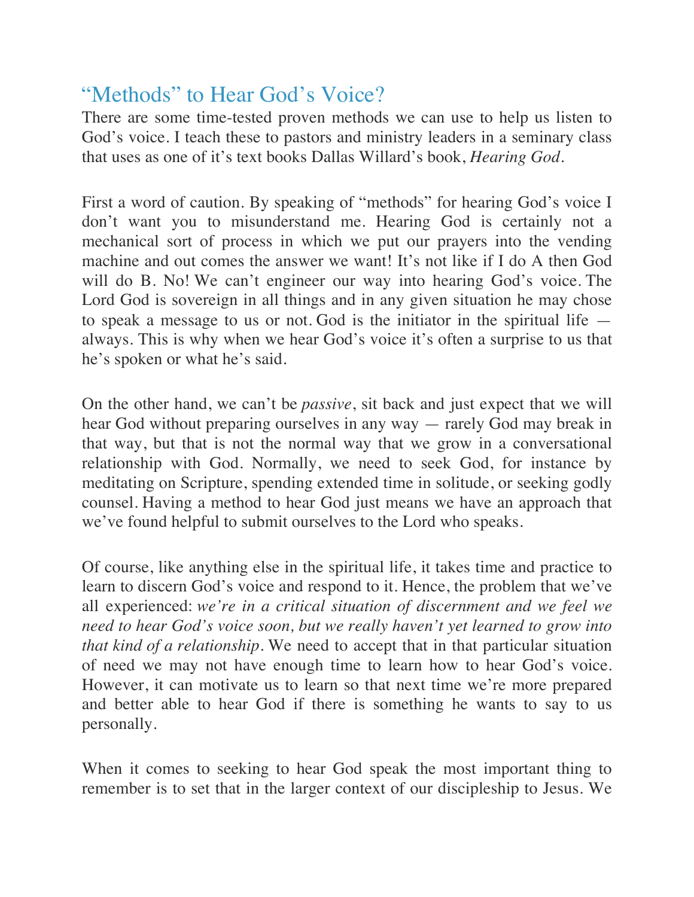## “Methods” to Hear God’s Voice?

There are some time-tested proven methods we can use to help us listen to God’s voice. I teach these to pastors and ministry leaders in a seminary class that uses as one of it’s text books Dallas Willard’s book, *Hearing God*.

First a word of caution. By speaking of “methods” for hearing God’s voice I don’t want you to misunderstand me. Hearing God is certainly not a mechanical sort of process in which we put our prayers into the vending machine and out comes the answer we want! It’s not like if I do A then God will do B. No! We can’t engineer our way into hearing God’s voice. The Lord God is sovereign in all things and in any given situation he may chose to speak a message to us or not. God is the initiator in the spiritual life — always. This is why when we hear God’s voice it’s often a surprise to us that he’s spoken or what he’s said.

On the other hand, we can’t be *passive*, sit back and just expect that we will hear God without preparing ourselves in any way — rarely God may break in that way, but that is not the normal way that we grow in a conversational relationship with God. Normally, we need to seek God, for instance by meditating on Scripture, spending extended time in solitude, or seeking godly counsel. Having a method to hear God just means we have an approach that we’ve found helpful to submit ourselves to the Lord who speaks.

Of course, like anything else in the spiritual life, it takes time and practice to learn to discern God’s voice and respond to it. Hence, the problem that we’ve all experienced: *we’re in a critical situation of discernment and we feel we need to hear God’s voice soon, but we really haven’t yet learned to grow into that kind of a relationship*. We need to accept that in that particular situation of need we may not have enough time to learn how to hear God’s voice. However, it can motivate us to learn so that next time we’re more prepared and better able to hear God if there is something he wants to say to us personally.

When it comes to seeking to hear God speak the most important thing to remember is to set that in the larger context of our discipleship to Jesus. We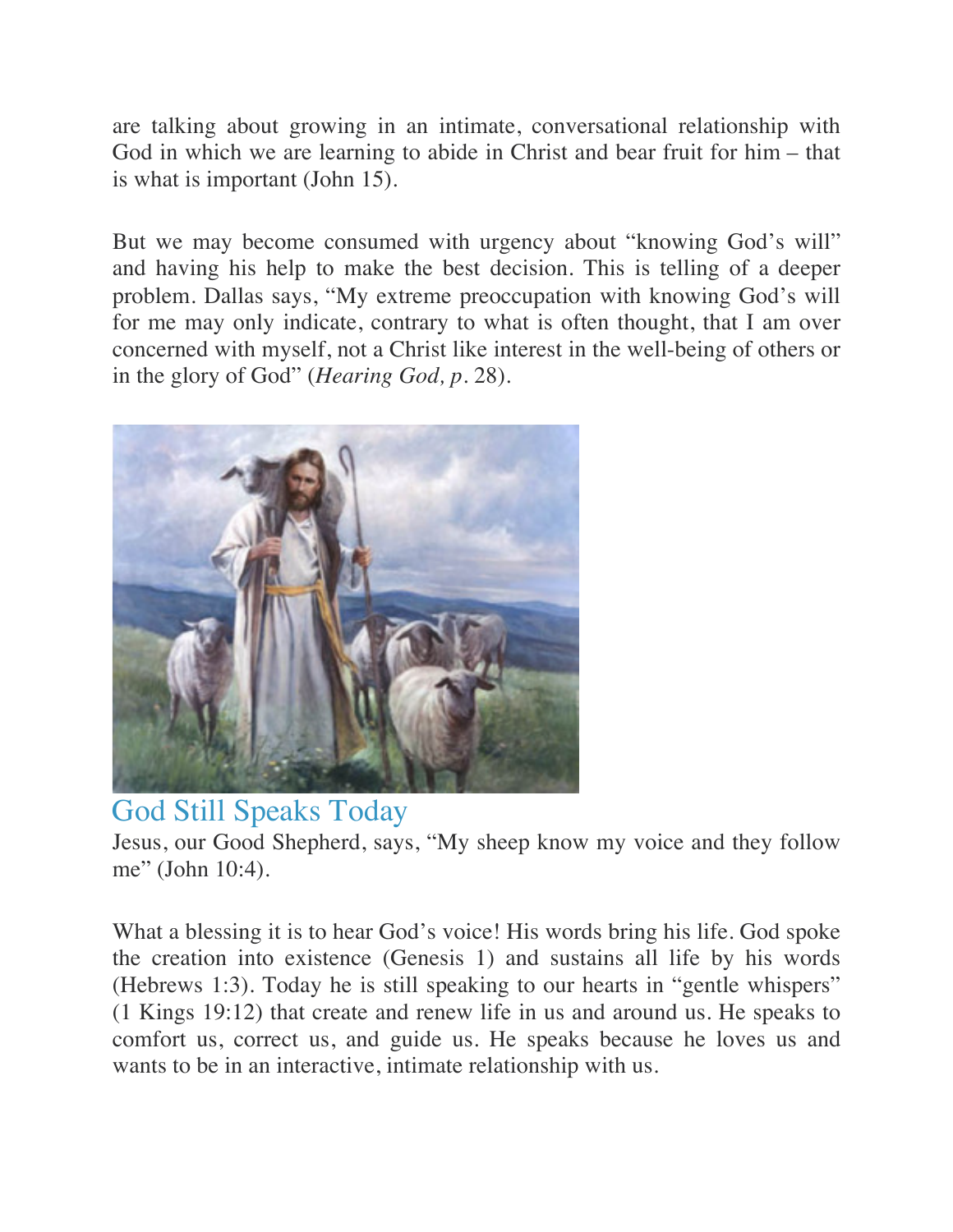are talking about growing in an intimate, conversational relationship with God in which we are learning to abide in Christ and bear fruit for him – that is what is important (John 15).

But we may become consumed with urgency about "knowing God's will" and having his help to make the best decision. This is telling of a deeper problem. Dallas says, "My extreme preoccupation with knowing God's will for me may only indicate, contrary to what is often thought, that I am over concerned with myself, not a Christ like interest in the well-being of others or in the glory of God" (*Hearing God, p.* 28).

## God Still Speaks Today

Jesus, our Good Shepherd, says, "My sheep know my voice and they follow me" (John 10:4).

What a blessing it is to hear God's voice! His words bring his life. God spoke the creation into existence (Genesis 1) and sustains all life by his words (Hebrews 1:3). Today he is still speaking to our hearts in "gentle whispers" (1 Kings 19:12) that create and renew life in us and around us. He speaks to comfort us, correct us, and guide us. He speaks because he loves us and wants to be in an interactive, intimate relationship with us.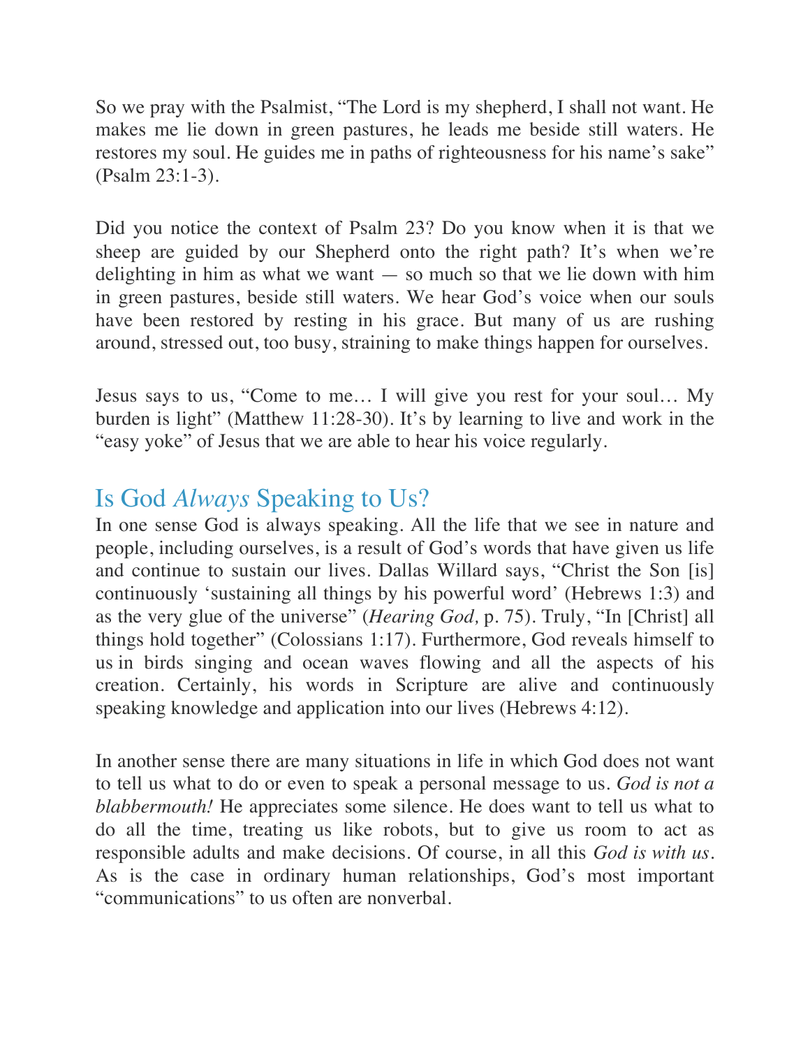So we pray with the Psalmist, "The Lord is my shepherd, I shall not want. He makes me lie down in green pastures, he leads me beside still waters. He restores my soul. He guides me in paths of righteousness for his name's sake" (Psalm 23:1-3).

Did you notice the context of Psalm 23? Do you know when it is that we sheep are guided by our Shepherd onto the right path? It's when we're delighting in him as what we want — so much so that we lie down with him in green pastures, beside still waters. We hear God's voice when our souls have been restored by resting in his grace. But many of us are rushing around, stressed out, too busy, straining to make things happen for ourselves.

Jesus says to us, "Come to me… I will give you rest for your soul… My burden is light" (Matthew 11:28-30). It's by learning to live and work in the "easy yoke" of Jesus that we are able to hear his voice regularly.

## Is God *Always* Speaking to Us?

In one sense God is always speaking. All the life that we see in nature and people, including ourselves, is a result of God's words that have given us life and continue to sustain our lives. Dallas Willard says, "Christ the Son [is] continuously 'sustaining all things by his powerful word' (Hebrews 1:3) and as the very glue of the universe" (*Hearing God,* p. 75). Truly, "In [Christ] all things hold together" (Colossians 1:17). Furthermore, God reveals himself to us in birds singing and ocean waves flowing and all the aspects of his creation. Certainly, his words in Scripture are alive and continuously speaking knowledge and application into our lives (Hebrews 4:12).

In another sense there are many situations in life in which God does not want to tell us what to do or even to speak a personal message to us. *God is not a blabbermouth!* He appreciates some silence. He does want to tell us what to do all the time, treating us like robots, but to give us room to act as responsible adults and make decisions. Of course, in all this *God is with us*. As is the case in ordinary human relationships, God's most important "communications" to us often are nonverbal.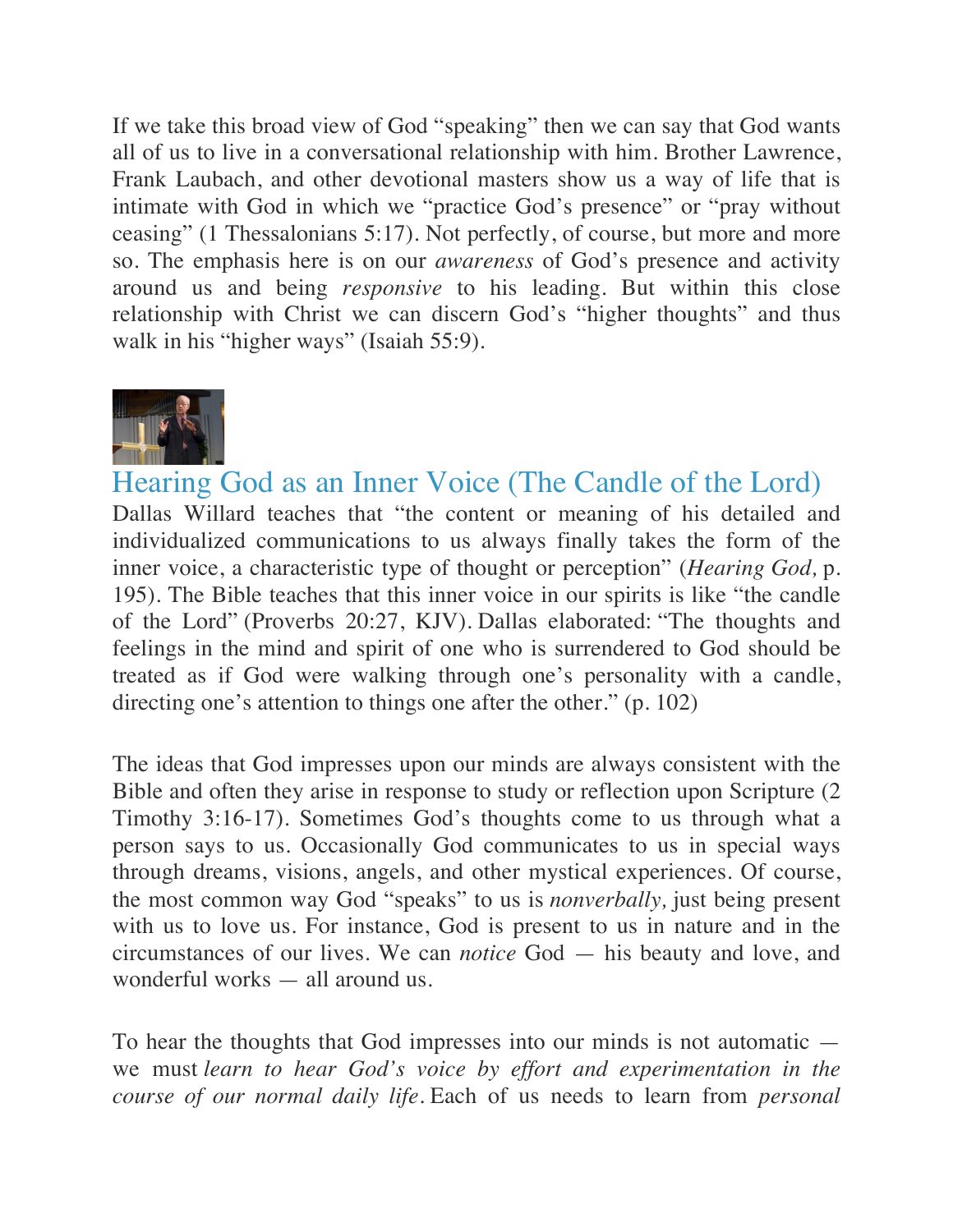If we take this broad view of God "speaking" then we can say that God wants all of us to live in a conversational relationship with him. Brother Lawrence, Frank Laubach, and other devotional masters show us a way of life that is intimate with God in which we "practice God's presence" or "pray without ceasing" (1 Thessalonians 5:17). Not perfectly, of course, but more and more so. The emphasis here is on our *awareness* of God's presence and activity around us and being *responsive* to his leading. But within this close relationship with Christ we can discern God's "higher thoughts" and thus walk in his "higher ways" (Isaiah 55:9).

## Hearing God as an Inner Voice (The Candle of the Lord)

Dallas Willard teaches that "the content or meaning of his detailed and individualized communications to us always finally takes the form of the inner voice, a characteristic type of thought or perception" (*Hearing God,* p. 195). The Bible teaches that this inner voice in our spirits is like "the candle of the Lord" (Proverbs 20:27, KJV). Dallas elaborated: "The thoughts and feelings in the mind and spirit of one who is surrendered to God should be treated as if God were walking through one's personality with a candle, directing one's attention to things one after the other." (p. 102)

The ideas that God impresses upon our minds are always consistent with the Bible and often they arise in response to study or reflection upon Scripture (2 Timothy 3:16-17). Sometimes God's thoughts come to us through what a person says to us. Occasionally God communicates to us in special ways through dreams, visions, angels, and other mystical experiences. Of course, the most common way God "speaks" to us is *nonverbally,* just being present with us to love us. For instance, God is present to us in nature and in the circumstances of our lives. We can *notice* God — his beauty and love, and wonderful works — all around us.

To hear the thoughts that God impresses into our minds is not automatic — we must *learn to hear God's voice by effort and experimentation in the course of our normal daily life.* Each of us needs to learn from *personal*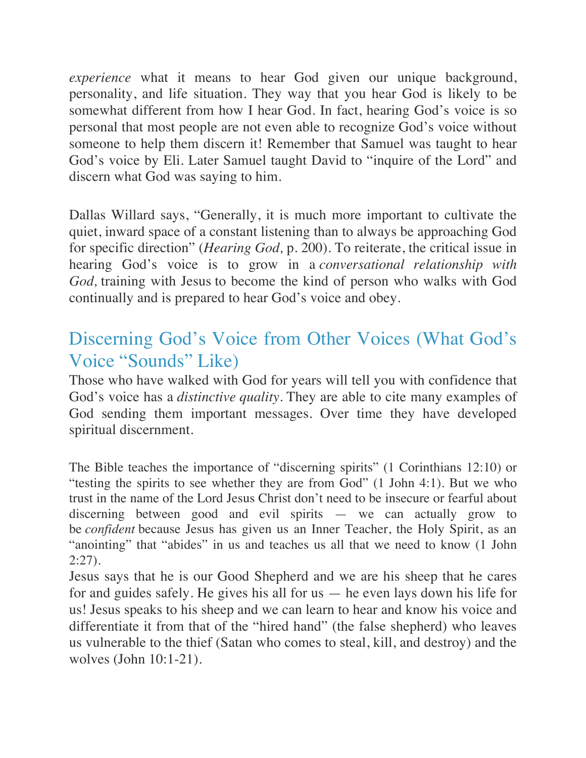*experience* what it means to hear God given our unique background, personality, and life situation. They way that you hear God is likely to be somewhat different from how I hear God. In fact, hearing God's voice is so personal that most people are not even able to recognize God's voice without someone to help them discern it! Remember that Samuel was taught to hear God's voice by Eli. Later Samuel taught David to "inquire of the Lord" and discern what God was saying to him.

Dallas Willard says, "Generally, it is much more important to cultivate the quiet, inward space of a constant listening than to always be approaching God for specific direction" (*Hearing God,* p. 200). To reiterate, the critical issue in hearing God's voice is to grow in a *conversational relationship with God,* training with Jesus to become the kind of person who walks with God continually and is prepared to hear God's voice and obey.

## Discerning God's Voice from Other Voices (What God's Voice "Sounds" Like)

Those who have walked with God for years will tell you with confidence that God's voice has a *distinctive quality*. They are able to cite many examples of God sending them important messages. Over time they have developed spiritual discernment.

The Bible teaches the importance of "discerning spirits" (1 Corinthians 12:10) or "testing the spirits to see whether they are from God" (1 John 4:1). But we who trust in the name of the Lord Jesus Christ don't need to be insecure or fearful about discerning between good and evil spirits — we can actually grow to be *confident* because Jesus has given us an Inner Teacher, the Holy Spirit, as an "anointing" that "abides" in us and teaches us all that we need to know (1 John 2:27).

Jesus says that he is our Good Shepherd and we are his sheep that he cares for and guides safely. He gives his all for us — he even lays down his life for us! Jesus speaks to his sheep and we can learn to hear and know his voice and differentiate it from that of the "hired hand" (the false shepherd) who leaves us vulnerable to the thief (Satan who comes to steal, kill, and destroy) and the wolves (John 10:1-21).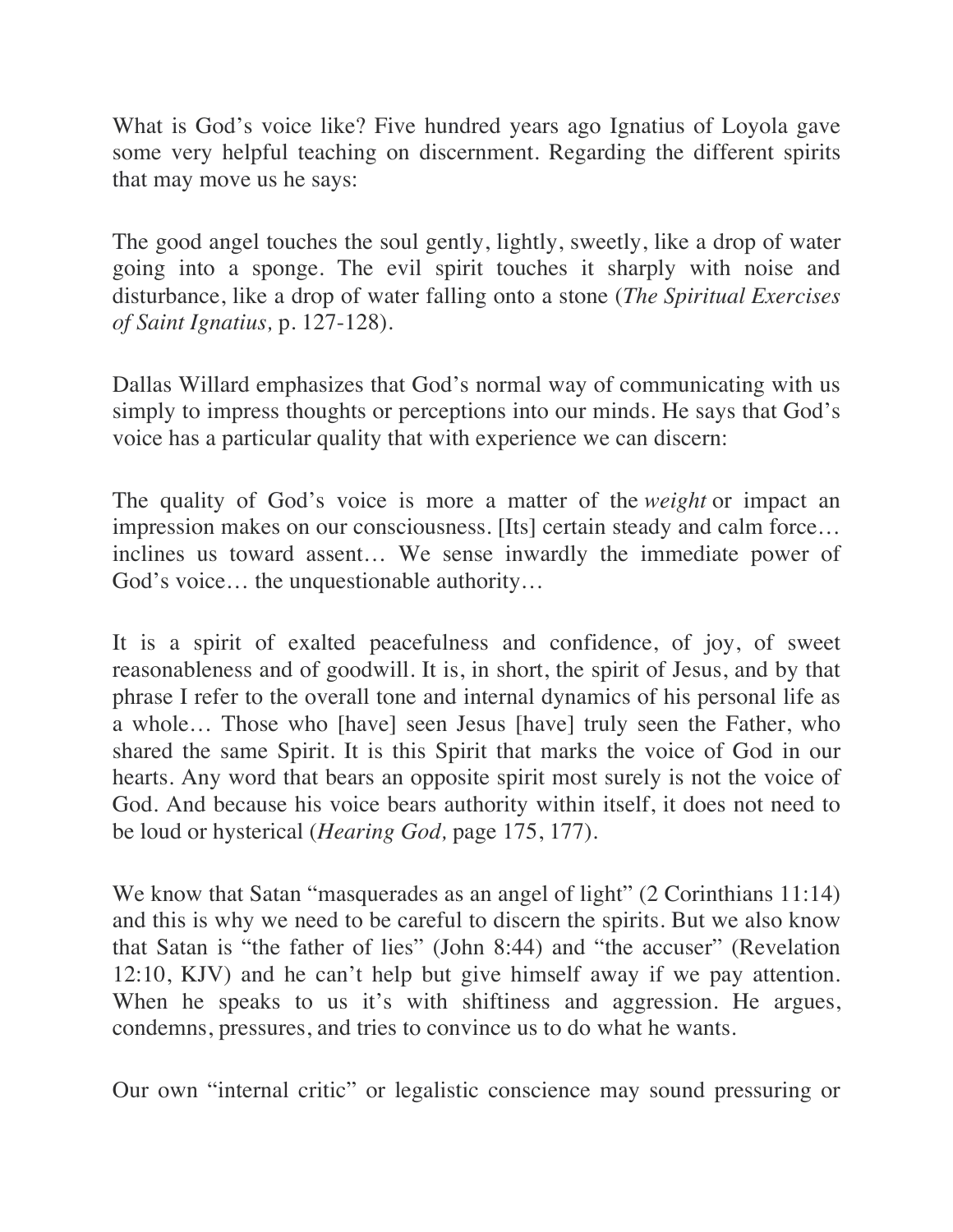What is God's voice like? Five hundred years ago Ignatius of Loyola gave some very helpful teaching on discernment. Regarding the different spirits that may move us he says:

The good angel touches the soul gently, lightly, sweetly, like a drop of water going into a sponge. The evil spirit touches it sharply with noise and disturbance, like a drop of water falling onto a stone (*The Spiritual Exercises of Saint Ignatius,* p. 127-128).

Dallas Willard emphasizes that God's normal way of communicating with us simply to impress thoughts or perceptions into our minds. He says that God's voice has a particular quality that with experience we can discern:

The quality of God's voice is more a matter of the *weight* or impact an impression makes on our consciousness. [Its] certain steady and calm force… inclines us toward assent… We sense inwardly the immediate power of God's voice… the unquestionable authority…

It is a spirit of exalted peacefulness and confidence, of joy, of sweet reasonableness and of goodwill. It is, in short, the spirit of Jesus, and by that phrase I refer to the overall tone and internal dynamics of his personal life as a whole… Those who [have] seen Jesus [have] truly seen the Father, who shared the same Spirit. It is this Spirit that marks the voice of God in our hearts. Any word that bears an opposite spirit most surely is not the voice of God. And because his voice bears authority within itself, it does not need to be loud or hysterical (*Hearing God,* page 175, 177).

We know that Satan "masquerades as an angel of light" (2 Corinthians 11:14) and this is why we need to be careful to discern the spirits. But we also know that Satan is "the father of lies" (John 8:44) and "the accuser" (Revelation 12:10, KJV) and he can't help but give himself away if we pay attention. When he speaks to us it's with shiftiness and aggression. He argues, condemns, pressures, and tries to convince us to do what he wants.

Our own "internal critic" or legalistic conscience may sound pressuring or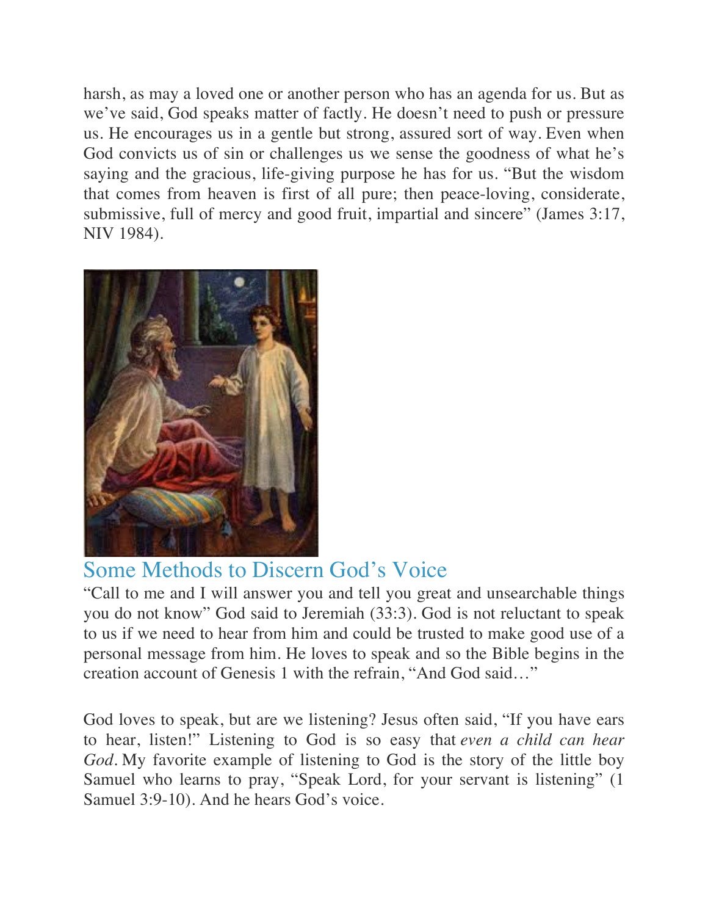harsh, as may a loved one or another person who has an agenda for us. But as we've said, God speaks matter of factly. He doesn't need to push or pressure us. He encourages us in a gentle but strong, assured sort of way. Even when God convicts us of sin or challenges us we sense the goodness of what he's saying and the gracious, life-giving purpose he has for us. "But the wisdom that comes from heaven is first of all pure; then peace-loving, considerate, submissive, full of mercy and good fruit, impartial and sincere" (James 3:17, NIV 1984).

## Some Methods to Discern God's Voice

"Call to me and I will answer you and tell you great and unsearchable things you do not know" God said to Jeremiah (33:3). God is not reluctant to speak to us if we need to hear from him and could be trusted to make good use of a personal message from him. He loves to speak and so the Bible begins in the creation account of Genesis 1 with the refrain, "And God said…"

God loves to speak, but are we listening? Jesus often said, "If you have ears to hear, listen!" Listening to God is so easy that *even a child can hear God*. My favorite example of listening to God is the story of the little boy Samuel who learns to pray, "Speak Lord, for your servant is listening" (1 Samuel 3:9-10). And he hears God's voice.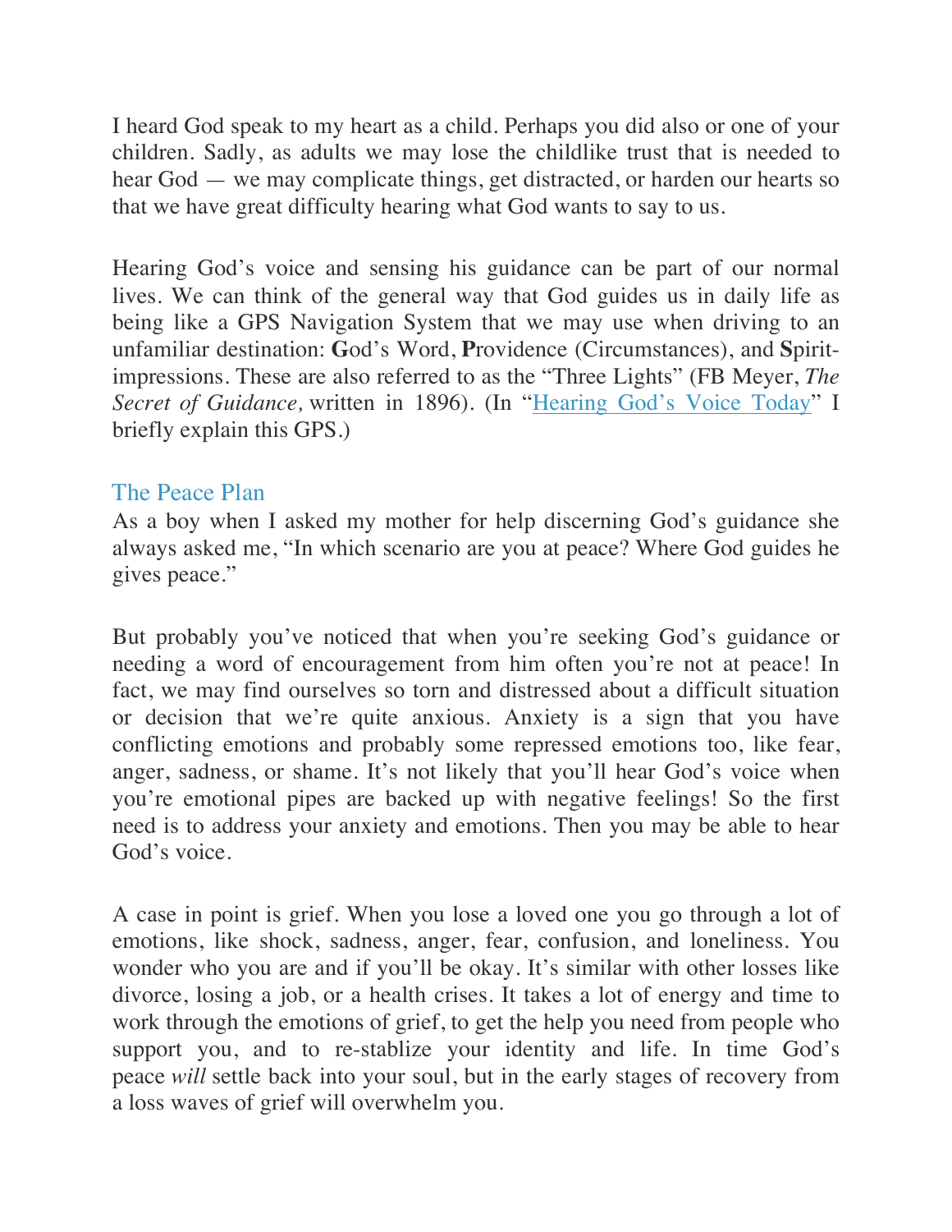I heard God speak to my heart as a child. Perhaps you did also or one of your children. Sadly, as adults we may lose the childlike trust that is needed to hear God — we may complicate things, get distracted, or harden our hearts so that we have great difficulty hearing what God wants to say to us.

Hearing God's voice and sensing his guidance can be part of our normal lives. We can think of the general way that God guides us in daily life as being like a GPS Navigation System that we may use when driving to an unfamiliar destination: **G**od's Word, **P**rovidence (Circumstances), and **S**pirit-impressions. These are also referred to as the "Three Lights" (FB Meyer, *The Secret of Guidance,* written in 1896). (In "Hearing God's Voice Today" I briefly explain this GPS.)

## The Peace Plan

As a boy when I asked my mother for help discerning God's guidance she always asked me, "In which scenario are you at peace? Where God guides he gives peace."

But probably you've noticed that when you're seeking God's guidance or needing a word of encouragement from him often you're not at peace! In fact, we may find ourselves so torn and distressed about a difficult situation or decision that we're quite anxious. Anxiety is a sign that you have conflicting emotions and probably some repressed emotions too, like fear, anger, sadness, or shame. It's not likely that you'll hear God's voice when you're emotional pipes are backed up with negative feelings! So the first need is to address your anxiety and emotions. Then you may be able to hear God's voice.

A case in point is grief. When you lose a loved one you go through a lot of emotions, like shock, sadness, anger, fear, confusion, and loneliness. You wonder who you are and if you'll be okay. It's similar with other losses like divorce, losing a job, or a health crises. It takes a lot of energy and time to work through the emotions of grief, to get the help you need from people who support you, and to re-stablize your identity and life. In time God's peace *will* settle back into your soul, but in the early stages of recovery from a loss waves of grief will overwhelm you.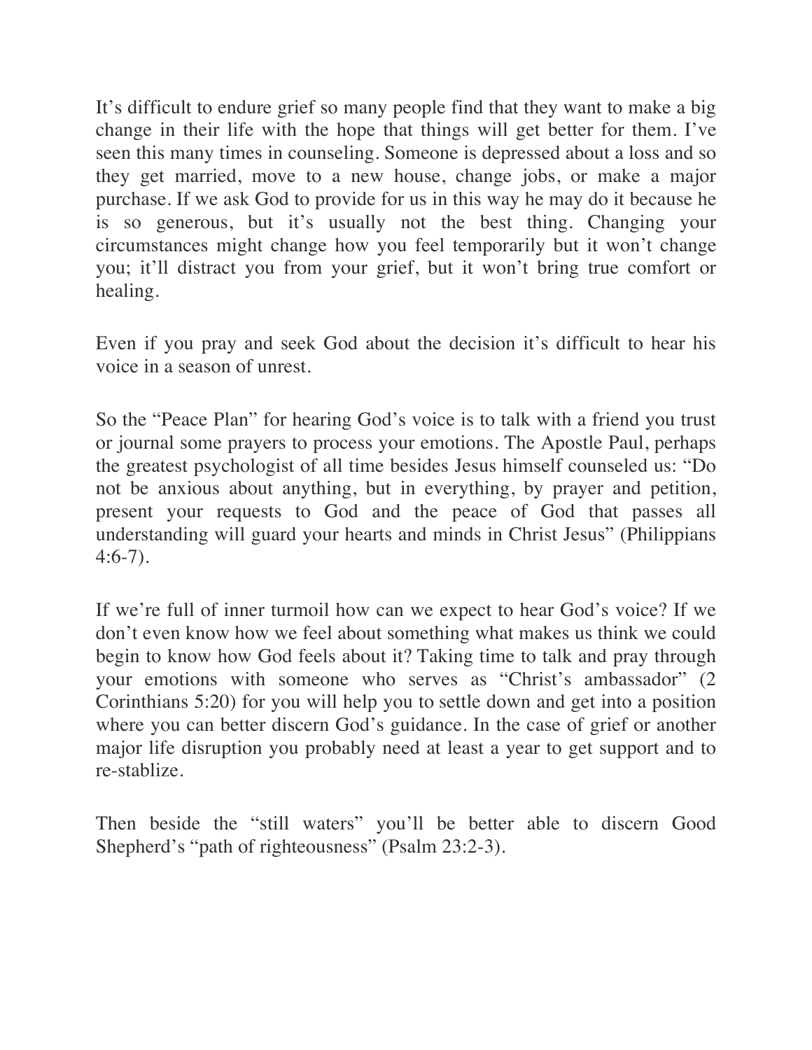It's difficult to endure grief so many people find that they want to make a big change in their life with the hope that things will get better for them. I've seen this many times in counseling. Someone is depressed about a loss and so they get married, move to a new house, change jobs, or make a major purchase. If we ask God to provide for us in this way he may do it because he is so generous, but it's usually not the best thing. Changing your circumstances might change how you feel temporarily but it won't change you; it'll distract you from your grief, but it won't bring true comfort or healing.

Even if you pray and seek God about the decision it's difficult to hear his voice in a season of unrest.

So the "Peace Plan" for hearing God's voice is to talk with a friend you trust or journal some prayers to process your emotions. The Apostle Paul, perhaps the greatest psychologist of all time besides Jesus himself counseled us: "Do not be anxious about anything, but in everything, by prayer and petition, present your requests to God and the peace of God that passes all understanding will guard your hearts and minds in Christ Jesus" (Philippians 4:6-7).

If we're full of inner turmoil how can we expect to hear God's voice? If we don't even know how we feel about something what makes us think we could begin to know how God feels about it? Taking time to talk and pray through your emotions with someone who serves as "Christ's ambassador" (2 Corinthians 5:20) for you will help you to settle down and get into a position where you can better discern God's guidance. In the case of grief or another major life disruption you probably need at least a year to get support and to re-stablize.

Then beside the "still waters" you'll be better able to discern Good Shepherd's "path of righteousness" (Psalm 23:2-3).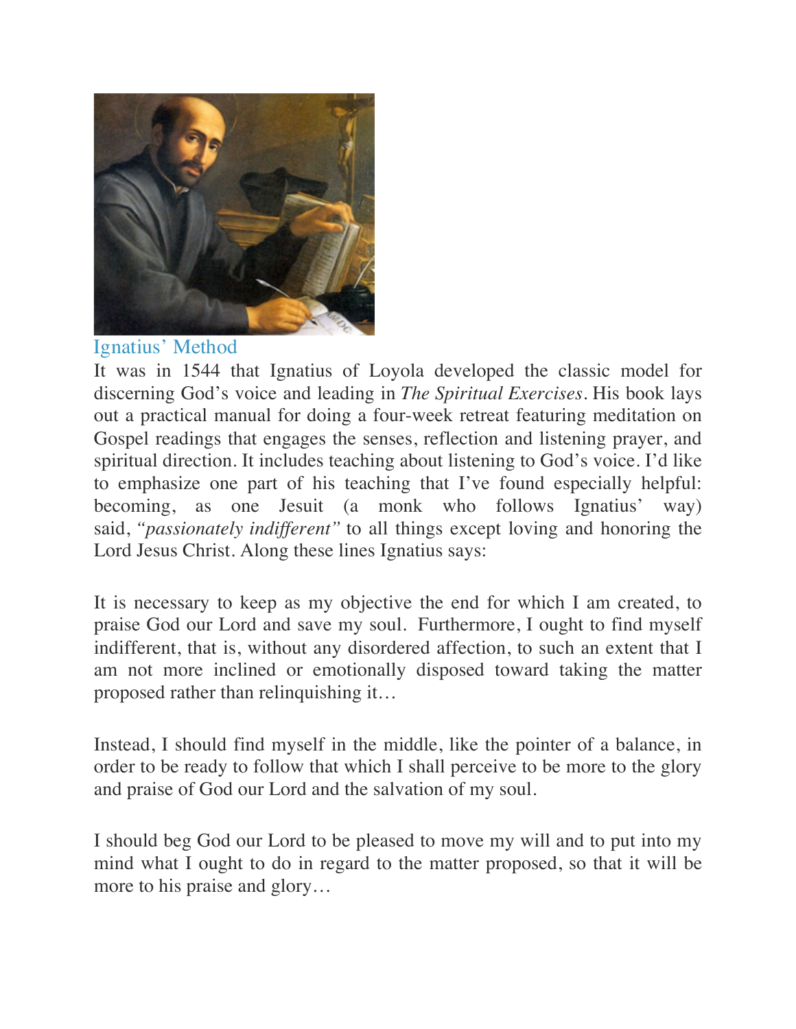## Ignatius' Method

It was in 1544 that Ignatius of Loyola developed the classic model for discerning God's voice and leading in *The Spiritual Exercises*. His book lays out a practical manual for doing a four-week retreat featuring meditation on Gospel readings that engages the senses, reflection and listening prayer, and spiritual direction. It includes teaching about listening to God's voice. I'd like to emphasize one part of his teaching that I've found especially helpful: becoming, as one Jesuit (a monk who follows Ignatius' way) said, *"passionately indifferent"* to all things except loving and honoring the Lord Jesus Christ. Along these lines Ignatius says:

It is necessary to keep as my objective the end for which I am created, to praise God our Lord and save my soul. Furthermore, I ought to find myself indifferent, that is, without any disordered affection, to such an extent that I am not more inclined or emotionally disposed toward taking the matter proposed rather than relinquishing it…

Instead, I should find myself in the middle, like the pointer of a balance, in order to be ready to follow that which I shall perceive to be more to the glory and praise of God our Lord and the salvation of my soul.

I should beg God our Lord to be pleased to move my will and to put into my mind what I ought to do in regard to the matter proposed, so that it will be more to his praise and glory…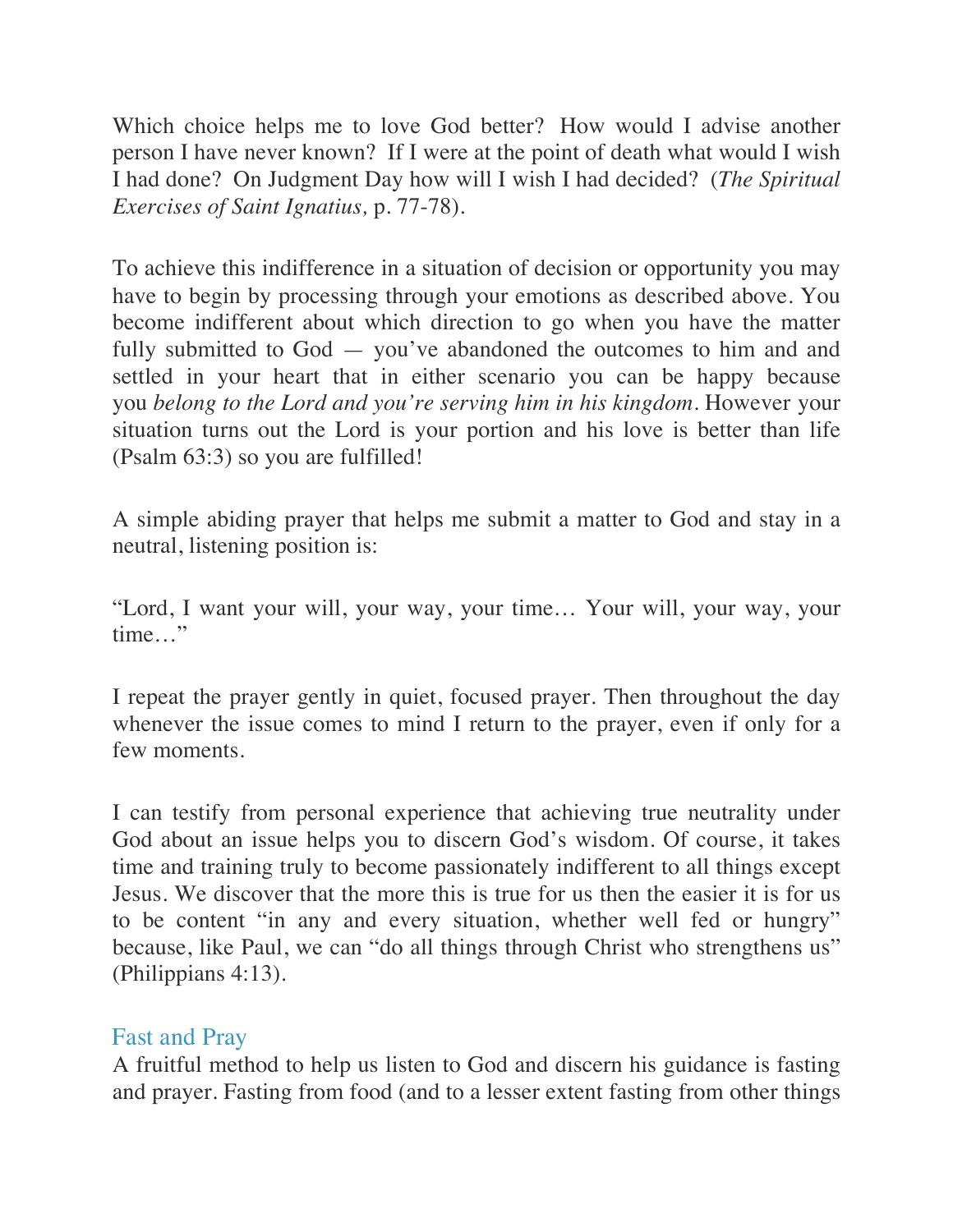Which choice helps me to love God better? How would I advise another person I have never known? If I were at the point of death what would I wish I had done? On Judgment Day how will I wish I had decided? (*The Spiritual Exercises of Saint Ignatius,* p. 77-78).

To achieve this indifference in a situation of decision or opportunity you may have to begin by processing through your emotions as described above. You become indifferent about which direction to go when you have the matter fully submitted to God — you've abandoned the outcomes to him and and settled in your heart that in either scenario you can be happy because you *belong to the Lord and you're serving him in his kingdom*. However your situation turns out the Lord is your portion and his love is better than life (Psalm 63:3) so you are fulfilled!

A simple abiding prayer that helps me submit a matter to God and stay in a neutral, listening position is:

"Lord, I want your will, your way, your time… Your will, your way, your time…"

I repeat the prayer gently in quiet, focused prayer. Then throughout the day whenever the issue comes to mind I return to the prayer, even if only for a few moments.

I can testify from personal experience that achieving true neutrality under God about an issue helps you to discern God's wisdom. Of course, it takes time and training truly to become passionately indifferent to all things except Jesus. We discover that the more this is true for us then the easier it is for us to be content "in any and every situation, whether well fed or hungry" because, like Paul, we can "do all things through Christ who strengthens us" (Philippians 4:13).

### Fast and Pray

A fruitful method to help us listen to God and discern his guidance is fasting and prayer. Fasting from food (and to a lesser extent fasting from other things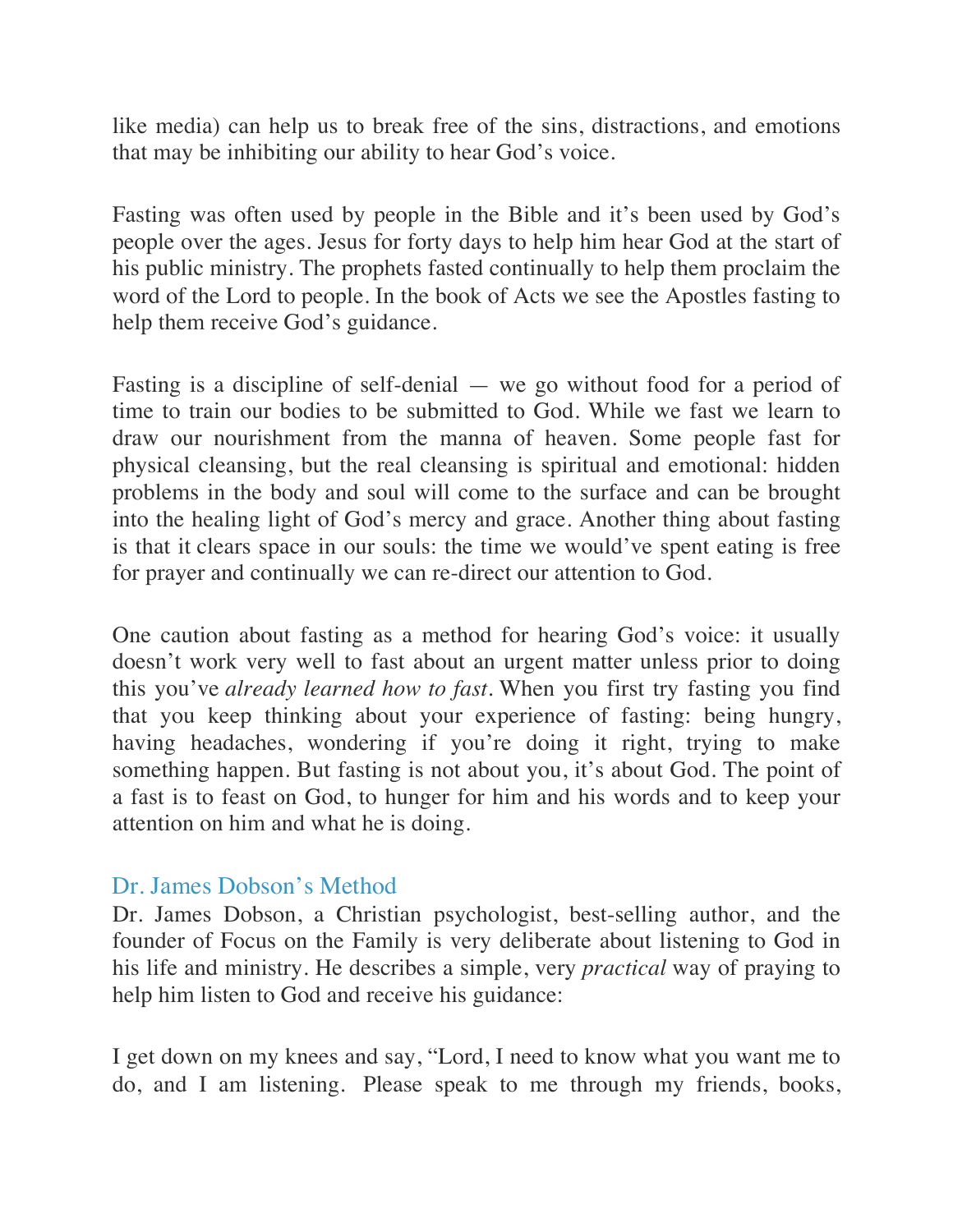like media) can help us to break free of the sins, distractions, and emotions that may be inhibiting our ability to hear God's voice.

Fasting was often used by people in the Bible and it's been used by God's people over the ages. Jesus for forty days to help him hear God at the start of his public ministry. The prophets fasted continually to help them proclaim the word of the Lord to people. In the book of Acts we see the Apostles fasting to help them receive God's guidance.

Fasting is a discipline of self-denial — we go without food for a period of time to train our bodies to be submitted to God. While we fast we learn to draw our nourishment from the manna of heaven. Some people fast for physical cleansing, but the real cleansing is spiritual and emotional: hidden problems in the body and soul will come to the surface and can be brought into the healing light of God's mercy and grace. Another thing about fasting is that it clears space in our souls: the time we would've spent eating is free for prayer and continually we can re-direct our attention to God.

One caution about fasting as a method for hearing God's voice: it usually doesn't work very well to fast about an urgent matter unless prior to doing this you've *already learned how to fast*. When you first try fasting you find that you keep thinking about your experience of fasting: being hungry, having headaches, wondering if you're doing it right, trying to make something happen. But fasting is not about you, it's about God. The point of a fast is to feast on God, to hunger for him and his words and to keep your attention on him and what he is doing.

### Dr. James Dobson's Method

Dr. James Dobson, a Christian psychologist, best-selling author, and the founder of Focus on the Family is very deliberate about listening to God in his life and ministry. He describes a simple, very *practical* way of praying to help him listen to God and receive his guidance:

I get down on my knees and say, "Lord, I need to know what you want me to do, and I am listening. Please speak to me through my friends, books,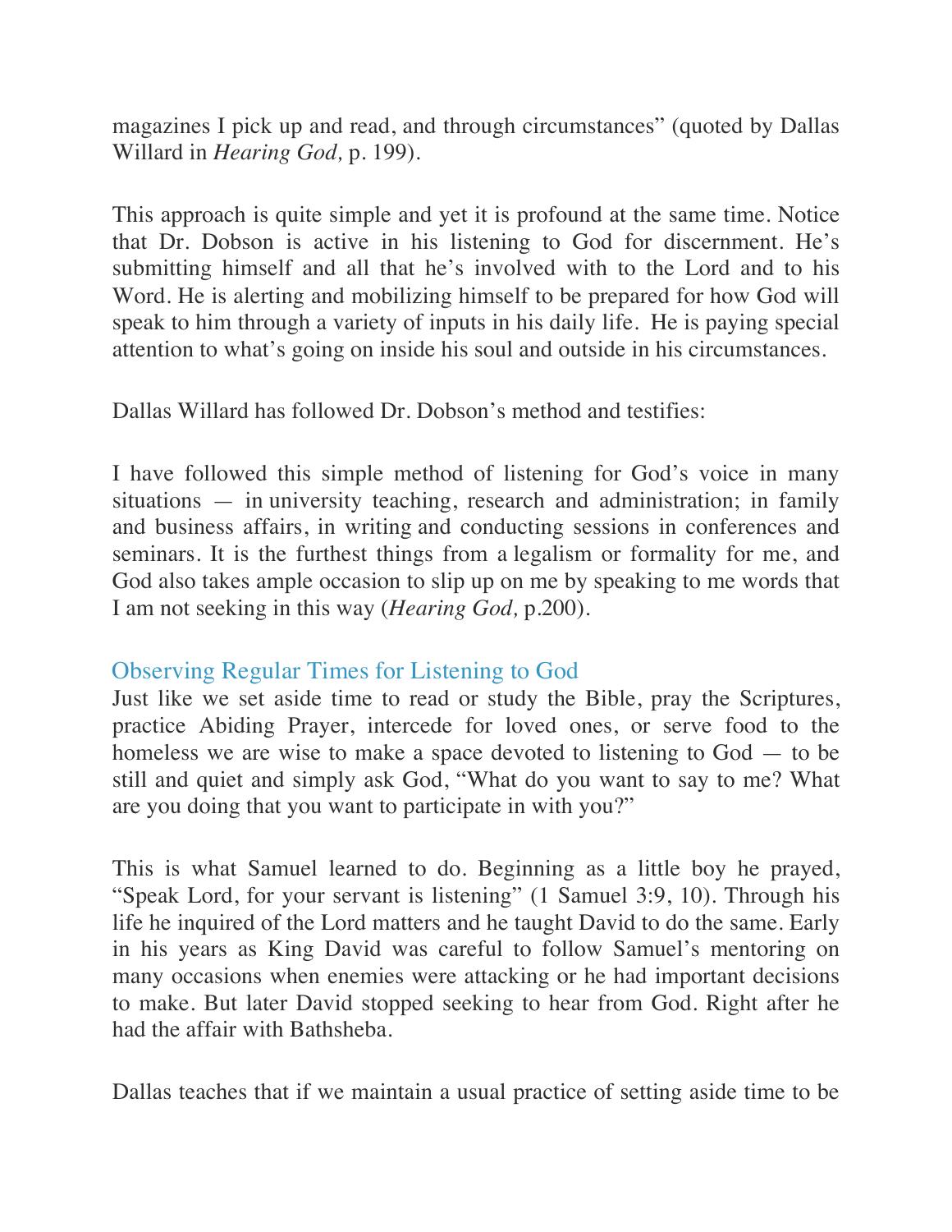magazines I pick up and read, and through circumstances" (quoted by Dallas Willard in *Hearing God,* p. 199).

This approach is quite simple and yet it is profound at the same time. Notice that Dr. Dobson is active in his listening to God for discernment. He's submitting himself and all that he's involved with to the Lord and to his Word. He is alerting and mobilizing himself to be prepared for how God will speak to him through a variety of inputs in his daily life. He is paying special attention to what's going on inside his soul and outside in his circumstances.

Dallas Willard has followed Dr. Dobson's method and testifies:

I have followed this simple method of listening for God's voice in many situations — in university teaching, research and administration; in family and business affairs, in writing and conducting sessions in conferences and seminars. It is the furthest things from a legalism or formality for me, and God also takes ample occasion to slip up on me by speaking to me words that I am not seeking in this way (*Hearing God,* p.200).

### Observing Regular Times for Listening to God

Just like we set aside time to read or study the Bible, pray the Scriptures, practice Abiding Prayer, intercede for loved ones, or serve food to the homeless we are wise to make a space devoted to listening to God — to be still and quiet and simply ask God, "What do you want to say to me? What are you doing that you want to participate in with you?"

This is what Samuel learned to do. Beginning as a little boy he prayed, "Speak Lord, for your servant is listening" (1 Samuel 3:9, 10). Through his life he inquired of the Lord matters and he taught David to do the same. Early in his years as King David was careful to follow Samuel's mentoring on many occasions when enemies were attacking or he had important decisions to make. But later David stopped seeking to hear from God. Right after he had the affair with Bathsheba.

Dallas teaches that if we maintain a usual practice of setting aside time to be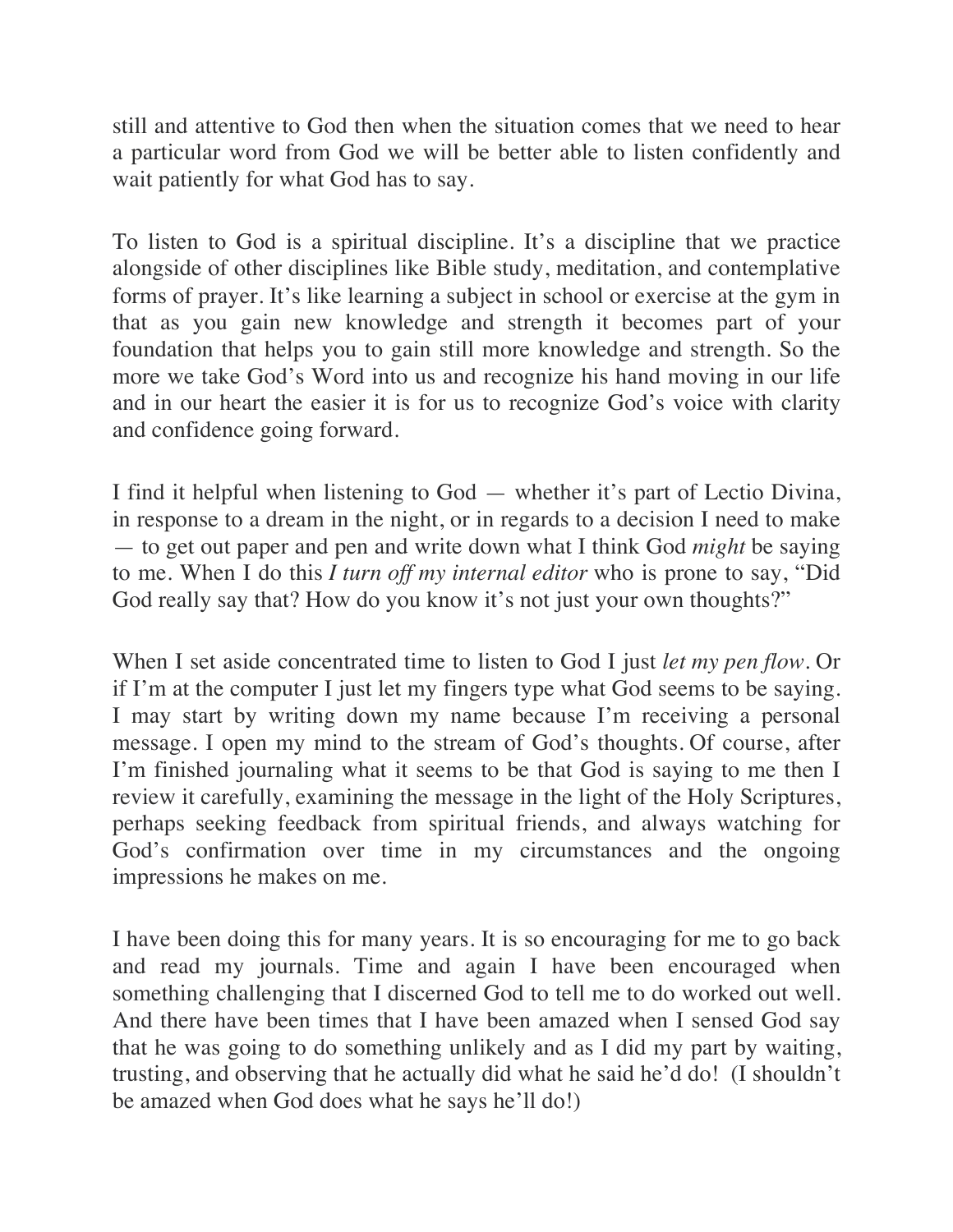still and attentive to God then when the situation comes that we need to hear a particular word from God we will be better able to listen confidently and wait patiently for what God has to say.

To listen to God is a spiritual discipline. It's a discipline that we practice alongside of other disciplines like Bible study, meditation, and contemplative forms of prayer. It's like learning a subject in school or exercise at the gym in that as you gain new knowledge and strength it becomes part of your foundation that helps you to gain still more knowledge and strength. So the more we take God's Word into us and recognize his hand moving in our life and in our heart the easier it is for us to recognize God's voice with clarity and confidence going forward.

I find it helpful when listening to God — whether it's part of Lectio Divina, in response to a dream in the night, or in regards to a decision I need to make — to get out paper and pen and write down what I think God *might* be saying to me. When I do this *I turn off my internal editor* who is prone to say, "Did God really say that? How do you know it's not just your own thoughts?"

When I set aside concentrated time to listen to God I just *let my pen flow*. Or if I'm at the computer I just let my fingers type what God seems to be saying. I may start by writing down my name because I'm receiving a personal message. I open my mind to the stream of God's thoughts. Of course, after I'm finished journaling what it seems to be that God is saying to me then I review it carefully, examining the message in the light of the Holy Scriptures, perhaps seeking feedback from spiritual friends, and always watching for God's confirmation over time in my circumstances and the ongoing impressions he makes on me.

I have been doing this for many years. It is so encouraging for me to go back and read my journals. Time and again I have been encouraged when something challenging that I discerned God to tell me to do worked out well. And there have been times that I have been amazed when I sensed God say that he was going to do something unlikely and as I did my part by waiting, trusting, and observing that he actually did what he said he'd do! (I shouldn't be amazed when God does what he says he'll do!)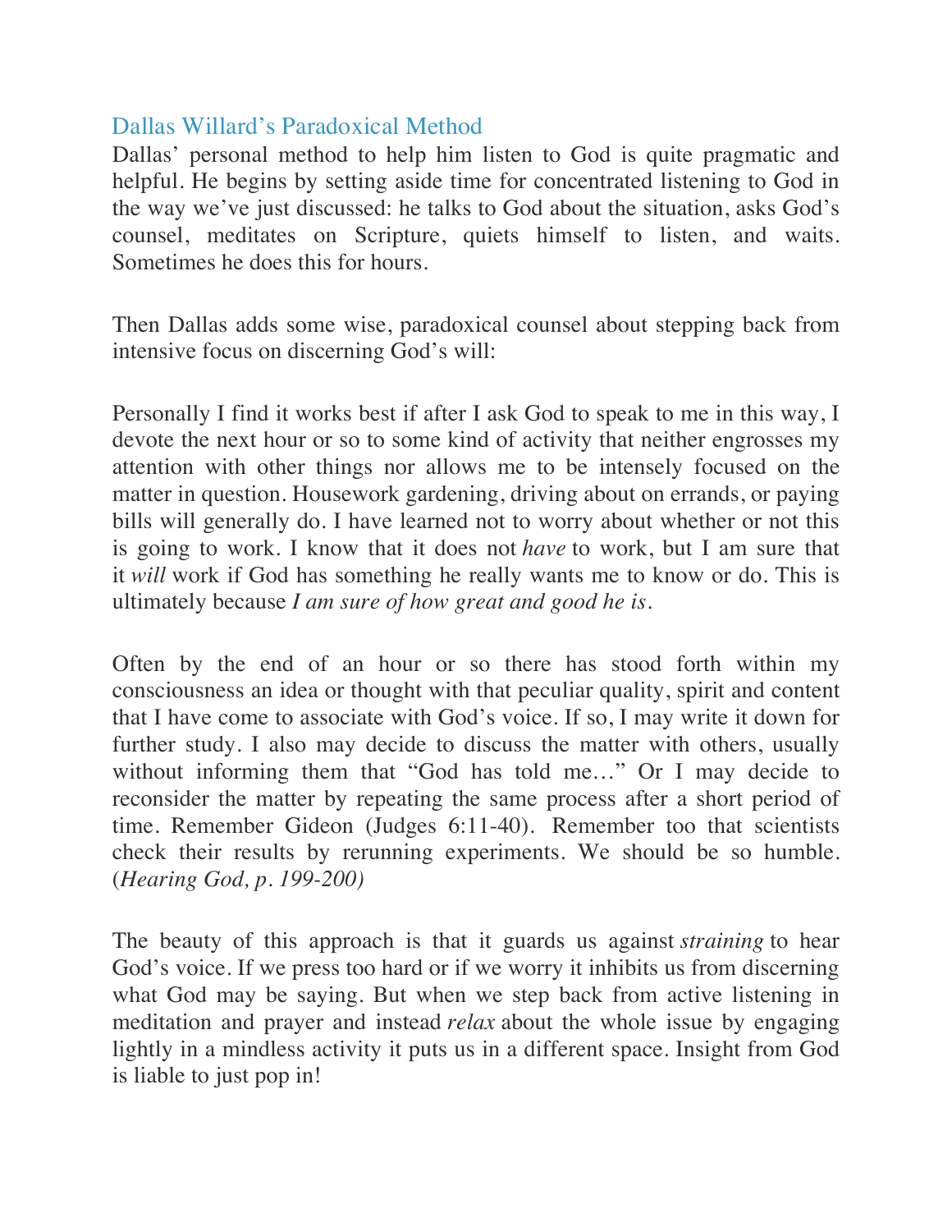## Dallas Willard's Paradoxical Method

Dallas' personal method to help him listen to God is quite pragmatic and helpful. He begins by setting aside time for concentrated listening to God in the way we've just discussed: he talks to God about the situation, asks God's counsel, meditates on Scripture, quiets himself to listen, and waits. Sometimes he does this for hours.

Then Dallas adds some wise, paradoxical counsel about stepping back from intensive focus on discerning God's will:

Personally I find it works best if after I ask God to speak to me in this way, I devote the next hour or so to some kind of activity that neither engrosses my attention with other things nor allows me to be intensely focused on the matter in question. Housework gardening, driving about on errands, or paying bills will generally do. I have learned not to worry about whether or not this is going to work. I know that it does not *have* to work, but I am sure that it *will* work if God has something he really wants me to know or do. This is ultimately because *I am sure of how great and good he is*.

Often by the end of an hour or so there has stood forth within my consciousness an idea or thought with that peculiar quality, spirit and content that I have come to associate with God's voice. If so, I may write it down for further study. I also may decide to discuss the matter with others, usually without informing them that "God has told me…" Or I may decide to reconsider the matter by repeating the same process after a short period of time. Remember Gideon (Judges 6:11-40). Remember too that scientists check their results by rerunning experiments. We should be so humble. (*Hearing God, p. 199-200)*

The beauty of this approach is that it guards us against *straining* to hear God's voice. If we press too hard or if we worry it inhibits us from discerning what God may be saying. But when we step back from active listening in meditation and prayer and instead *relax* about the whole issue by engaging lightly in a mindless activity it puts us in a different space. Insight from God is liable to just pop in!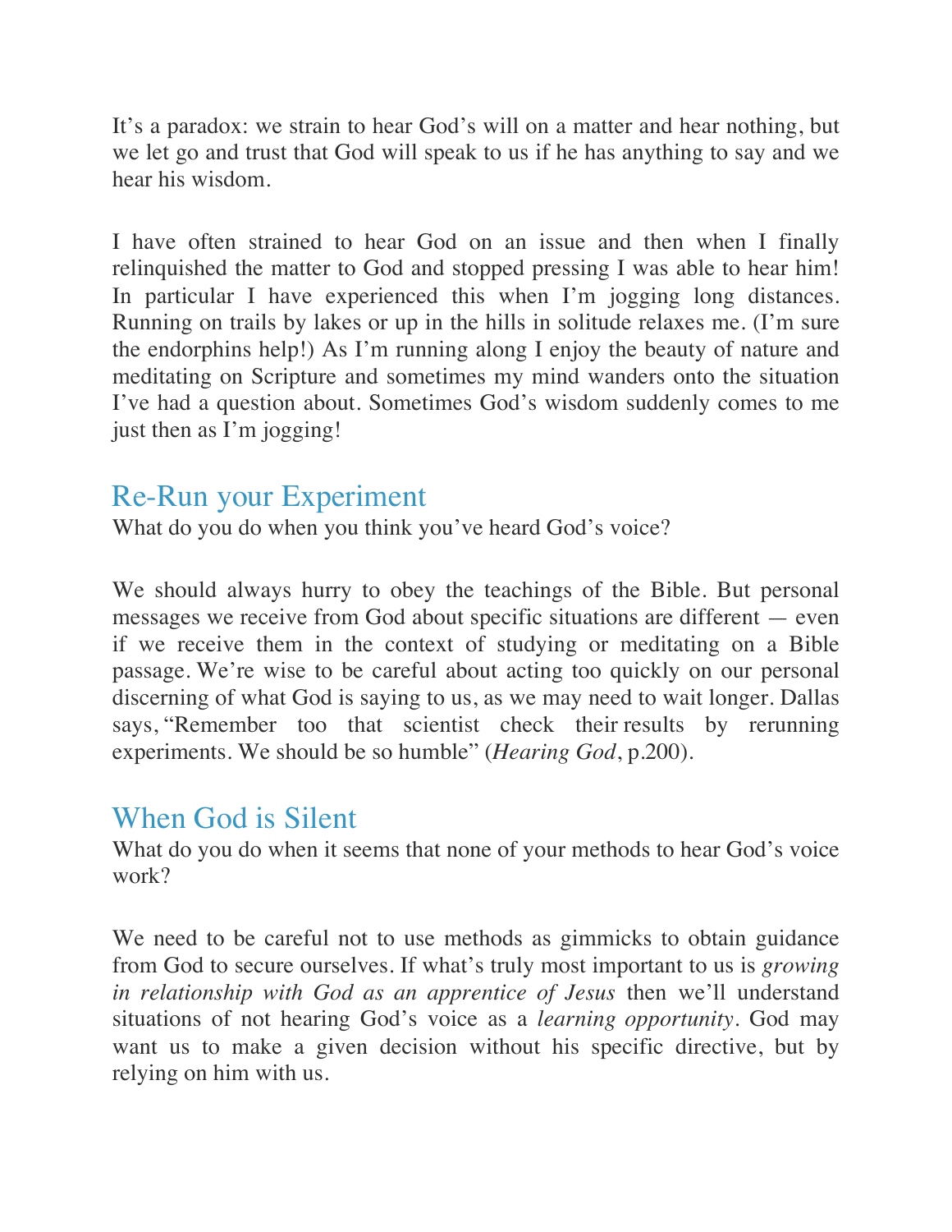It's a paradox: we strain to hear God's will on a matter and hear nothing, but we let go and trust that God will speak to us if he has anything to say and we hear his wisdom.

I have often strained to hear God on an issue and then when I finally relinquished the matter to God and stopped pressing I was able to hear him! In particular I have experienced this when I'm jogging long distances. Running on trails by lakes or up in the hills in solitude relaxes me. (I'm sure the endorphins help!) As I'm running along I enjoy the beauty of nature and meditating on Scripture and sometimes my mind wanders onto the situation I've had a question about. Sometimes God's wisdom suddenly comes to me just then as I'm jogging!

## Re-Run your Experiment

What do you do when you think you've heard God's voice?

We should always hurry to obey the teachings of the Bible. But personal messages we receive from God about specific situations are different — even if we receive them in the context of studying or meditating on a Bible passage. We're wise to be careful about acting too quickly on our personal discerning of what God is saying to us, as we may need to wait longer. Dallas says, "Remember too that scientist check their results by rerunning experiments. We should be so humble" (*Hearing God*, p.200).

## When God is Silent

What do you do when it seems that none of your methods to hear God's voice work?

We need to be careful not to use methods as gimmicks to obtain guidance from God to secure ourselves. If what's truly most important to us is *growing in relationship with God as an apprentice of Jesus* then we'll understand situations of not hearing God's voice as a *learning opportunity*. God may want us to make a given decision without his specific directive, but by relying on him with us.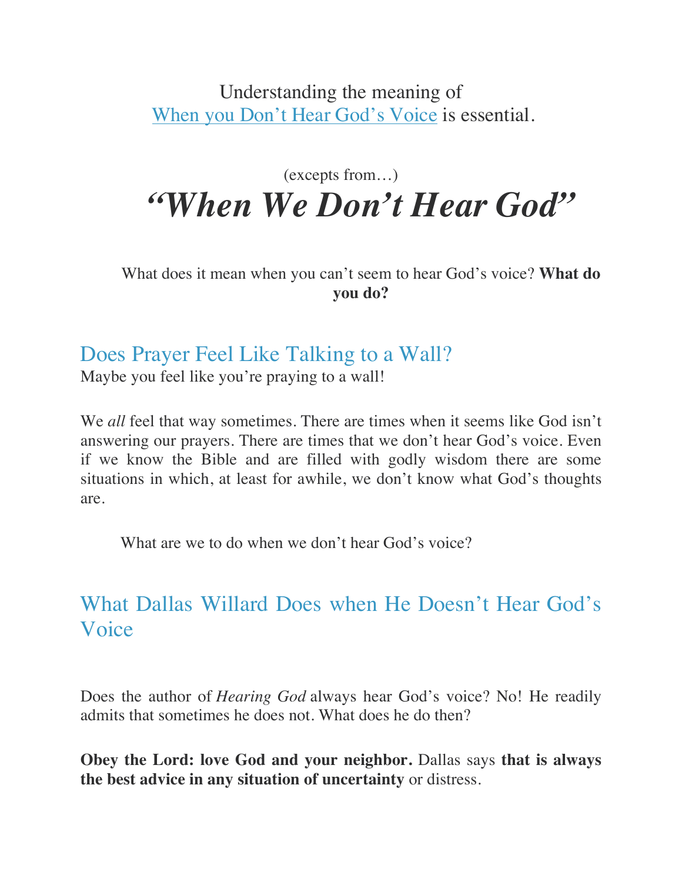Understanding the meaning of [When you Don't Hear God's Voice] is essential.

(excepts from…)

# *"When We Don't Hear God"*

What does it mean when you can't seem to hear God's voice? **What do you do?**

## Does Prayer Feel Like Talking to a Wall?

Maybe you feel like you're praying to a wall!

We *all* feel that way sometimes. There are times when it seems like God isn't answering our prayers. There are times that we don't hear God's voice. Even if we know the Bible and are filled with godly wisdom there are some situations in which, at least for awhile, we don't know what God's thoughts are.

What are we to do when we don't hear God's voice?

## What Dallas Willard Does when He Doesn't Hear God's Voice

Does the author of *Hearing God* always hear God's voice? No! He readily admits that sometimes he does not. What does he do then?

**Obey the Lord: love God and your neighbor.** Dallas says **that is always the best advice in any situation of uncertainty** or distress.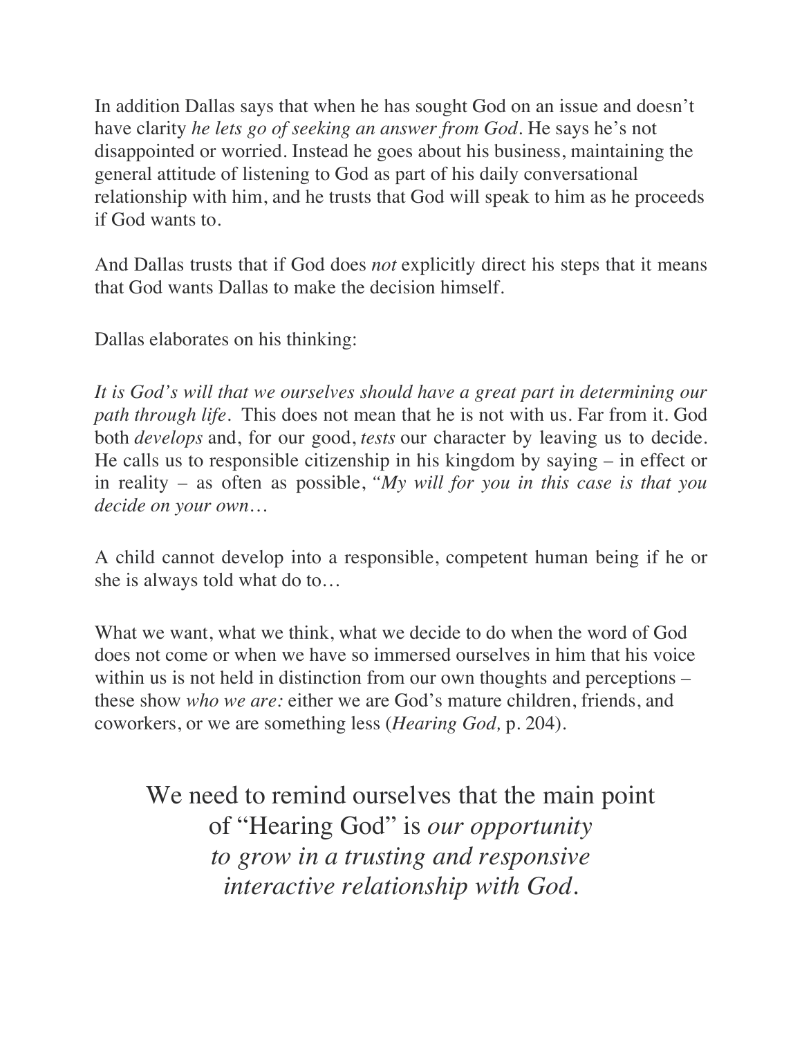In addition Dallas says that when he has sought God on an issue and doesn't have clarity *he lets go of seeking an answer from God*. He says he's not disappointed or worried. Instead he goes about his business, maintaining the general attitude of listening to God as part of his daily conversational relationship with him, and he trusts that God will speak to him as he proceeds if God wants to.

And Dallas trusts that if God does *not* explicitly direct his steps that it means that God wants Dallas to make the decision himself.

Dallas elaborates on his thinking:

*It is God's will that we ourselves should have a great part in determining our path through life.* This does not mean that he is not with us. Far from it. God both *develops* and, for our good, *tests* our character by leaving us to decide. He calls us to responsible citizenship in his kingdom by saying – in effect or in reality – as often as possible, *"My will for you in this case is that you decide on your own…*

A child cannot develop into a responsible, competent human being if he or she is always told what do to…

What we want, what we think, what we decide to do when the word of God does not come or when we have so immersed ourselves in him that his voice within us is not held in distinction from our own thoughts and perceptions – these show *who we are:* either we are God's mature children, friends, and coworkers, or we are something less (*Hearing God,* p. 204).

We need to remind ourselves that the main point of "Hearing God" is *our opportunity to grow in a trusting and responsive interactive relationship with God.*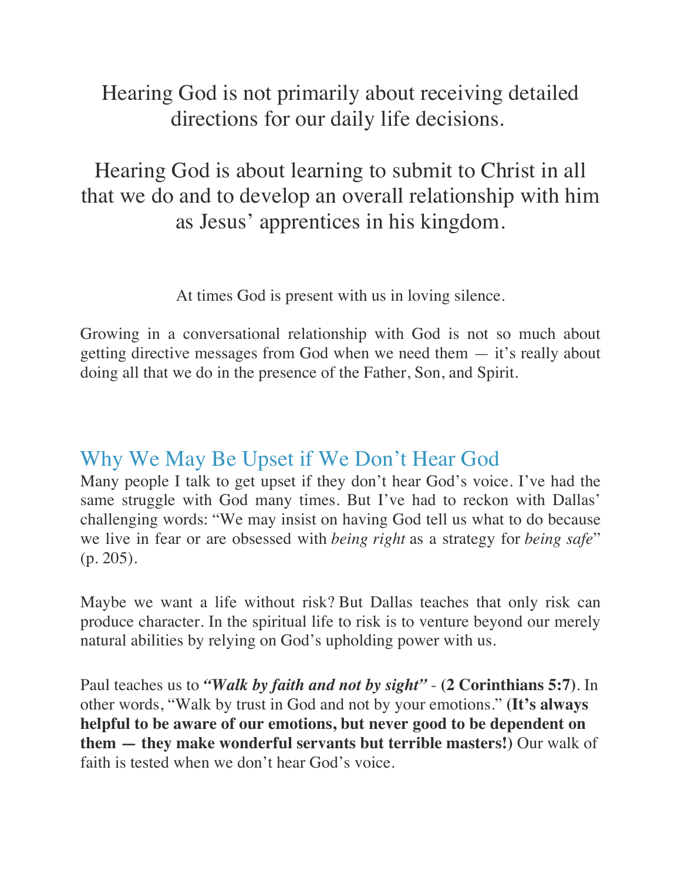Hearing God is not primarily about receiving detailed directions for our daily life decisions.

Hearing God is about learning to submit to Christ in all that we do and to develop an overall relationship with him as Jesus' apprentices in his kingdom.

At times God is present with us in loving silence.

Growing in a conversational relationship with God is not so much about getting directive messages from God when we need them — it's really about doing all that we do in the presence of the Father, Son, and Spirit.

## Why We May Be Upset if We Don't Hear God

Many people I talk to get upset if they don't hear God's voice. I've had the same struggle with God many times. But I've had to reckon with Dallas' challenging words: "We may insist on having God tell us what to do because we live in fear or are obsessed with *being right* as a strategy for *being safe*" (p. 205).

Maybe we want a life without risk? But Dallas teaches that only risk can produce character. In the spiritual life to risk is to venture beyond our merely natural abilities by relying on God's upholding power with us.

Paul teaches us to ***"Walk by faith and not by sight"*** - **(2 Corinthians 5:7)**. In other words, "Walk by trust in God and not by your emotions." **(It's always helpful to be aware of our emotions, but never good to be dependent on them — they make wonderful servants but terrible masters!)** Our walk of faith is tested when we don't hear God's voice.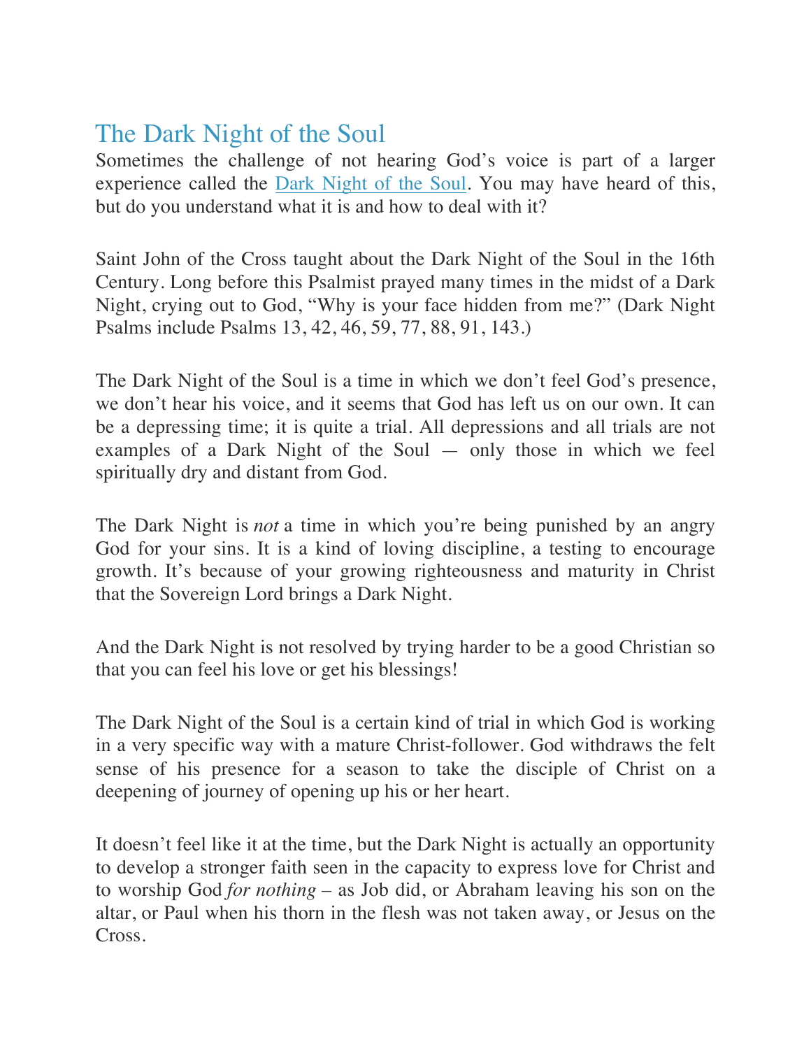## The Dark Night of the Soul

Sometimes the challenge of not hearing God's voice is part of a larger experience called the Dark Night of the Soul. You may have heard of this, but do you understand what it is and how to deal with it?

Saint John of the Cross taught about the Dark Night of the Soul in the 16th Century. Long before this Psalmist prayed many times in the midst of a Dark Night, crying out to God, "Why is your face hidden from me?" (Dark Night Psalms include Psalms 13, 42, 46, 59, 77, 88, 91, 143.)

The Dark Night of the Soul is a time in which we don't feel God's presence, we don't hear his voice, and it seems that God has left us on our own. It can be a depressing time; it is quite a trial. All depressions and all trials are not examples of a Dark Night of the Soul — only those in which we feel spiritually dry and distant from God.

The Dark Night is *not* a time in which you're being punished by an angry God for your sins. It is a kind of loving discipline, a testing to encourage growth. It's because of your growing righteousness and maturity in Christ that the Sovereign Lord brings a Dark Night.

And the Dark Night is not resolved by trying harder to be a good Christian so that you can feel his love or get his blessings!

The Dark Night of the Soul is a certain kind of trial in which God is working in a very specific way with a mature Christ-follower. God withdraws the felt sense of his presence for a season to take the disciple of Christ on a deepening of journey of opening up his or her heart.

It doesn't feel like it at the time, but the Dark Night is actually an opportunity to develop a stronger faith seen in the capacity to express love for Christ and to worship God *for nothing* – as Job did, or Abraham leaving his son on the altar, or Paul when his thorn in the flesh was not taken away, or Jesus on the Cross.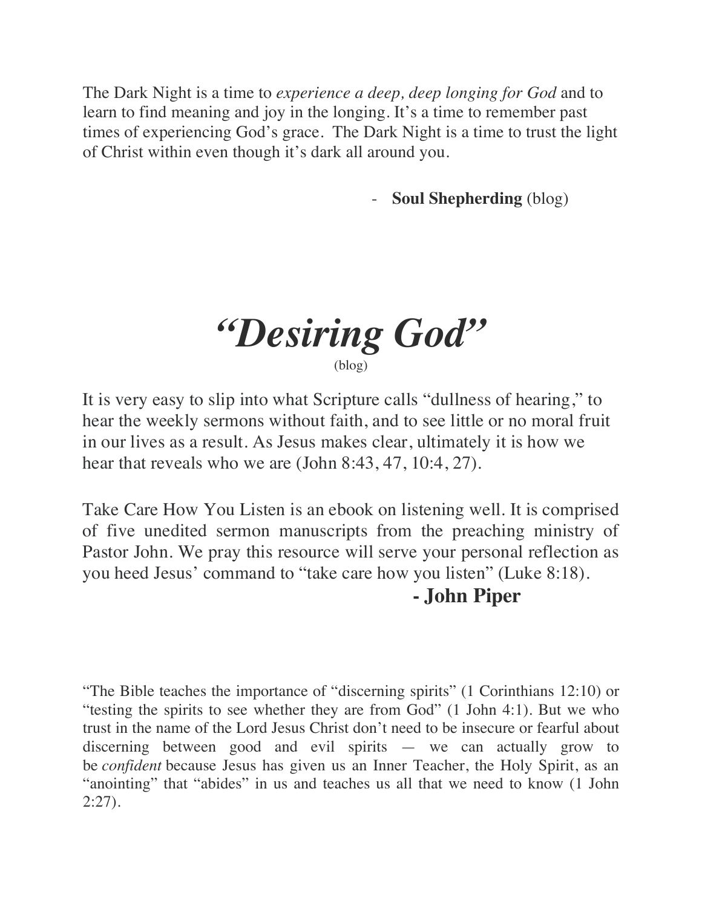The Dark Night is a time to *experience a deep, deep longing for God* and to learn to find meaning and joy in the longing. It's a time to remember past times of experiencing God's grace. The Dark Night is a time to trust the light of Christ within even though it's dark all around you.

- **Soul Shepherding** (blog)

# *"Desiring God"*

(blog)

It is very easy to slip into what Scripture calls "dullness of hearing," to hear the weekly sermons without faith, and to see little or no moral fruit in our lives as a result. As Jesus makes clear, ultimately it is how we hear that reveals who we are (John 8:43, 47, 10:4, 27).

Take Care How You Listen is an ebook on listening well. It is comprised of five unedited sermon manuscripts from the preaching ministry of Pastor John. We pray this resource will serve your personal reflection as you heed Jesus' command to "take care how you listen" (Luke 8:18).

**- John Piper**

"The Bible teaches the importance of "discerning spirits" (1 Corinthians 12:10) or "testing the spirits to see whether they are from God" (1 John 4:1). But we who trust in the name of the Lord Jesus Christ don't need to be insecure or fearful about discerning between good and evil spirits — we can actually grow to be *confident* because Jesus has given us an Inner Teacher, the Holy Spirit, as an "anointing" that "abides" in us and teaches us all that we need to know (1 John 2:27).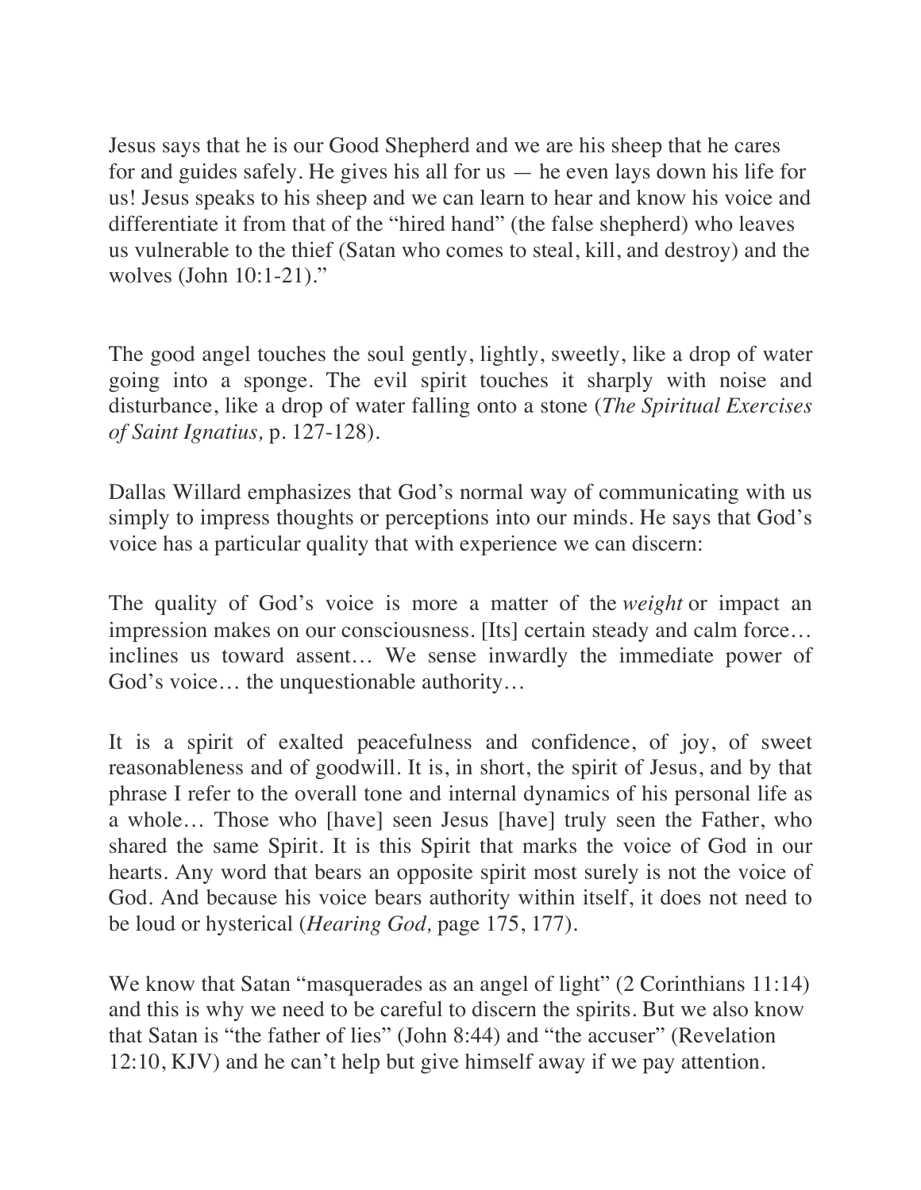Jesus says that he is our Good Shepherd and we are his sheep that he cares for and guides safely. He gives his all for us — he even lays down his life for us! Jesus speaks to his sheep and we can learn to hear and know his voice and differentiate it from that of the "hired hand" (the false shepherd) who leaves us vulnerable to the thief (Satan who comes to steal, kill, and destroy) and the wolves (John 10:1-21)."

The good angel touches the soul gently, lightly, sweetly, like a drop of water going into a sponge. The evil spirit touches it sharply with noise and disturbance, like a drop of water falling onto a stone (*The Spiritual Exercises of Saint Ignatius,* p. 127-128).

Dallas Willard emphasizes that God's normal way of communicating with us simply to impress thoughts or perceptions into our minds. He says that God's voice has a particular quality that with experience we can discern:

The quality of God's voice is more a matter of the *weight* or impact an impression makes on our consciousness. [Its] certain steady and calm force… inclines us toward assent… We sense inwardly the immediate power of God's voice… the unquestionable authority…

It is a spirit of exalted peacefulness and confidence, of joy, of sweet reasonableness and of goodwill. It is, in short, the spirit of Jesus, and by that phrase I refer to the overall tone and internal dynamics of his personal life as a whole… Those who [have] seen Jesus [have] truly seen the Father, who shared the same Spirit. It is this Spirit that marks the voice of God in our hearts. Any word that bears an opposite spirit most surely is not the voice of God. And because his voice bears authority within itself, it does not need to be loud or hysterical (*Hearing God,* page 175, 177).

We know that Satan "masquerades as an angel of light" (2 Corinthians 11:14) and this is why we need to be careful to discern the spirits. But we also know that Satan is "the father of lies" (John 8:44) and "the accuser" (Revelation 12:10, KJV) and he can't help but give himself away if we pay attention.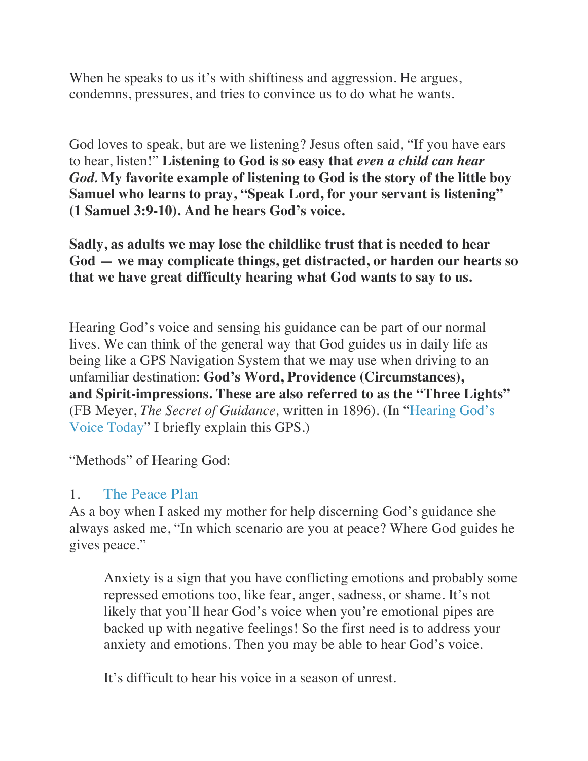When he speaks to us it's with shiftiness and aggression. He argues, condemns, pressures, and tries to convince us to do what he wants.

God loves to speak, but are we listening? Jesus often said, "If you have ears to hear, listen!" **Listening to God is so easy that *even a child can hear God.* My favorite example of listening to God is the story of the little boy Samuel who learns to pray, "Speak Lord, for your servant is listening" (1 Samuel 3:9-10). And he hears God's voice.**

**Sadly, as adults we may lose the childlike trust that is needed to hear God — we may complicate things, get distracted, or harden our hearts so that we have great difficulty hearing what God wants to say to us.**

Hearing God's voice and sensing his guidance can be part of our normal lives. We can think of the general way that God guides us in daily life as being like a GPS Navigation System that we may use when driving to an unfamiliar destination: **God's Word, Providence (Circumstances), and Spirit-impressions. These are also referred to as the "Three Lights"** (FB Meyer, *The Secret of Guidance,* written in 1896). (In "Hearing God's Voice Today" I briefly explain this GPS.)

"Methods" of Hearing God:

1. The Peace Plan

As a boy when I asked my mother for help discerning God's guidance she always asked me, "In which scenario are you at peace? Where God guides he gives peace."

> Anxiety is a sign that you have conflicting emotions and probably some repressed emotions too, like fear, anger, sadness, or shame. It's not likely that you'll hear God's voice when you're emotional pipes are backed up with negative feelings! So the first need is to address your anxiety and emotions. Then you may be able to hear God's voice.
>
> It's difficult to hear his voice in a season of unrest.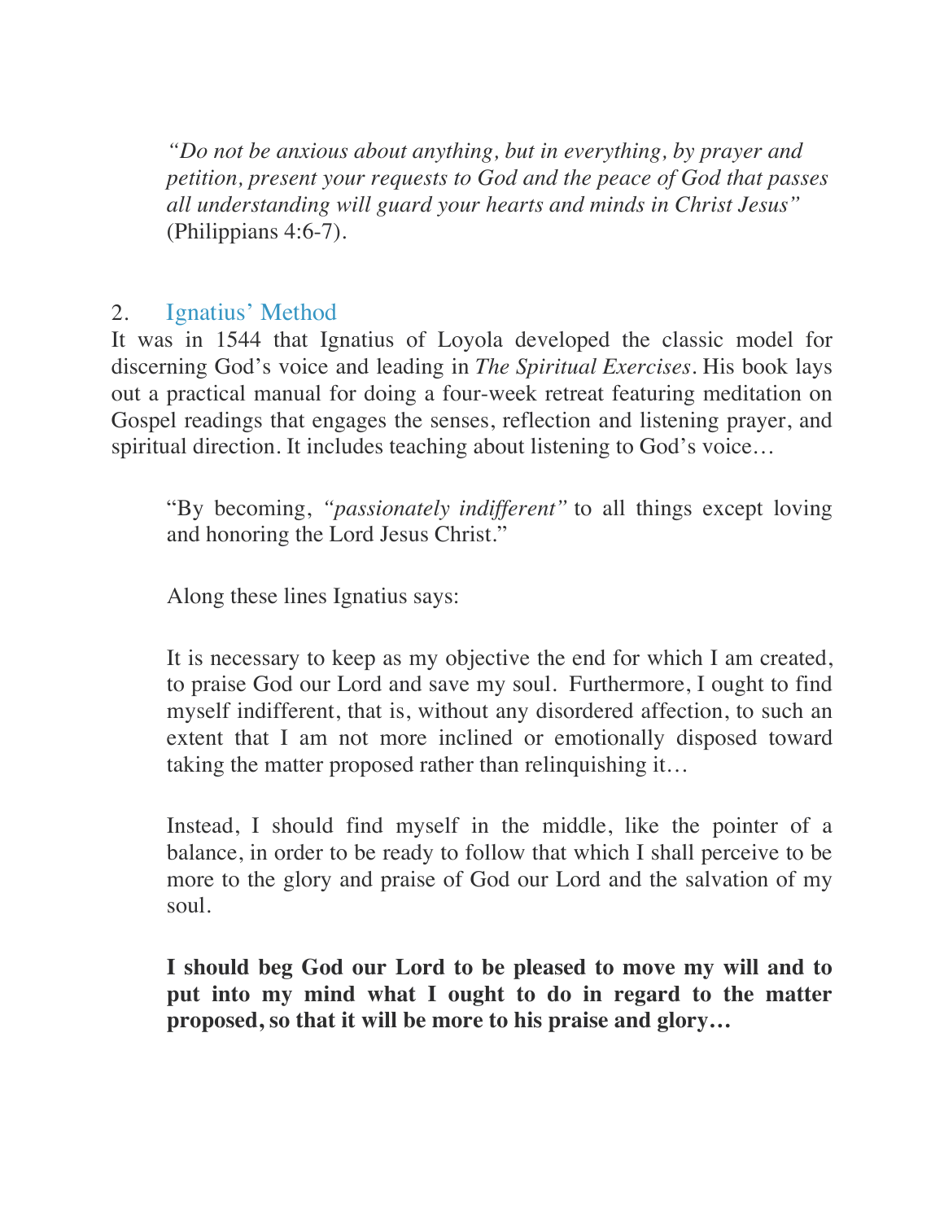> *"Do not be anxious about anything, but in everything, by prayer and petition, present your requests to God and the peace of God that passes all understanding will guard your hearts and minds in Christ Jesus"* (Philippians 4:6-7).

## 2. Ignatius' Method

It was in 1544 that Ignatius of Loyola developed the classic model for discerning God's voice and leading in *The Spiritual Exercises*. His book lays out a practical manual for doing a four-week retreat featuring meditation on Gospel readings that engages the senses, reflection and listening prayer, and spiritual direction. It includes teaching about listening to God's voice…

> "By becoming, *"passionately indifferent"* to all things except loving and honoring the Lord Jesus Christ."
>
> Along these lines Ignatius says:
>
> It is necessary to keep as my objective the end for which I am created, to praise God our Lord and save my soul. Furthermore, I ought to find myself indifferent, that is, without any disordered affection, to such an extent that I am not more inclined or emotionally disposed toward taking the matter proposed rather than relinquishing it…
>
> Instead, I should find myself in the middle, like the pointer of a balance, in order to be ready to follow that which I shall perceive to be more to the glory and praise of God our Lord and the salvation of my soul.
>
> **I should beg God our Lord to be pleased to move my will and to put into my mind what I ought to do in regard to the matter proposed, so that it will be more to his praise and glory…**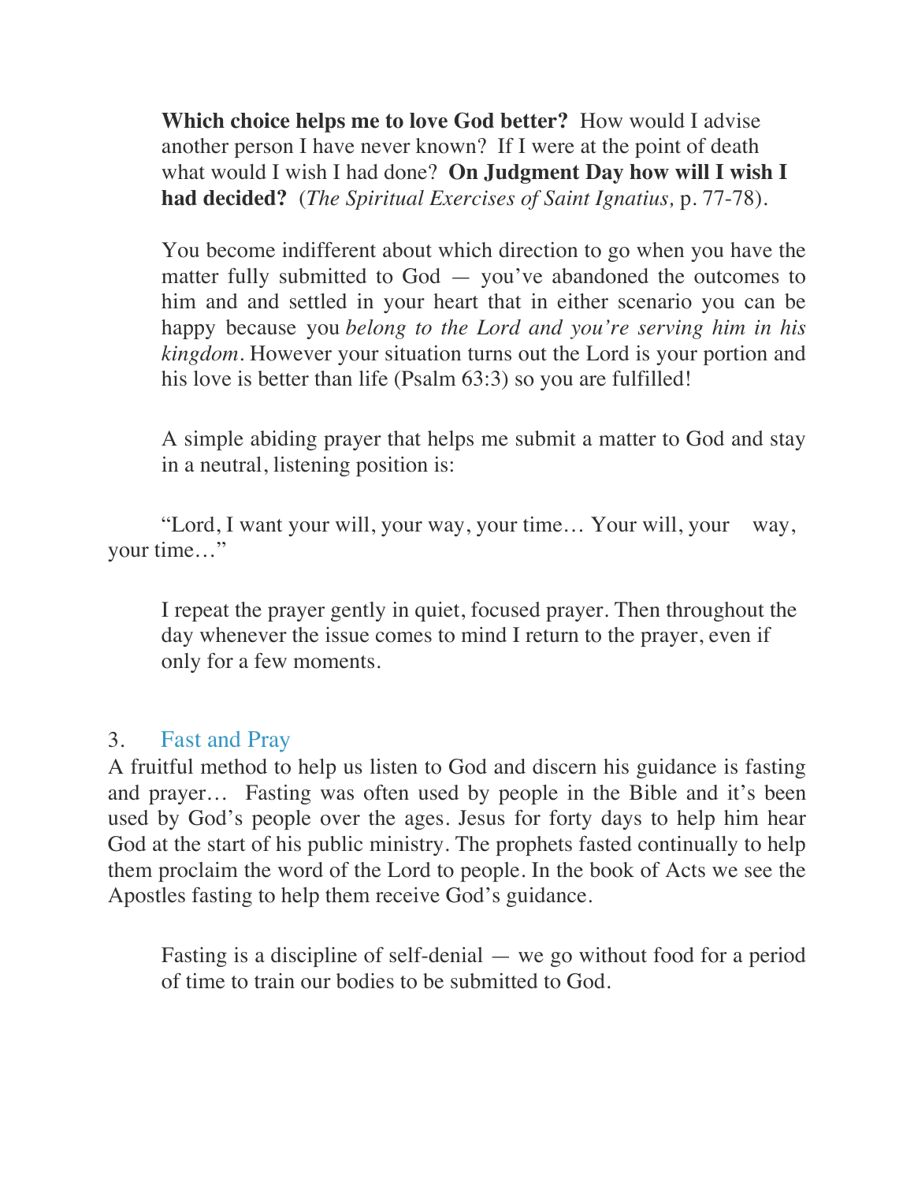**Which choice helps me to love God better?** How would I advise another person I have never known? If I were at the point of death what would I wish I had done? **On Judgment Day how will I wish I had decided?** (*The Spiritual Exercises of Saint Ignatius,* p. 77-78).

You become indifferent about which direction to go when you have the matter fully submitted to God — you've abandoned the outcomes to him and and settled in your heart that in either scenario you can be happy because you *belong to the Lord and you're serving him in his kingdom*. However your situation turns out the Lord is your portion and his love is better than life (Psalm 63:3) so you are fulfilled!

A simple abiding prayer that helps me submit a matter to God and stay in a neutral, listening position is:

"Lord, I want your will, your way, your time… Your will, your way, your time…"

I repeat the prayer gently in quiet, focused prayer. Then throughout the day whenever the issue comes to mind I return to the prayer, even if only for a few moments.

### 3. Fast and Pray

A fruitful method to help us listen to God and discern his guidance is fasting and prayer… Fasting was often used by people in the Bible and it's been used by God's people over the ages. Jesus for forty days to help him hear God at the start of his public ministry. The prophets fasted continually to help them proclaim the word of the Lord to people. In the book of Acts we see the Apostles fasting to help them receive God's guidance.

Fasting is a discipline of self-denial — we go without food for a period of time to train our bodies to be submitted to God.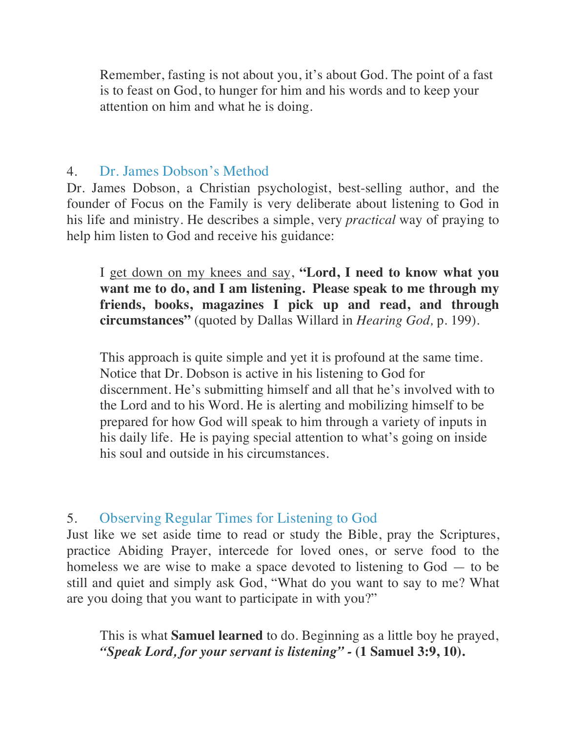Remember, fasting is not about you, it's about God. The point of a fast is to feast on God, to hunger for him and his words and to keep your attention on him and what he is doing.

## 4. Dr. James Dobson's Method

Dr. James Dobson, a Christian psychologist, best-selling author, and the founder of Focus on the Family is very deliberate about listening to God in his life and ministry. He describes a simple, very *practical* way of praying to help him listen to God and receive his guidance:

> I <u>get down on my knees and say</u>, **"Lord, I need to know what you want me to do, and I am listening. Please speak to me through my friends, books, magazines I pick up and read, and through circumstances"** (quoted by Dallas Willard in *Hearing God,* p. 199).
>
> This approach is quite simple and yet it is profound at the same time. Notice that Dr. Dobson is active in his listening to God for discernment. He's submitting himself and all that he's involved with to the Lord and to his Word. He is alerting and mobilizing himself to be prepared for how God will speak to him through a variety of inputs in his daily life. He is paying special attention to what's going on inside his soul and outside in his circumstances.

## 5. Observing Regular Times for Listening to God

Just like we set aside time to read or study the Bible, pray the Scriptures, practice Abiding Prayer, intercede for loved ones, or serve food to the homeless we are wise to make a space devoted to listening to God — to be still and quiet and simply ask God, "What do you want to say to me? What are you doing that you want to participate in with you?"

> This is what **Samuel learned** to do. Beginning as a little boy he prayed, ***"Speak Lord, for your servant is listening" -* (1 Samuel 3:9, 10).**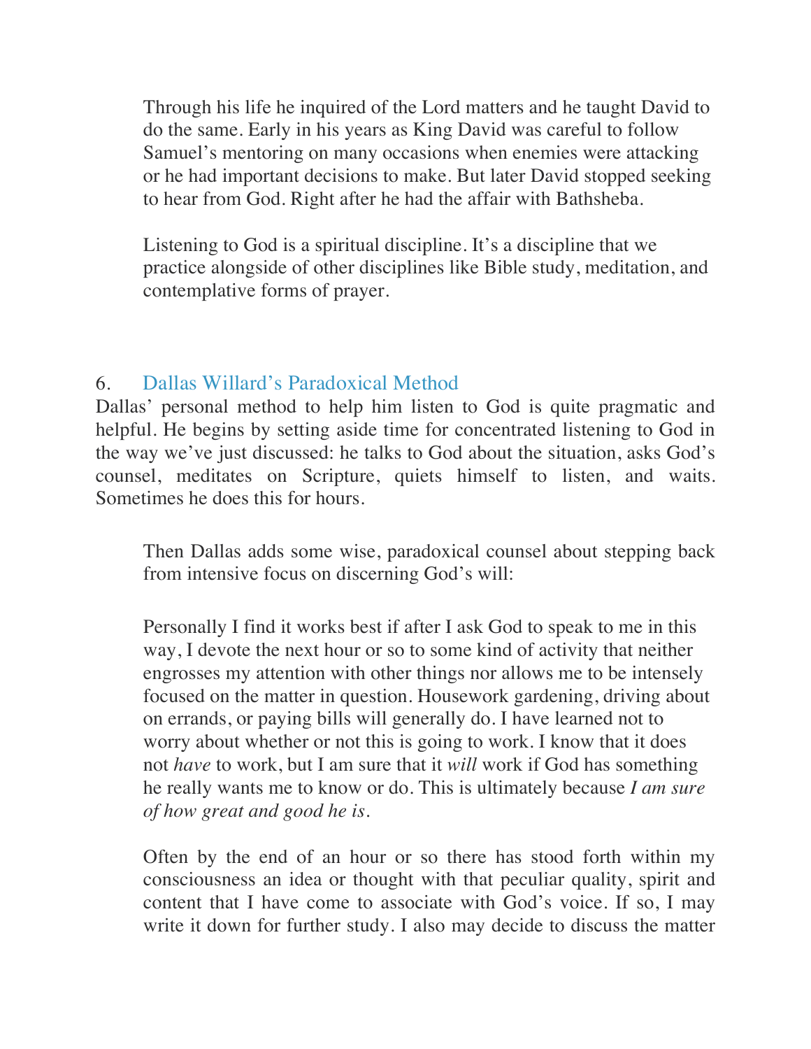Through his life he inquired of the Lord matters and he taught David to do the same. Early in his years as King David was careful to follow Samuel's mentoring on many occasions when enemies were attacking or he had important decisions to make. But later David stopped seeking to hear from God. Right after he had the affair with Bathsheba.

Listening to God is a spiritual discipline. It's a discipline that we practice alongside of other disciplines like Bible study, meditation, and contemplative forms of prayer.

## 6. Dallas Willard's Paradoxical Method

Dallas' personal method to help him listen to God is quite pragmatic and helpful. He begins by setting aside time for concentrated listening to God in the way we've just discussed: he talks to God about the situation, asks God's counsel, meditates on Scripture, quiets himself to listen, and waits. Sometimes he does this for hours.

Then Dallas adds some wise, paradoxical counsel about stepping back from intensive focus on discerning God's will:

> Personally I find it works best if after I ask God to speak to me in this way, I devote the next hour or so to some kind of activity that neither engrosses my attention with other things nor allows me to be intensely focused on the matter in question. Housework gardening, driving about on errands, or paying bills will generally do. I have learned not to worry about whether or not this is going to work. I know that it does not *have* to work, but I am sure that it *will* work if God has something he really wants me to know or do. This is ultimately because *I am sure of how great and good he is*.
>
> Often by the end of an hour or so there has stood forth within my consciousness an idea or thought with that peculiar quality, spirit and content that I have come to associate with God's voice. If so, I may write it down for further study. I also may decide to discuss the matter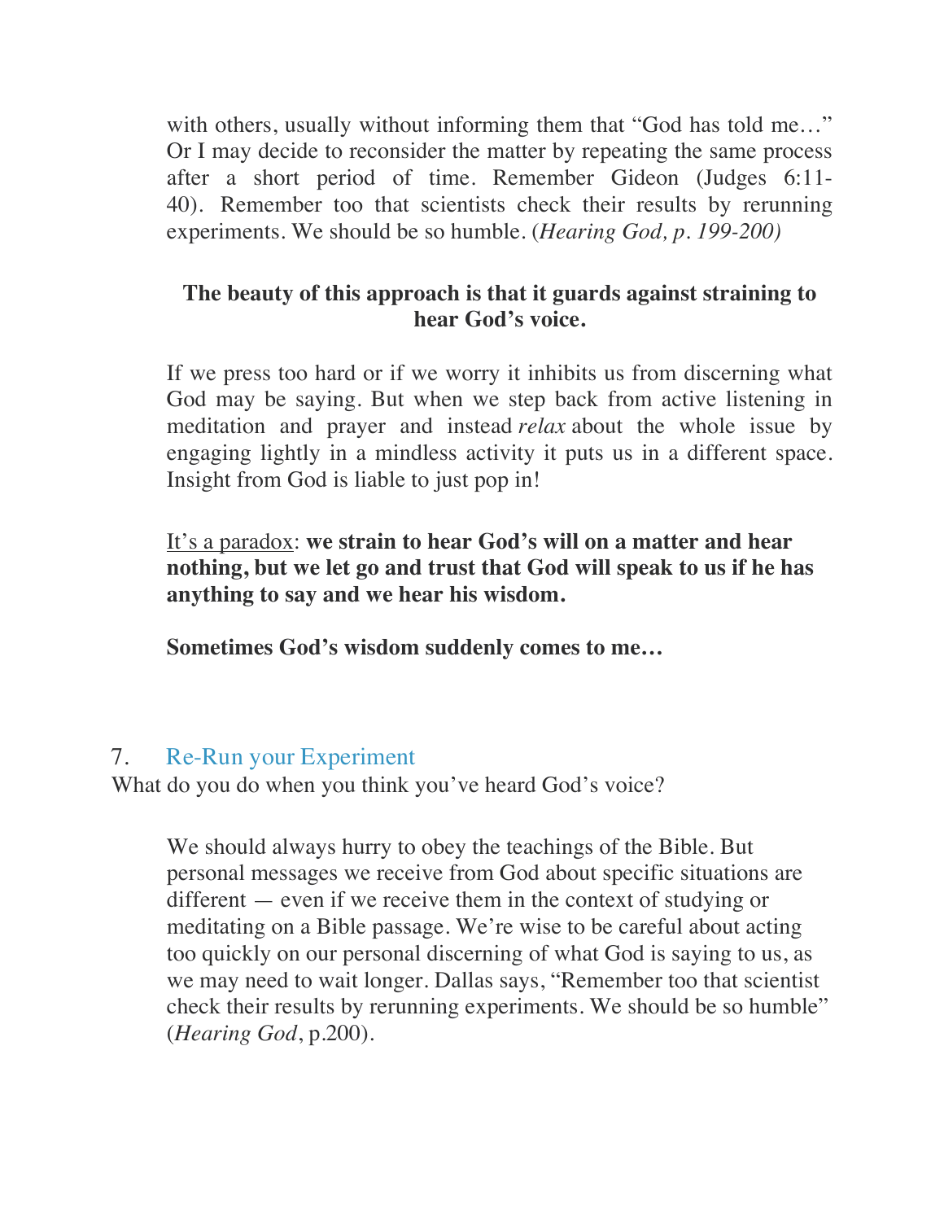> with others, usually without informing them that "God has told me…" Or I may decide to reconsider the matter by repeating the same process after a short period of time. Remember Gideon (Judges 6:11-40). Remember too that scientists check their results by rerunning experiments. We should be so humble. (*Hearing God, p. 199-200)*

**The beauty of this approach is that it guards against straining to hear God's voice.**

> If we press too hard or if we worry it inhibits us from discerning what God may be saying. But when we step back from active listening in meditation and prayer and instead *relax* about the whole issue by engaging lightly in a mindless activity it puts us in a different space. Insight from God is liable to just pop in!
>
> <u>It's a paradox</u>: **we strain to hear God's will on a matter and hear nothing, but we let go and trust that God will speak to us if he has anything to say and we hear his wisdom.**
>
> **Sometimes God's wisdom suddenly comes to me…**

## 7. Re-Run your Experiment

What do you do when you think you've heard God's voice?

> We should always hurry to obey the teachings of the Bible. But personal messages we receive from God about specific situations are different — even if we receive them in the context of studying or meditating on a Bible passage. We're wise to be careful about acting too quickly on our personal discerning of what God is saying to us, as we may need to wait longer. Dallas says, "Remember too that scientist check their results by rerunning experiments. We should be so humble" (*Hearing God*, p.200).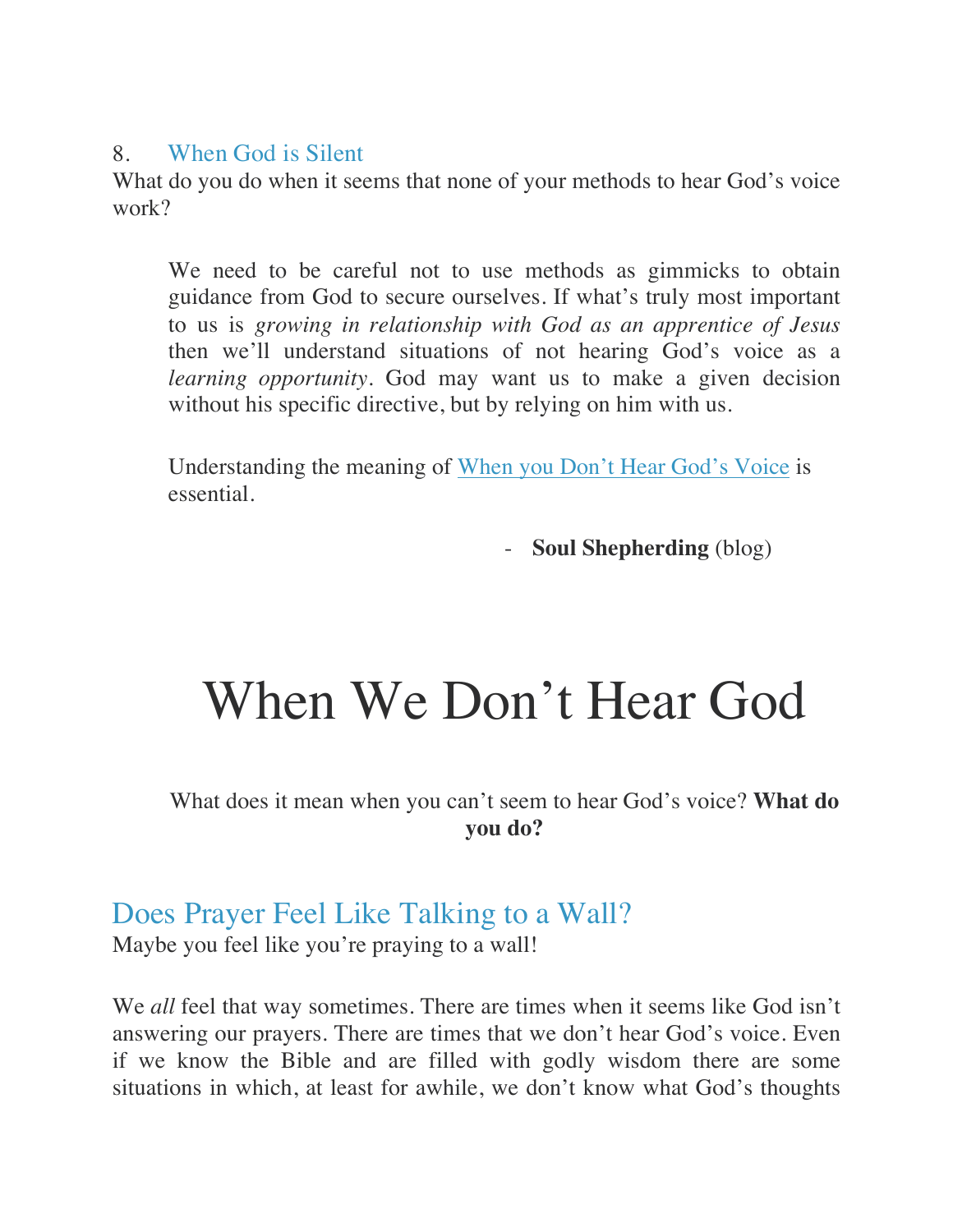8. When God is Silent

What do you do when it seems that none of your methods to hear God's voice work?

> We need to be careful not to use methods as gimmicks to obtain guidance from God to secure ourselves. If what's truly most important to us is *growing in relationship with God as an apprentice of Jesus* then we'll understand situations of not hearing God's voice as a *learning opportunity*. God may want us to make a given decision without his specific directive, but by relying on him with us.
>
> Understanding the meaning of When you Don't Hear God's Voice is essential.
>
> - **Soul Shepherding** (blog)

# When We Don't Hear God

What does it mean when you can't seem to hear God's voice? **What do you do?**

## Does Prayer Feel Like Talking to a Wall?

Maybe you feel like you're praying to a wall!

We *all* feel that way sometimes. There are times when it seems like God isn't answering our prayers. There are times that we don't hear God's voice. Even if we know the Bible and are filled with godly wisdom there are some situations in which, at least for awhile, we don't know what God's thoughts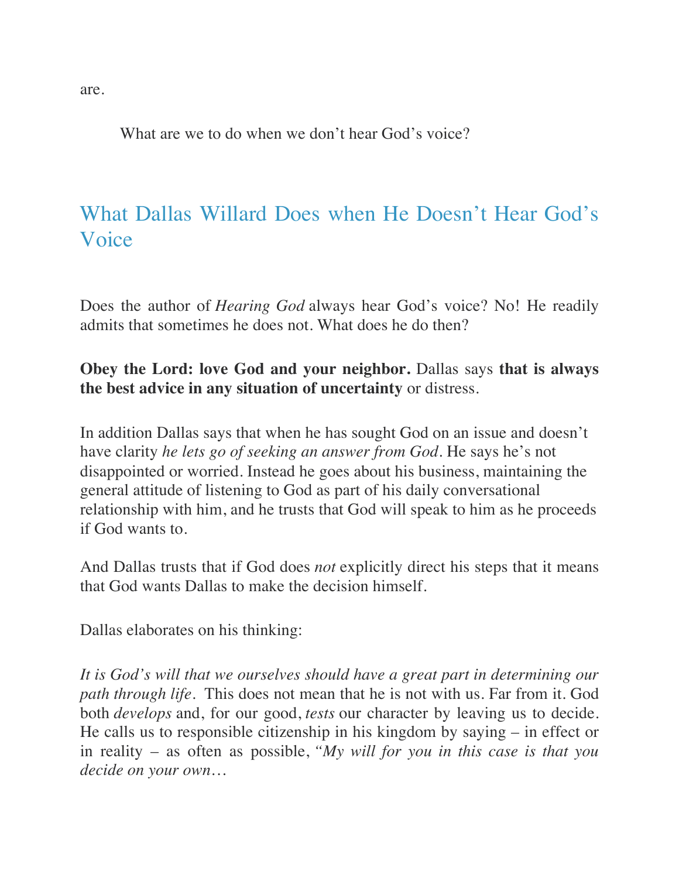are.

What are we to do when we don't hear God's voice?

## What Dallas Willard Does when He Doesn't Hear God's Voice

Does the author of *Hearing God* always hear God's voice? No! He readily admits that sometimes he does not. What does he do then?

**Obey the Lord: love God and your neighbor.** Dallas says **that is always the best advice in any situation of uncertainty** or distress.

In addition Dallas says that when he has sought God on an issue and doesn't have clarity *he lets go of seeking an answer from God*. He says he's not disappointed or worried. Instead he goes about his business, maintaining the general attitude of listening to God as part of his daily conversational relationship with him, and he trusts that God will speak to him as he proceeds if God wants to.

And Dallas trusts that if God does *not* explicitly direct his steps that it means that God wants Dallas to make the decision himself.

Dallas elaborates on his thinking:

*It is God's will that we ourselves should have a great part in determining our path through life*. This does not mean that he is not with us. Far from it. God both *develops* and, for our good, *tests* our character by leaving us to decide. He calls us to responsible citizenship in his kingdom by saying – in effect or in reality – as often as possible, *"My will for you in this case is that you decide on your own…*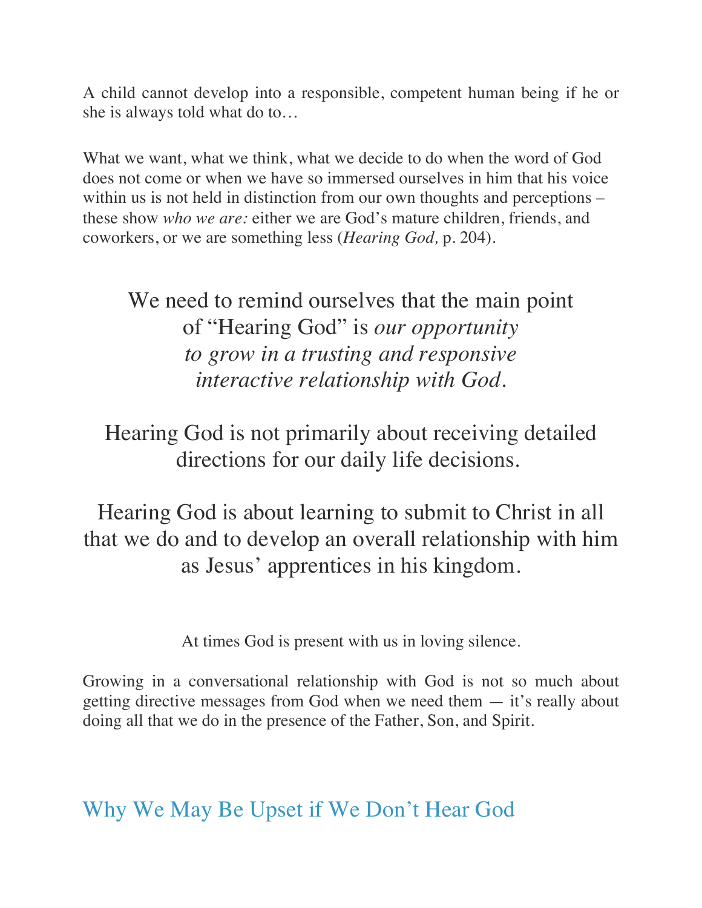A child cannot develop into a responsible, competent human being if he or she is always told what do to…

What we want, what we think, what we decide to do when the word of God does not come or when we have so immersed ourselves in him that his voice within us is not held in distinction from our own thoughts and perceptions – these show *who we are:* either we are God's mature children, friends, and coworkers, or we are something less (*Hearing God,* p. 204).

We need to remind ourselves that the main point of "Hearing God" is *our opportunity to grow in a trusting and responsive interactive relationship with God.*

Hearing God is not primarily about receiving detailed directions for our daily life decisions.

Hearing God is about learning to submit to Christ in all that we do and to develop an overall relationship with him as Jesus' apprentices in his kingdom.

At times God is present with us in loving silence.

Growing in a conversational relationship with God is not so much about getting directive messages from God when we need them — it's really about doing all that we do in the presence of the Father, Son, and Spirit.

## Why We May Be Upset if We Don't Hear God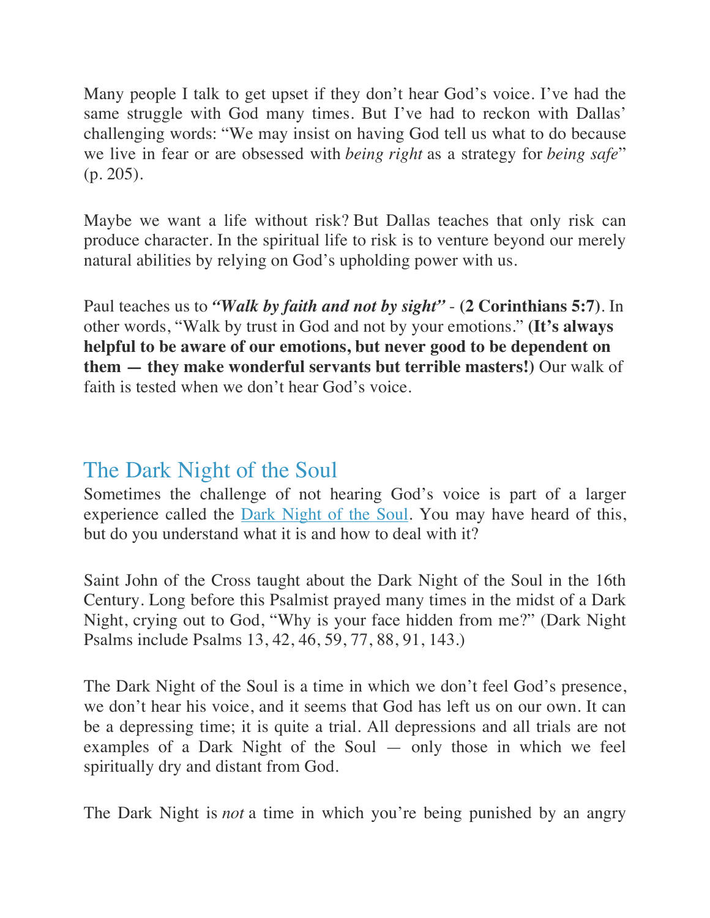Many people I talk to get upset if they don't hear God's voice. I've had the same struggle with God many times. But I've had to reckon with Dallas' challenging words: "We may insist on having God tell us what to do because we live in fear or are obsessed with *being right* as a strategy for *being safe*" (p. 205).

Maybe we want a life without risk? But Dallas teaches that only risk can produce character. In the spiritual life to risk is to venture beyond our merely natural abilities by relying on God's upholding power with us.

Paul teaches us to ***"Walk by faith and not by sight"*** - **(2 Corinthians 5:7)**. In other words, "Walk by trust in God and not by your emotions." **(It's always helpful to be aware of our emotions, but never good to be dependent on them — they make wonderful servants but terrible masters!)** Our walk of faith is tested when we don't hear God's voice.

## The Dark Night of the Soul

Sometimes the challenge of not hearing God's voice is part of a larger experience called the Dark Night of the Soul. You may have heard of this, but do you understand what it is and how to deal with it?

Saint John of the Cross taught about the Dark Night of the Soul in the 16th Century. Long before this Psalmist prayed many times in the midst of a Dark Night, crying out to God, "Why is your face hidden from me?" (Dark Night Psalms include Psalms 13, 42, 46, 59, 77, 88, 91, 143.)

The Dark Night of the Soul is a time in which we don't feel God's presence, we don't hear his voice, and it seems that God has left us on our own. It can be a depressing time; it is quite a trial. All depressions and all trials are not examples of a Dark Night of the Soul — only those in which we feel spiritually dry and distant from God.

The Dark Night is *not* a time in which you're being punished by an angry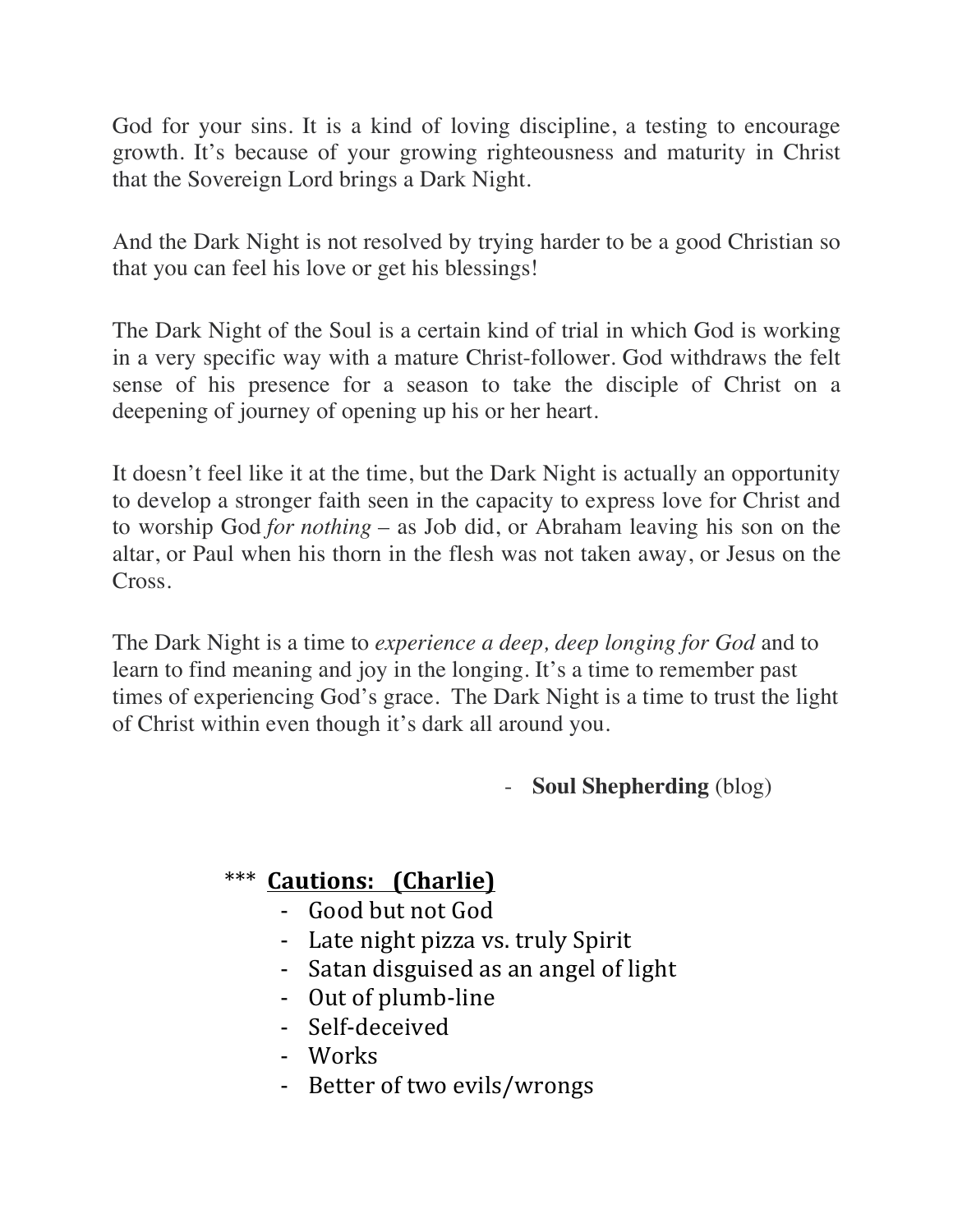God for your sins. It is a kind of loving discipline, a testing to encourage growth. It's because of your growing righteousness and maturity in Christ that the Sovereign Lord brings a Dark Night.

And the Dark Night is not resolved by trying harder to be a good Christian so that you can feel his love or get his blessings!

The Dark Night of the Soul is a certain kind of trial in which God is working in a very specific way with a mature Christ-follower. God withdraws the felt sense of his presence for a season to take the disciple of Christ on a deepening of journey of opening up his or her heart.

It doesn't feel like it at the time, but the Dark Night is actually an opportunity to develop a stronger faith seen in the capacity to express love for Christ and to worship God *for nothing* – as Job did, or Abraham leaving his son on the altar, or Paul when his thorn in the flesh was not taken away, or Jesus on the Cross.

The Dark Night is a time to *experience a deep, deep longing for God* and to learn to find meaning and joy in the longing. It's a time to remember past times of experiencing God's grace. The Dark Night is a time to trust the light of Christ within even though it's dark all around you.

- **Soul Shepherding** (blog)

*** **Cautions: (Charlie)**

- Good but not God
- Late night pizza vs. truly Spirit
- Satan disguised as an angel of light
- Out of plumb-line
- Self-deceived
- Works
- Better of two evils/wrongs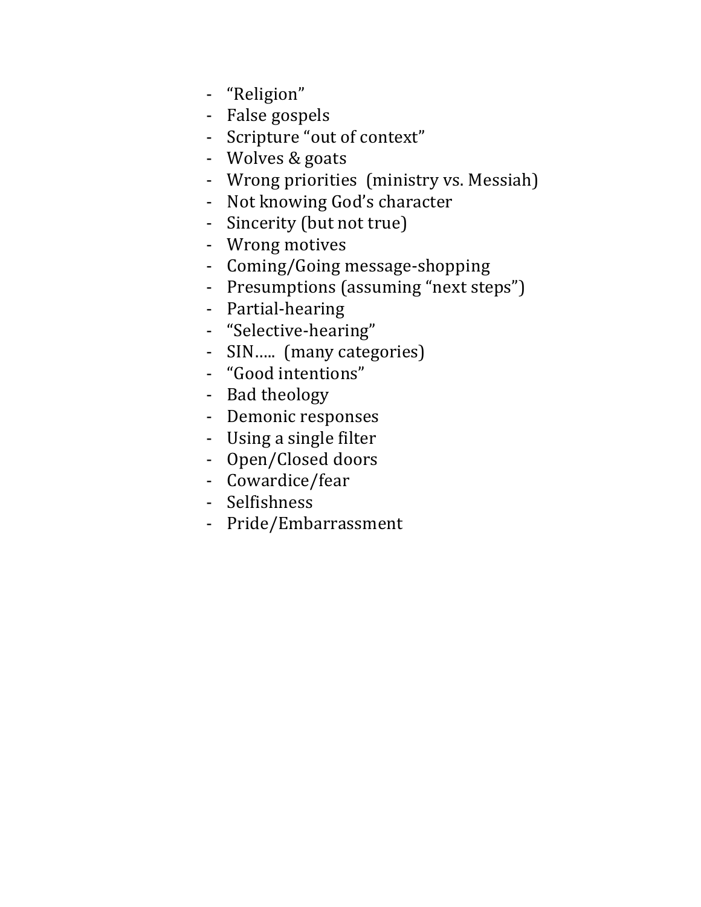- "Religion"
- False gospels
- Scripture "out of context"
- Wolves & goats
- Wrong priorities (ministry vs. Messiah)
- Not knowing God's character
- Sincerity (but not true)
- Wrong motives
- Coming/Going message-shopping
- Presumptions (assuming "next steps")
- Partial-hearing
- "Selective-hearing"
- SIN….. (many categories)
- "Good intentions"
- Bad theology
- Demonic responses
- Using a single filter
- Open/Closed doors
- Cowardice/fear
- Selfishness
- Pride/Embarrassment